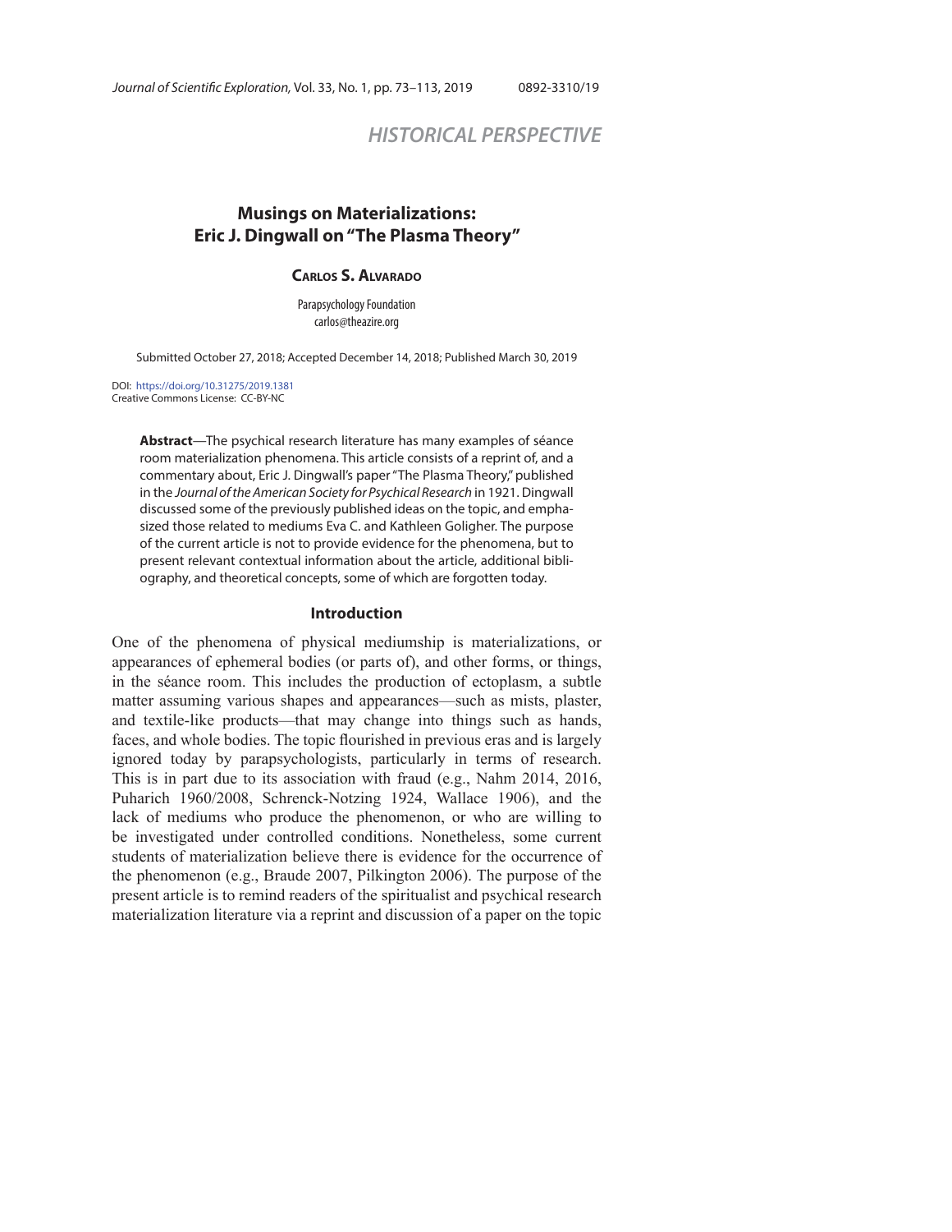## HISTORICAL PERSPECTIVE

# Musings on Materializations: Eric J. Dingwall on "The Plasma Theory"

**Carlos S. Alvarado**

Parapsychology Foundation
carlos@theazire.org

Submitted October 27, 2018; Accepted December 14, 2018; Published March 30, 2019

DOI: https://doi.org/10.31275/2019.1381
Creative Commons License: CC-BY-NC

**Abstract**—The psychical research literature has many examples of séance room materialization phenomena. This article consists of a reprint of, and a commentary about, Eric J. Dingwall's paper "The Plasma Theory," published in the *Journal of the American Society for Psychical Research* in 1921. Dingwall discussed some of the previously published ideas on the topic, and emphasized those related to mediums Eva C. and Kathleen Goligher. The purpose of the current article is not to provide evidence for the phenomena, but to present relevant contextual information about the article, additional bibliography, and theoretical concepts, some of which are forgotten today.

## Introduction

One of the phenomena of physical mediumship is materializations, or appearances of ephemeral bodies (or parts of), and other forms, or things, in the séance room. This includes the production of ectoplasm, a subtle matter assuming various shapes and appearances—such as mists, plaster, and textile-like products—that may change into things such as hands, faces, and whole bodies. The topic flourished in previous eras and is largely ignored today by parapsychologists, particularly in terms of research. This is in part due to its association with fraud (e.g., Nahm 2014, 2016, Puharich 1960/2008, Schrenck-Notzing 1924, Wallace 1906), and the lack of mediums who produce the phenomenon, or who are willing to be investigated under controlled conditions. Nonetheless, some current students of materialization believe there is evidence for the occurrence of the phenomenon (e.g., Braude 2007, Pilkington 2006). The purpose of the present article is to remind readers of the spiritualist and psychical research materialization literature via a reprint and discussion of a paper on the topic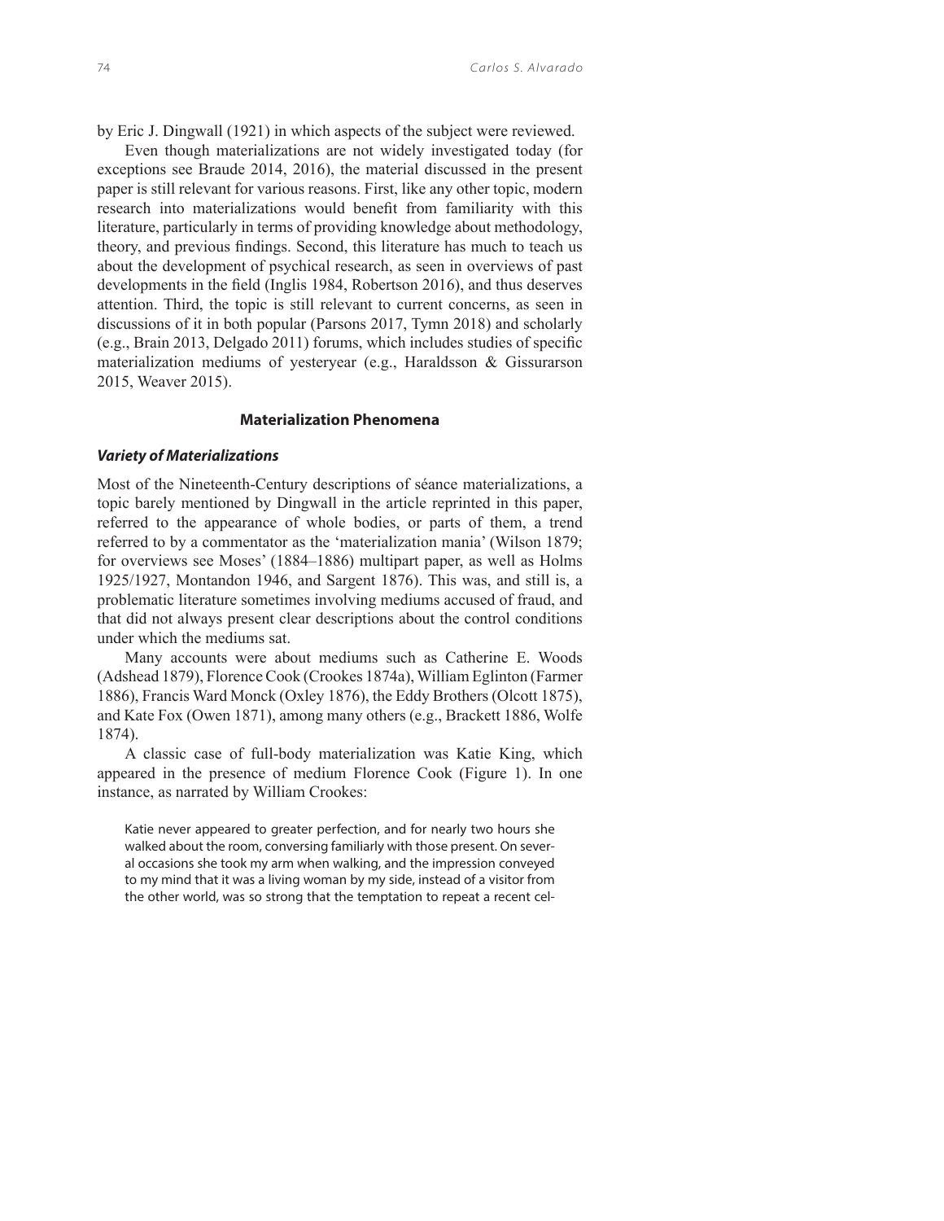by Eric J. Dingwall (1921) in which aspects of the subject were reviewed.

Even though materializations are not widely investigated today (for exceptions see Braude 2014, 2016), the material discussed in the present paper is still relevant for various reasons. First, like any other topic, modern research into materializations would benefit from familiarity with this literature, particularly in terms of providing knowledge about methodology, theory, and previous findings. Second, this literature has much to teach us about the development of psychical research, as seen in overviews of past developments in the field (Inglis 1984, Robertson 2016), and thus deserves attention. Third, the topic is still relevant to current concerns, as seen in discussions of it in both popular (Parsons 2017, Tymn 2018) and scholarly (e.g., Brain 2013, Delgado 2011) forums, which includes studies of specific materialization mediums of yesteryear (e.g., Haraldsson & Gissurarson 2015, Weaver 2015).

## Materialization Phenomena

### *Variety of Materializations*

Most of the Nineteenth-Century descriptions of séance materializations, a topic barely mentioned by Dingwall in the article reprinted in this paper, referred to the appearance of whole bodies, or parts of them, a trend referred to by a commentator as the 'materialization mania' (Wilson 1879; for overviews see Moses' (1884–1886) multipart paper, as well as Holms 1925/1927, Montandon 1946, and Sargent 1876). This was, and still is, a problematic literature sometimes involving mediums accused of fraud, and that did not always present clear descriptions about the control conditions under which the mediums sat.

Many accounts were about mediums such as Catherine E. Woods (Adshead 1879), Florence Cook (Crookes 1874a), William Eglinton (Farmer 1886), Francis Ward Monck (Oxley 1876), the Eddy Brothers (Olcott 1875), and Kate Fox (Owen 1871), among many others (e.g., Brackett 1886, Wolfe 1874).

A classic case of full-body materialization was Katie King, which appeared in the presence of medium Florence Cook (Figure 1). In one instance, as narrated by William Crookes:

> Katie never appeared to greater perfection, and for nearly two hours she walked about the room, conversing familiarly with those present. On several occasions she took my arm when walking, and the impression conveyed to my mind that it was a living woman by my side, instead of a visitor from the other world, was so strong that the temptation to repeat a recent cel-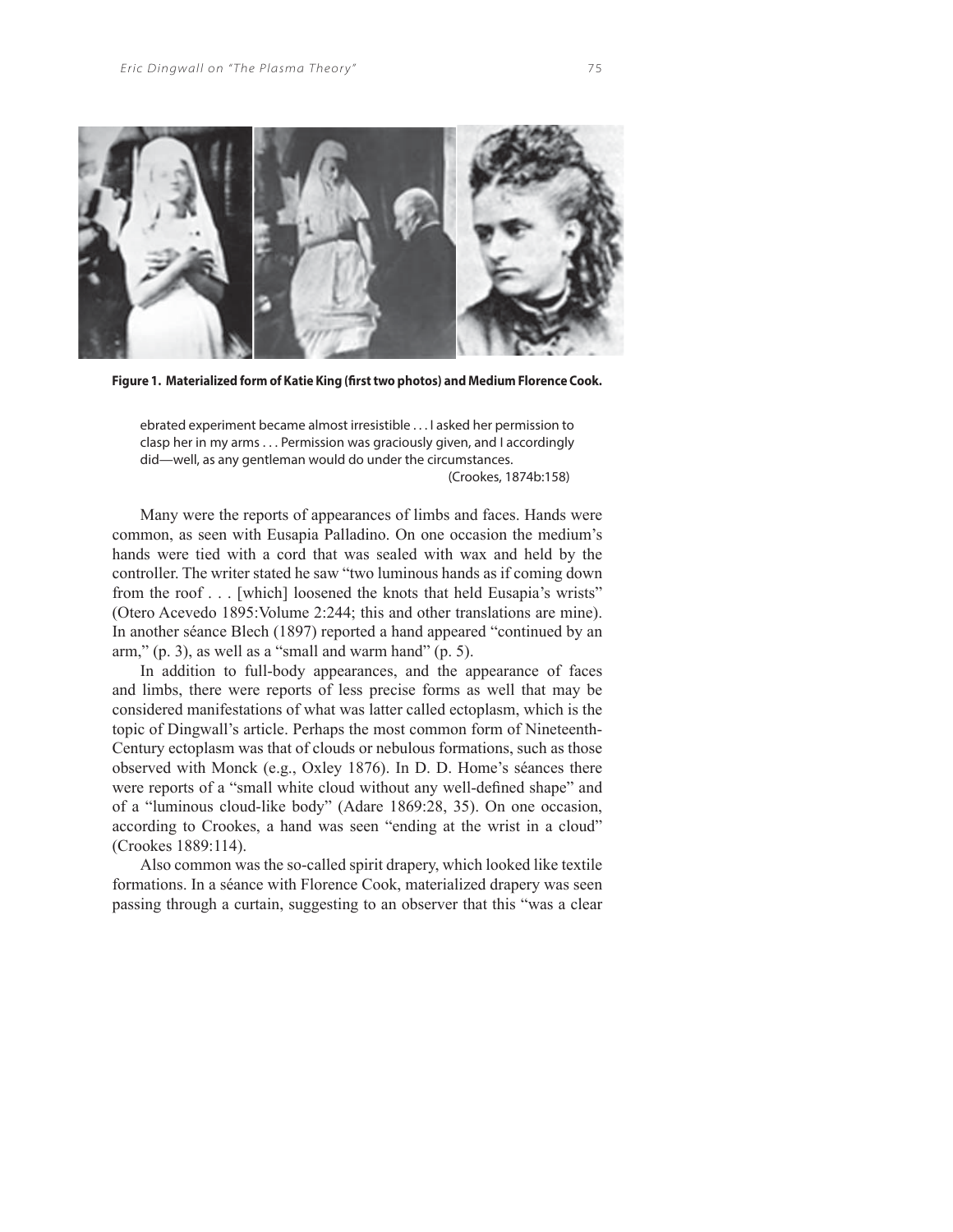**Figure 1. Materialized form of Katie King (first two photos) and Medium Florence Cook.**

> ebrated experiment became almost irresistible . . . I asked her permission to clasp her in my arms . . . Permission was graciously given, and I accordingly did—well, as any gentleman would do under the circumstances.
>
> (Crookes, 1874b:158)

Many were the reports of appearances of limbs and faces. Hands were common, as seen with Eusapia Palladino. On one occasion the medium's hands were tied with a cord that was sealed with wax and held by the controller. The writer stated he saw "two luminous hands as if coming down from the roof . . . [which] loosened the knots that held Eusapia's wrists" (Otero Acevedo 1895:Volume 2:244; this and other translations are mine). In another séance Blech (1897) reported a hand appeared "continued by an arm," (p. 3), as well as a "small and warm hand" (p. 5).

In addition to full-body appearances, and the appearance of faces and limbs, there were reports of less precise forms as well that may be considered manifestations of what was latter called ectoplasm, which is the topic of Dingwall's article. Perhaps the most common form of Nineteenth-Century ectoplasm was that of clouds or nebulous formations, such as those observed with Monck (e.g., Oxley 1876). In D. D. Home's séances there were reports of a "small white cloud without any well-defined shape" and of a "luminous cloud-like body" (Adare 1869:28, 35). On one occasion, according to Crookes, a hand was seen "ending at the wrist in a cloud" (Crookes 1889:114).

Also common was the so-called spirit drapery, which looked like textile formations. In a séance with Florence Cook, materialized drapery was seen passing through a curtain, suggesting to an observer that this "was a clear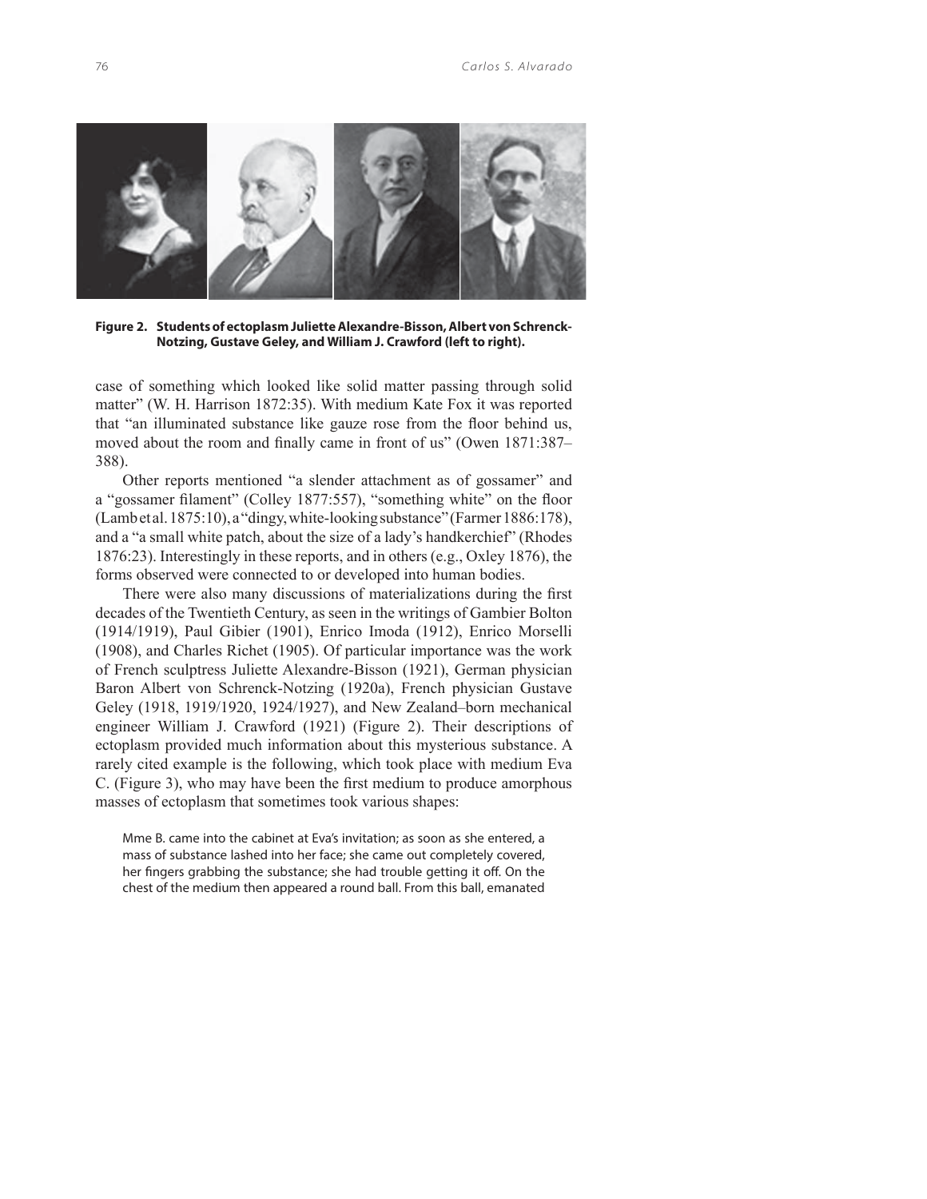**Figure 2. Students of ectoplasm Juliette Alexandre-Bisson, Albert von Schrenck-Notzing, Gustave Geley, and William J. Crawford (left to right).**

case of something which looked like solid matter passing through solid matter" (W. H. Harrison 1872:35). With medium Kate Fox it was reported that "an illuminated substance like gauze rose from the floor behind us, moved about the room and finally came in front of us" (Owen 1871:387–388).

Other reports mentioned "a slender attachment as of gossamer" and a "gossamer filament" (Colley 1877:557), "something white" on the floor (Lamb et al. 1875:10), a "dingy, white-looking substance" (Farmer 1886:178), and a "small white patch, about the size of a lady's handkerchief" (Rhodes 1876:23). Interestingly in these reports, and in others (e.g., Oxley 1876), the forms observed were connected to or developed into human bodies.

There were also many discussions of materializations during the first decades of the Twentieth Century, as seen in the writings of Gambier Bolton (1914/1919), Paul Gibier (1901), Enrico Imoda (1912), Enrico Morselli (1908), and Charles Richet (1905). Of particular importance was the work of French sculptress Juliette Alexandre-Bisson (1921), German physician Baron Albert von Schrenck-Notzing (1920a), French physician Gustave Geley (1918, 1919/1920, 1924/1927), and New Zealand–born mechanical engineer William J. Crawford (1921) (Figure 2). Their descriptions of ectoplasm provided much information about this mysterious substance. A rarely cited example is the following, which took place with medium Eva C. (Figure 3), who may have been the first medium to produce amorphous masses of ectoplasm that sometimes took various shapes:

> Mme B. came into the cabinet at Eva's invitation; as soon as she entered, a mass of substance lashed into her face; she came out completely covered, her fingers grabbing the substance; she had trouble getting it off. On the chest of the medium then appeared a round ball. From this ball, emanated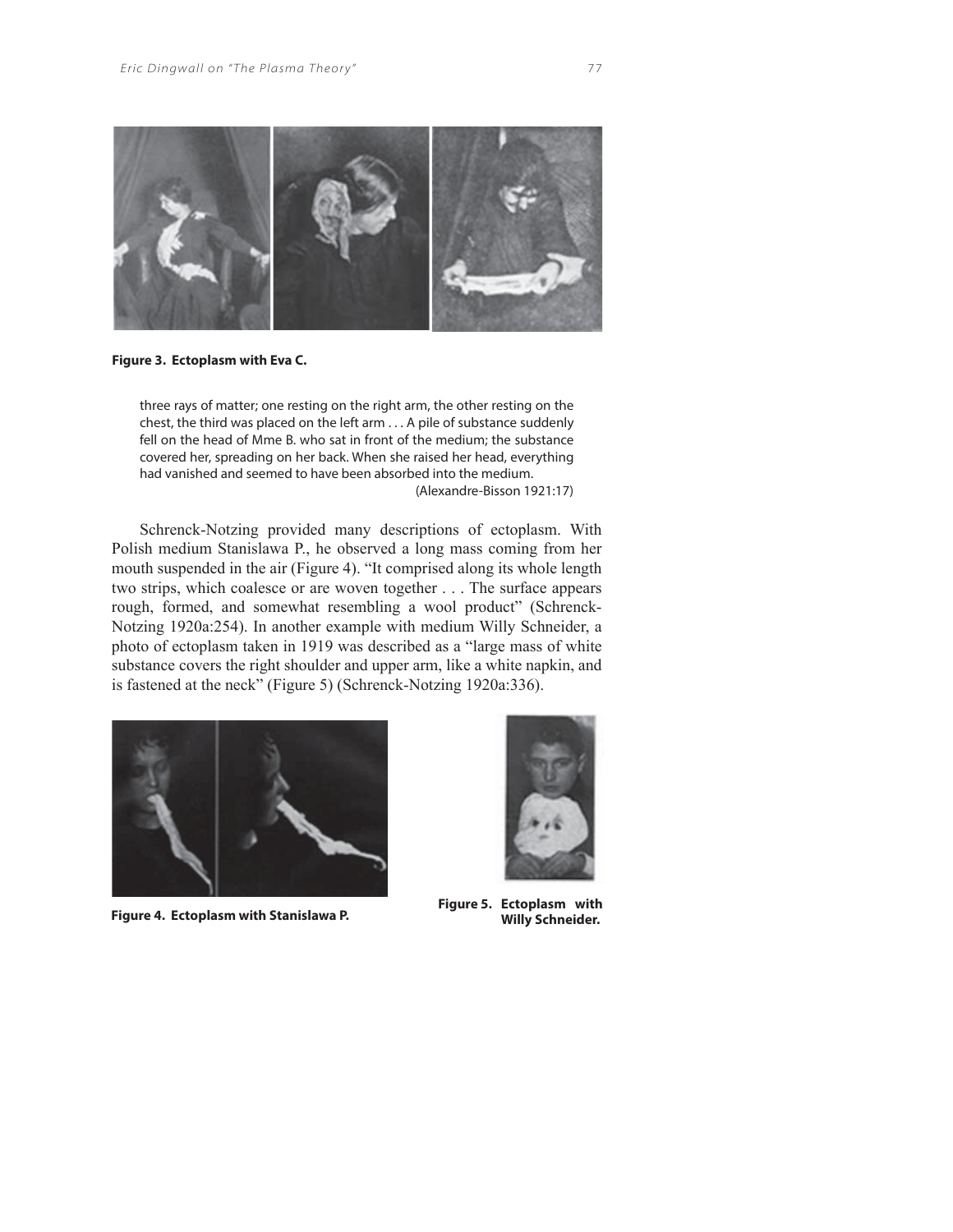**Figure 3. Ectoplasm with Eva C.**

> three rays of matter; one resting on the right arm, the other resting on the chest, the third was placed on the left arm . . . A pile of substance suddenly fell on the head of Mme B. who sat in front of the medium; the substance covered her, spreading on her back. When she raised her head, everything had vanished and seemed to have been absorbed into the medium. (Alexandre-Bisson 1921:17)

Schrenck-Notzing provided many descriptions of ectoplasm. With Polish medium Stanislawa P., he observed a long mass coming from her mouth suspended in the air (Figure 4). "It comprised along its whole length two strips, which coalesce or are woven together . . . The surface appears rough, formed, and somewhat resembling a wool product" (Schrenck-Notzing 1920a:254). In another example with medium Willy Schneider, a photo of ectoplasm taken in 1919 was described as a "large mass of white substance covers the right shoulder and upper arm, like a white napkin, and is fastened at the neck" (Figure 5) (Schrenck-Notzing 1920a:336).

**Figure 4. Ectoplasm with Stanislawa P.**

**Figure 5. Ectoplasm with Willy Schneider.**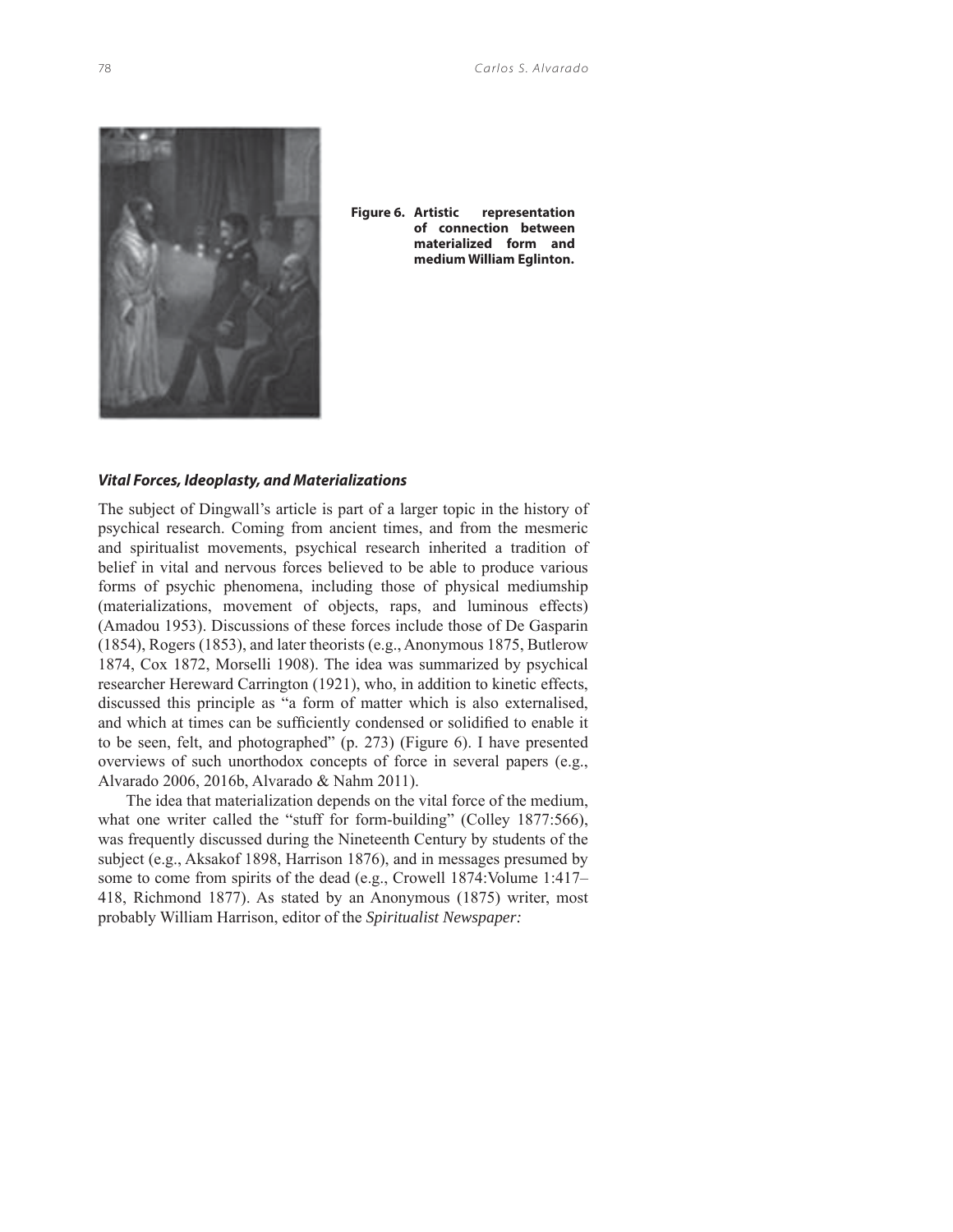**Figure 6. Artistic representation of connection between materialized form and medium William Eglinton.**

### *Vital Forces, Ideoplasty, and Materializations*

The subject of Dingwall's article is part of a larger topic in the history of psychical research. Coming from ancient times, and from the mesmeric and spiritualist movements, psychical research inherited a tradition of belief in vital and nervous forces believed to be able to produce various forms of psychic phenomena, including those of physical mediumship (materializations, movement of objects, raps, and luminous effects) (Amadou 1953). Discussions of these forces include those of De Gasparin (1854), Rogers (1853), and later theorists (e.g., Anonymous 1875, Butlerow 1874, Cox 1872, Morselli 1908). The idea was summarized by psychical researcher Hereward Carrington (1921), who, in addition to kinetic effects, discussed this principle as "a form of matter which is also externalised, and which at times can be sufficiently condensed or solidified to enable it to be seen, felt, and photographed" (p. 273) (Figure 6). I have presented overviews of such unorthodox concepts of force in several papers (e.g., Alvarado 2006, 2016b, Alvarado & Nahm 2011).

The idea that materialization depends on the vital force of the medium, what one writer called the "stuff for form-building" (Colley 1877:566), was frequently discussed during the Nineteenth Century by students of the subject (e.g., Aksakof 1898, Harrison 1876), and in messages presumed by some to come from spirits of the dead (e.g., Crowell 1874:Volume 1:417–418, Richmond 1877). As stated by an Anonymous (1875) writer, most probably William Harrison, editor of the *Spiritualist Newspaper:*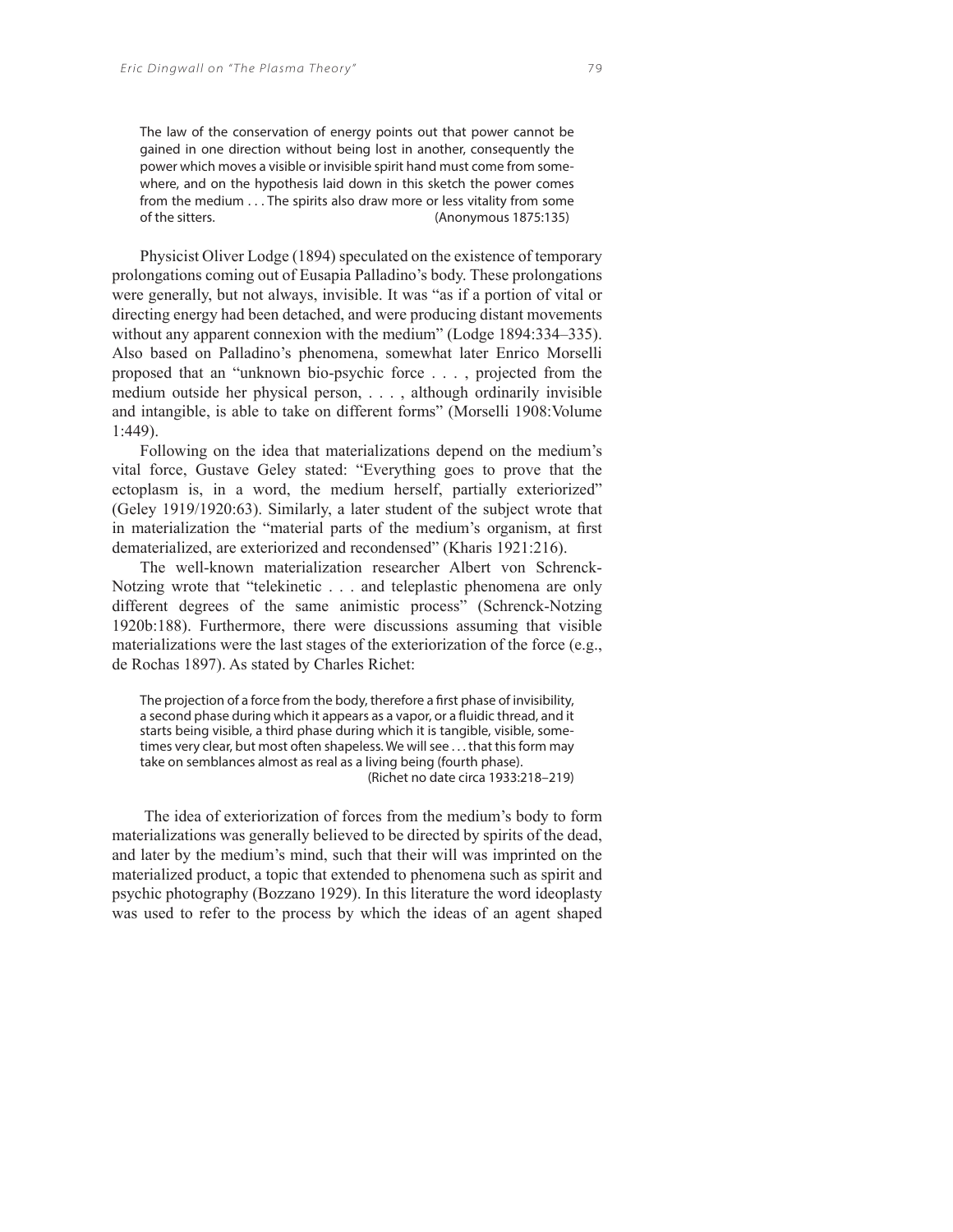> The law of the conservation of energy points out that power cannot be gained in one direction without being lost in another, consequently the power which moves a visible or invisible spirit hand must come from somewhere, and on the hypothesis laid down in this sketch the power comes from the medium . . . The spirits also draw more or less vitality from some of the sitters. (Anonymous 1875:135)

Physicist Oliver Lodge (1894) speculated on the existence of temporary prolongations coming out of Eusapia Palladino's body. These prolongations were generally, but not always, invisible. It was "as if a portion of vital or directing energy had been detached, and were producing distant movements without any apparent connexion with the medium" (Lodge 1894:334–335). Also based on Palladino's phenomena, somewhat later Enrico Morselli proposed that an "unknown bio-psychic force . . . , projected from the medium outside her physical person, . . . , although ordinarily invisible and intangible, is able to take on different forms" (Morselli 1908:Volume 1:449).

Following on the idea that materializations depend on the medium's vital force, Gustave Geley stated: "Everything goes to prove that the ectoplasm is, in a word, the medium herself, partially exteriorized" (Geley 1919/1920:63). Similarly, a later student of the subject wrote that in materialization the "material parts of the medium's organism, at first dematerialized, are exteriorized and recondensed" (Kharis 1921:216).

The well-known materialization researcher Albert von Schrenck-Notzing wrote that "telekinetic . . . and teleplastic phenomena are only different degrees of the same animistic process" (Schrenck-Notzing 1920b:188). Furthermore, there were discussions assuming that visible materializations were the last stages of the exteriorization of the force (e.g., de Rochas 1897). As stated by Charles Richet:

> The projection of a force from the body, therefore a first phase of invisibility, a second phase during which it appears as a vapor, or a fluidic thread, and it starts being visible, a third phase during which it is tangible, visible, sometimes very clear, but most often shapeless. We will see . . . that this form may take on semblances almost as real as a living being (fourth phase). (Richet no date circa 1933:218–219)

The idea of exteriorization of forces from the medium's body to form materializations was generally believed to be directed by spirits of the dead, and later by the medium's mind, such that their will was imprinted on the materialized product, a topic that extended to phenomena such as spirit and psychic photography (Bozzano 1929). In this literature the word ideoplasty was used to refer to the process by which the ideas of an agent shaped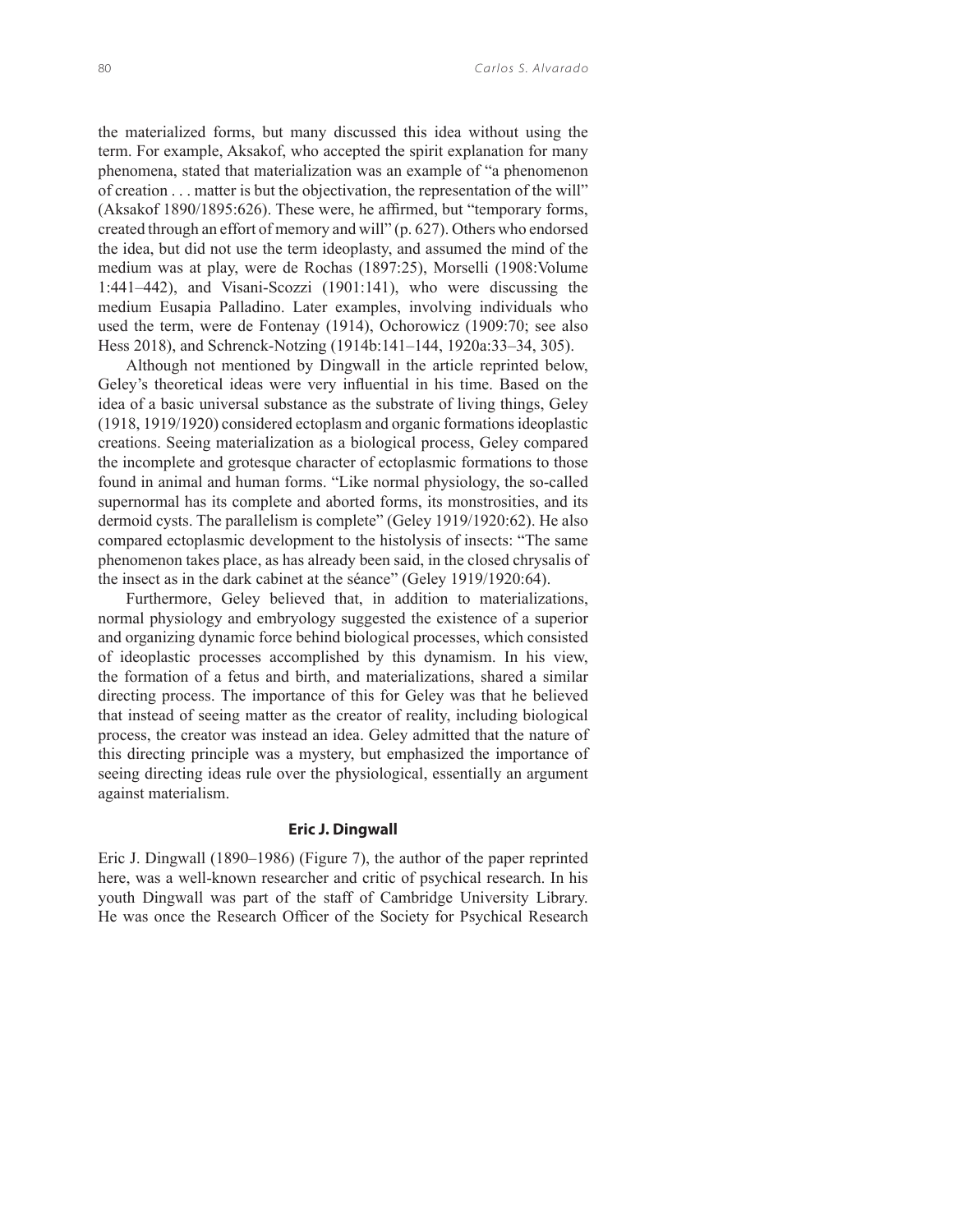the materialized forms, but many discussed this idea without using the term. For example, Aksakof, who accepted the spirit explanation for many phenomena, stated that materialization was an example of "a phenomenon of creation . . . matter is but the objectivation, the representation of the will" (Aksakof 1890/1895:626). These were, he affirmed, but "temporary forms, created through an effort of memory and will" (p. 627). Others who endorsed the idea, but did not use the term ideoplasty, and assumed the mind of the medium was at play, were de Rochas (1897:25), Morselli (1908:Volume 1:441–442), and Visani-Scozzi (1901:141), who were discussing the medium Eusapia Palladino. Later examples, involving individuals who used the term, were de Fontenay (1914), Ochorowicz (1909:70; see also Hess 2018), and Schrenck-Notzing (1914b:141–144, 1920a:33–34, 305).

Although not mentioned by Dingwall in the article reprinted below, Geley's theoretical ideas were very influential in his time. Based on the idea of a basic universal substance as the substrate of living things, Geley (1918, 1919/1920) considered ectoplasm and organic formations ideoplastic creations. Seeing materialization as a biological process, Geley compared the incomplete and grotesque character of ectoplasmic formations to those found in animal and human forms. "Like normal physiology, the so-called supernormal has its complete and aborted forms, its monstrosities, and its dermoid cysts. The parallelism is complete" (Geley 1919/1920:62). He also compared ectoplasmic development to the histolysis of insects: "The same phenomenon takes place, as has already been said, in the closed chrysalis of the insect as in the dark cabinet at the séance" (Geley 1919/1920:64).

Furthermore, Geley believed that, in addition to materializations, normal physiology and embryology suggested the existence of a superior and organizing dynamic force behind biological processes, which consisted of ideoplastic processes accomplished by this dynamism. In his view, the formation of a fetus and birth, and materializations, shared a similar directing process. The importance of this for Geley was that he believed that instead of seeing matter as the creator of reality, including biological process, the creator was instead an idea. Geley admitted that the nature of this directing principle was a mystery, but emphasized the importance of seeing directing ideas rule over the physiological, essentially an argument against materialism.

## Eric J. Dingwall

Eric J. Dingwall (1890–1986) (Figure 7), the author of the paper reprinted here, was a well-known researcher and critic of psychical research. In his youth Dingwall was part of the staff of Cambridge University Library. He was once the Research Officer of the Society for Psychical Research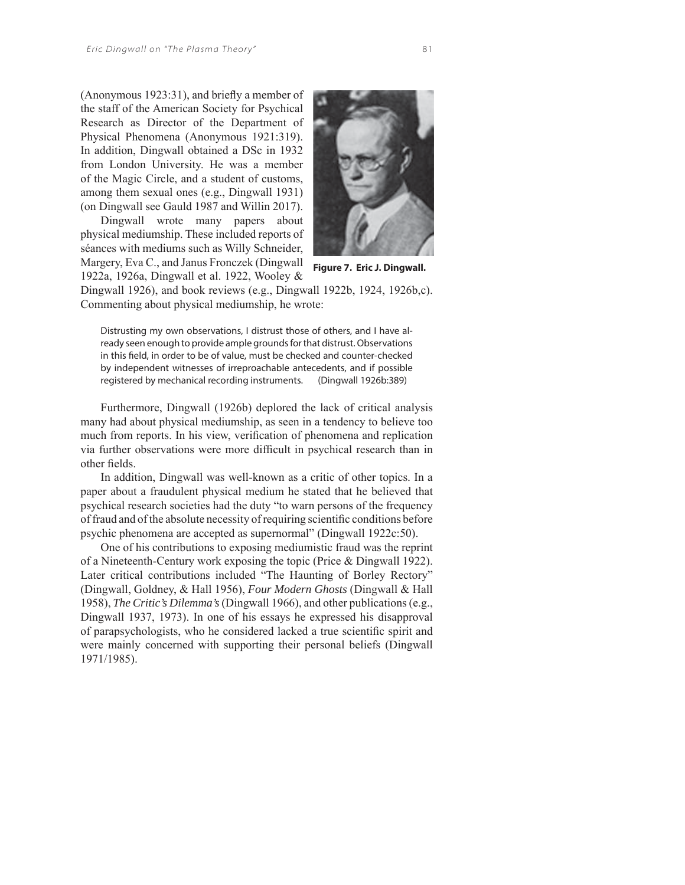(Anonymous 1923:31), and briefly a member of the staff of the American Society for Psychical Research as Director of the Department of Physical Phenomena (Anonymous 1921:319). In addition, Dingwall obtained a DSc in 1932 from London University. He was a member of the Magic Circle, and a student of customs, among them sexual ones (e.g., Dingwall 1931) (on Dingwall see Gauld 1987 and Willin 2017).

Dingwall wrote many papers about physical mediumship. These included reports of séances with mediums such as Willy Schneider, Margery, Eva C., and Janus Fronczek (Dingwall 1922a, 1926a, Dingwall et al. 1922, Wooley & Dingwall 1926), and book reviews (e.g., Dingwall 1922b, 1924, 1926b,c). Commenting about physical mediumship, he wrote:

**Figure 7. Eric J. Dingwall.**

> Distrusting my own observations, I distrust those of others, and I have already seen enough to provide ample grounds for that distrust. Observations in this field, in order to be of value, must be checked and counter-checked by independent witnesses of irreproachable antecedents, and if possible registered by mechanical recording instruments. (Dingwall 1926b:389)

Furthermore, Dingwall (1926b) deplored the lack of critical analysis many had about physical mediumship, as seen in a tendency to believe too much from reports. In his view, verification of phenomena and replication via further observations were more difficult in psychical research than in other fields.

In addition, Dingwall was well-known as a critic of other topics. In a paper about a fraudulent physical medium he stated that he believed that psychical research societies had the duty "to warn persons of the frequency of fraud and of the absolute necessity of requiring scientific conditions before psychic phenomena are accepted as supernormal" (Dingwall 1922c:50).

One of his contributions to exposing mediumistic fraud was the reprint of a Nineteenth-Century work exposing the topic (Price & Dingwall 1922). Later critical contributions included "The Haunting of Borley Rectory" (Dingwall, Goldney, & Hall 1956), *Four Modern Ghosts* (Dingwall & Hall 1958), *The Critic's Dilemma's* (Dingwall 1966), and other publications (e.g., Dingwall 1937, 1973). In one of his essays he expressed his disapproval of parapsychologists, who he considered lacked a true scientific spirit and were mainly concerned with supporting their personal beliefs (Dingwall 1971/1985).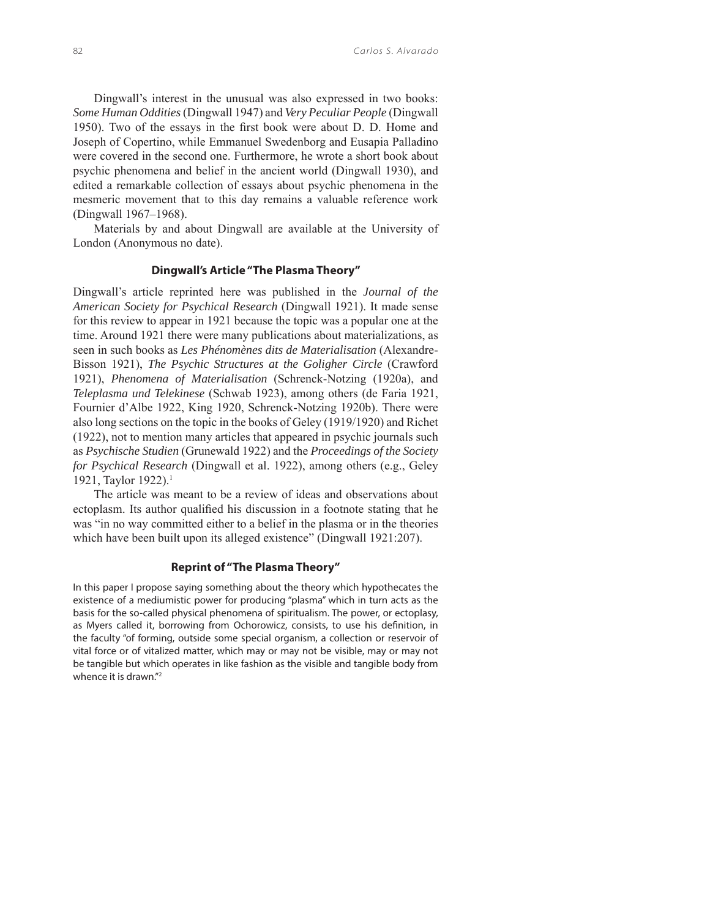Dingwall's interest in the unusual was also expressed in two books: *Some Human Oddities* (Dingwall 1947) and *Very Peculiar People* (Dingwall 1950). Two of the essays in the first book were about D. D. Home and Joseph of Copertino, while Emmanuel Swedenborg and Eusapia Palladino were covered in the second one. Furthermore, he wrote a short book about psychic phenomena and belief in the ancient world (Dingwall 1930), and edited a remarkable collection of essays about psychic phenomena in the mesmeric movement that to this day remains a valuable reference work (Dingwall 1967–1968).

Materials by and about Dingwall are available at the University of London (Anonymous no date).

### Dingwall's Article "The Plasma Theory"

Dingwall's article reprinted here was published in the *Journal of the American Society for Psychical Research* (Dingwall 1921). It made sense for this review to appear in 1921 because the topic was a popular one at the time. Around 1921 there were many publications about materializations, as seen in such books as *Les Phénomènes dits de Materialisation* (Alexandre-Bisson 1921), *The Psychic Structures at the Goligher Circle* (Crawford 1921), *Phenomena of Materialisation* (Schrenck-Notzing (1920a), and *Teleplasma und Telekinese* (Schwab 1923), among others (de Faria 1921, Fournier d'Albe 1922, King 1920, Schrenck-Notzing 1920b). There were also long sections on the topic in the books of Geley (1919/1920) and Richet (1922), not to mention many articles that appeared in psychic journals such as *Psychische Studien* (Grunewald 1922) and the *Proceedings of the Society for Psychical Research* (Dingwall et al. 1922), among others (e.g., Geley 1921, Taylor 1922).[1]

The article was meant to be a review of ideas and observations about ectoplasm. Its author qualified his discussion in a footnote stating that he was "in no way committed either to a belief in the plasma or in the theories which have been built upon its alleged existence" (Dingwall 1921:207).

### Reprint of "The Plasma Theory"

In this paper I propose saying something about the theory which hypothecates the existence of a mediumistic power for producing "plasma" which in turn acts as the basis for the so-called physical phenomena of spiritualism. The power, or ectoplasy, as Myers called it, borrowing from Ochorowicz, consists, to use his definition, in the faculty "of forming, outside some special organism, a collection or reservoir of vital force or of vitalized matter, which may or may not be visible, may or may not be tangible but which operates in like fashion as the visible and tangible body from whence it is drawn."[2]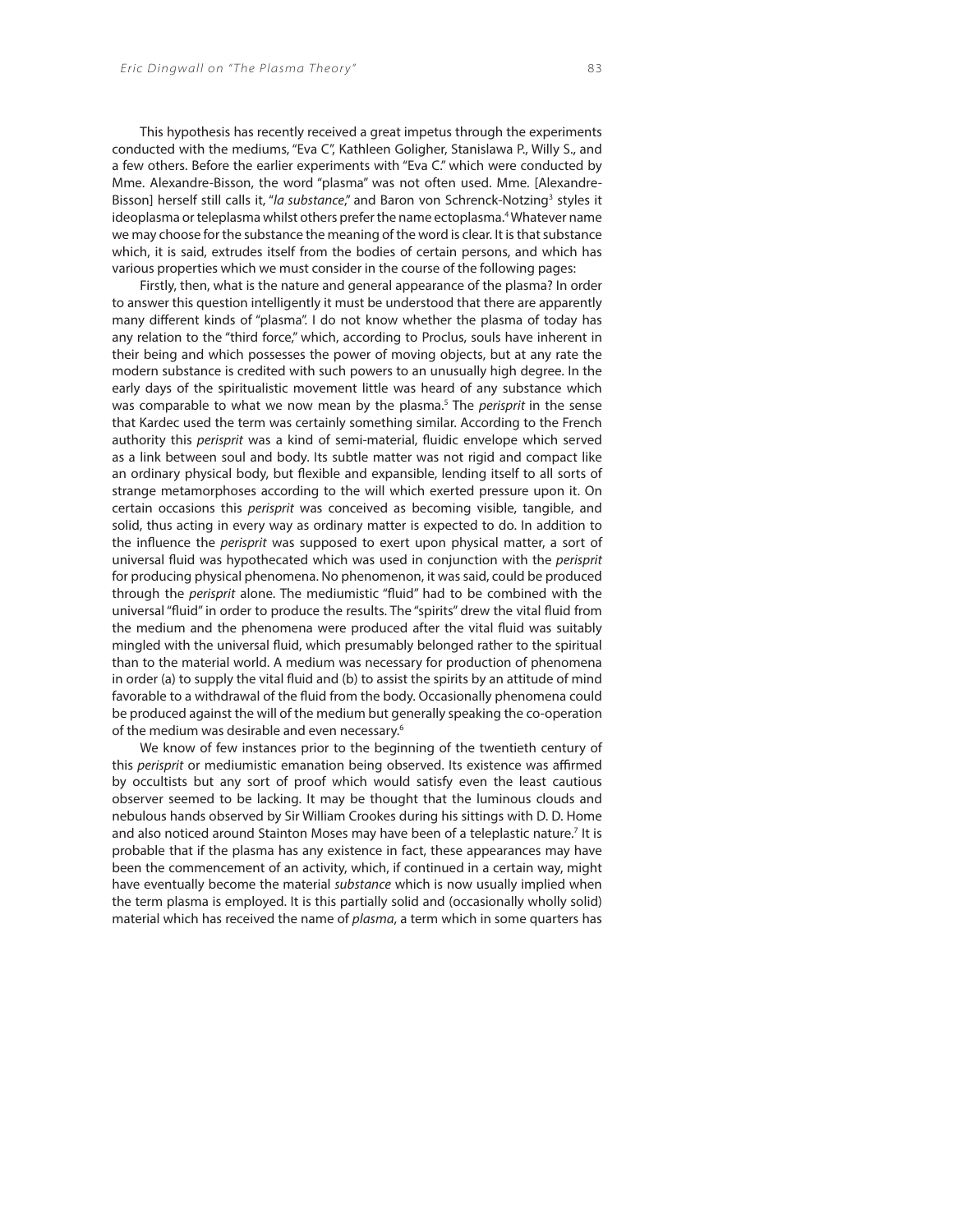This hypothesis has recently received a great impetus through the experiments conducted with the mediums, "Eva C", Kathleen Goligher, Stanislawa P., Willy S., and a few others. Before the earlier experiments with "Eva C." which were conducted by Mme. Alexandre-Bisson, the word "plasma" was not often used. Mme. [Alexandre-Bisson] herself still calls it, "*la substance*," and Baron von Schrenck-Notzing[3] styles it ideoplasma or teleplasma whilst others prefer the name ectoplasma.[4] Whatever name we may choose for the substance the meaning of the word is clear. It is that substance which, it is said, extrudes itself from the bodies of certain persons, and which has various properties which we must consider in the course of the following pages:

Firstly, then, what is the nature and general appearance of the plasma? In order to answer this question intelligently it must be understood that there are apparently many different kinds of "plasma". I do not know whether the plasma of today has any relation to the "third force," which, according to Proclus, souls have inherent in their being and which possesses the power of moving objects, but at any rate the modern substance is credited with such powers to an unusually high degree. In the early days of the spiritualistic movement little was heard of any substance which was comparable to what we now mean by the plasma.[5] The *perisprit* in the sense that Kardec used the term was certainly something similar. According to the French authority this *perisprit* was a kind of semi-material, fluidic envelope which served as a link between soul and body. Its subtle matter was not rigid and compact like an ordinary physical body, but flexible and expansible, lending itself to all sorts of strange metamorphoses according to the will which exerted pressure upon it. On certain occasions this *perisprit* was conceived as becoming visible, tangible, and solid, thus acting in every way as ordinary matter is expected to do. In addition to the influence the *perisprit* was supposed to exert upon physical matter, a sort of universal fluid was hypothecated which was used in conjunction with the *perisprit* for producing physical phenomena. No phenomenon, it was said, could be produced through the *perisprit* alone. The mediumistic "fluid" had to be combined with the universal "fluid" in order to produce the results. The "spirits" drew the vital fluid from the medium and the phenomena were produced after the vital fluid was suitably mingled with the universal fluid, which presumably belonged rather to the spiritual than to the material world. A medium was necessary for production of phenomena in order (a) to supply the vital fluid and (b) to assist the spirits by an attitude of mind favorable to a withdrawal of the fluid from the body. Occasionally phenomena could be produced against the will of the medium but generally speaking the co-operation of the medium was desirable and even necessary.[6]

We know of few instances prior to the beginning of the twentieth century of this *perisprit* or mediumistic emanation being observed. Its existence was affirmed by occultists but any sort of proof which would satisfy even the least cautious observer seemed to be lacking. It may be thought that the luminous clouds and nebulous hands observed by Sir William Crookes during his sittings with D. D. Home and also noticed around Stainton Moses may have been of a teleplastic nature.[7] It is probable that if the plasma has any existence in fact, these appearances may have been the commencement of an activity, which, if continued in a certain way, might have eventually become the material *substance* which is now usually implied when the term plasma is employed. It is this partially solid and (occasionally wholly solid) material which has received the name of *plasma*, a term which in some quarters has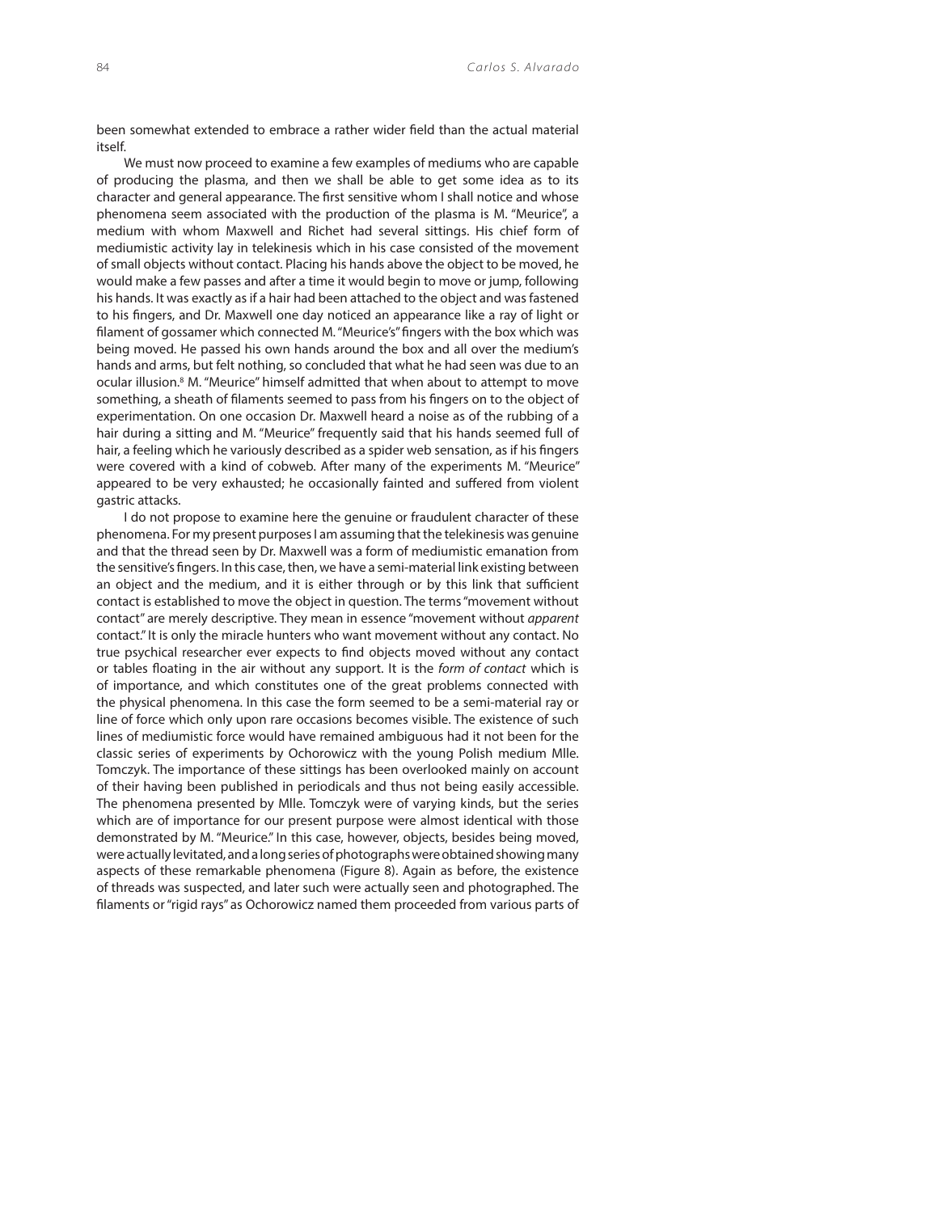been somewhat extended to embrace a rather wider field than the actual material itself.

We must now proceed to examine a few examples of mediums who are capable of producing the plasma, and then we shall be able to get some idea as to its character and general appearance. The first sensitive whom I shall notice and whose phenomena seem associated with the production of the plasma is M. "Meurice", a medium with whom Maxwell and Richet had several sittings. His chief form of mediumistic activity lay in telekinesis which in his case consisted of the movement of small objects without contact. Placing his hands above the object to be moved, he would make a few passes and after a time it would begin to move or jump, following his hands. It was exactly as if a hair had been attached to the object and was fastened to his fingers, and Dr. Maxwell one day noticed an appearance like a ray of light or filament of gossamer which connected M. "Meurice's" fingers with the box which was being moved. He passed his own hands around the box and all over the medium's hands and arms, but felt nothing, so concluded that what he had seen was due to an ocular illusion.[8] M. "Meurice" himself admitted that when about to attempt to move something, a sheath of filaments seemed to pass from his fingers on to the object of experimentation. On one occasion Dr. Maxwell heard a noise as of the rubbing of a hair during a sitting and M. "Meurice" frequently said that his hands seemed full of hair, a feeling which he variously described as a spider web sensation, as if his fingers were covered with a kind of cobweb. After many of the experiments M. "Meurice" appeared to be very exhausted; he occasionally fainted and suffered from violent gastric attacks.

I do not propose to examine here the genuine or fraudulent character of these phenomena. For my present purposes I am assuming that the telekinesis was genuine and that the thread seen by Dr. Maxwell was a form of mediumistic emanation from the sensitive's fingers. In this case, then, we have a semi-material link existing between an object and the medium, and it is either through or by this link that sufficient contact is established to move the object in question. The terms "movement without contact" are merely descriptive. They mean in essence "movement without *apparent* contact." It is only the miracle hunters who want movement without any contact. No true psychical researcher ever expects to find objects moved without any contact or tables floating in the air without any support. It is the *form of contact* which is of importance, and which constitutes one of the great problems connected with the physical phenomena. In this case the form seemed to be a semi-material ray or line of force which only upon rare occasions becomes visible. The existence of such lines of mediumistic force would have remained ambiguous had it not been for the classic series of experiments by Ochorowicz with the young Polish medium Mlle. Tomczyk. The importance of these sittings has been overlooked mainly on account of their having been published in periodicals and thus not being easily accessible. The phenomena presented by Mlle. Tomczyk were of varying kinds, but the series which are of importance for our present purpose were almost identical with those demonstrated by M. "Meurice." In this case, however, objects, besides being moved, were actually levitated, and a long series of photographs were obtained showing many aspects of these remarkable phenomena (Figure 8). Again as before, the existence of threads was suspected, and later such were actually seen and photographed. The filaments or "rigid rays" as Ochorowicz named them proceeded from various parts of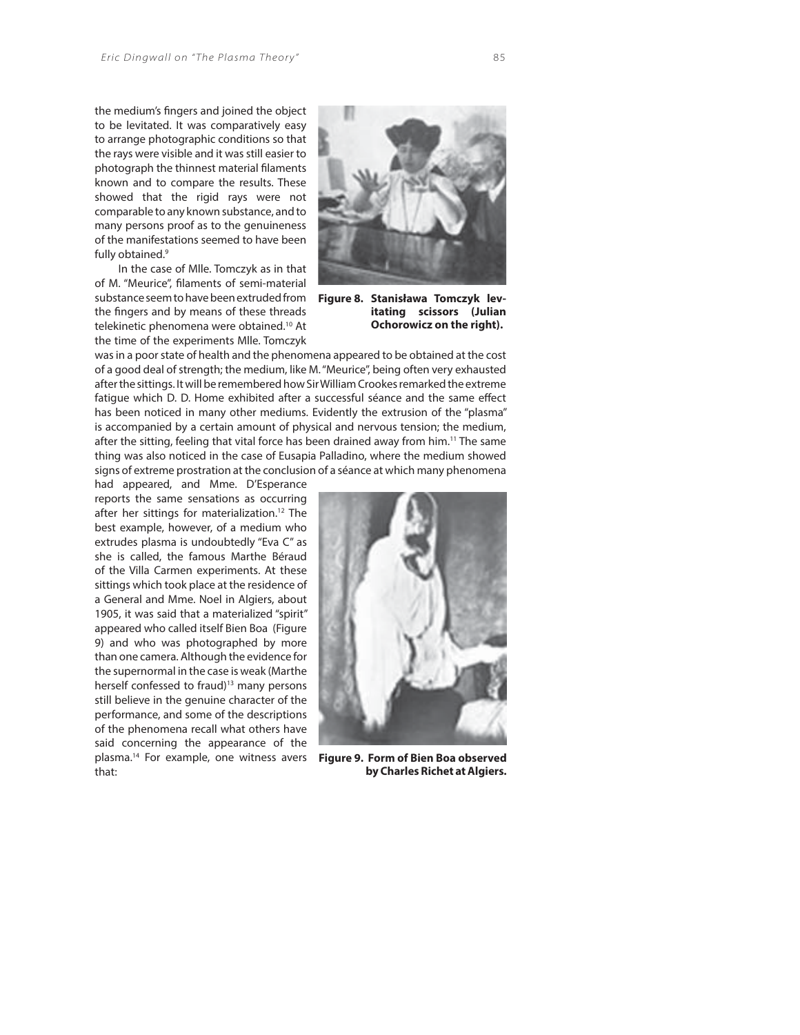the medium's fingers and joined the object to be levitated. It was comparatively easy to arrange photographic conditions so that the rays were visible and it was still easier to photograph the thinnest material filaments known and to compare the results. These showed that the rigid rays were not comparable to any known substance, and to many persons proof as to the genuineness of the manifestations seemed to have been fully obtained.[9]

In the case of Mlle. Tomczyk as in that of M. "Meurice", filaments of semi-material substance seem to have been extruded from the fingers and by means of these threads telekinetic phenomena were obtained.[10] At the time of the experiments Mlle. Tomczyk was in a poor state of health and the phenomena appeared to be obtained at the cost of a good deal of strength; the medium, like M. "Meurice", being often very exhausted after the sittings. It will be remembered how Sir William Crookes remarked the extreme fatigue which D. D. Home exhibited after a successful séance and the same effect has been noticed in many other mediums. Evidently the extrusion of the "plasma" is accompanied by a certain amount of physical and nervous tension; the medium, after the sitting, feeling that vital force has been drained away from him.[11] The same thing was also noticed in the case of Eusapia Palladino, where the medium showed signs of extreme prostration at the conclusion of a séance at which many phenomena had appeared, and Mme. D'Esperance reports the same sensations as occurring after her sittings for materialization.[12] The best example, however, of a medium who extrudes plasma is undoubtedly "Eva C" as she is called, the famous Marthe Béraud of the Villa Carmen experiments. At these sittings which took place at the residence of a General and Mme. Noel in Algiers, about 1905, it was said that a materialized "spirit" appeared who called itself Bien Boa (Figure 9) and who was photographed by more than one camera. Although the evidence for the supernormal in the case is weak (Marthe herself confessed to fraud)[13] many persons still believe in the genuine character of the performance, and some of the descriptions of the phenomena recall what others have said concerning the appearance of the plasma.[14] For example, one witness avers that:

**Figure 8. Stanisława Tomczyk levitating scissors (Julian Ochorowicz on the right).**

**Figure 9. Form of Bien Boa observed by Charles Richet at Algiers.**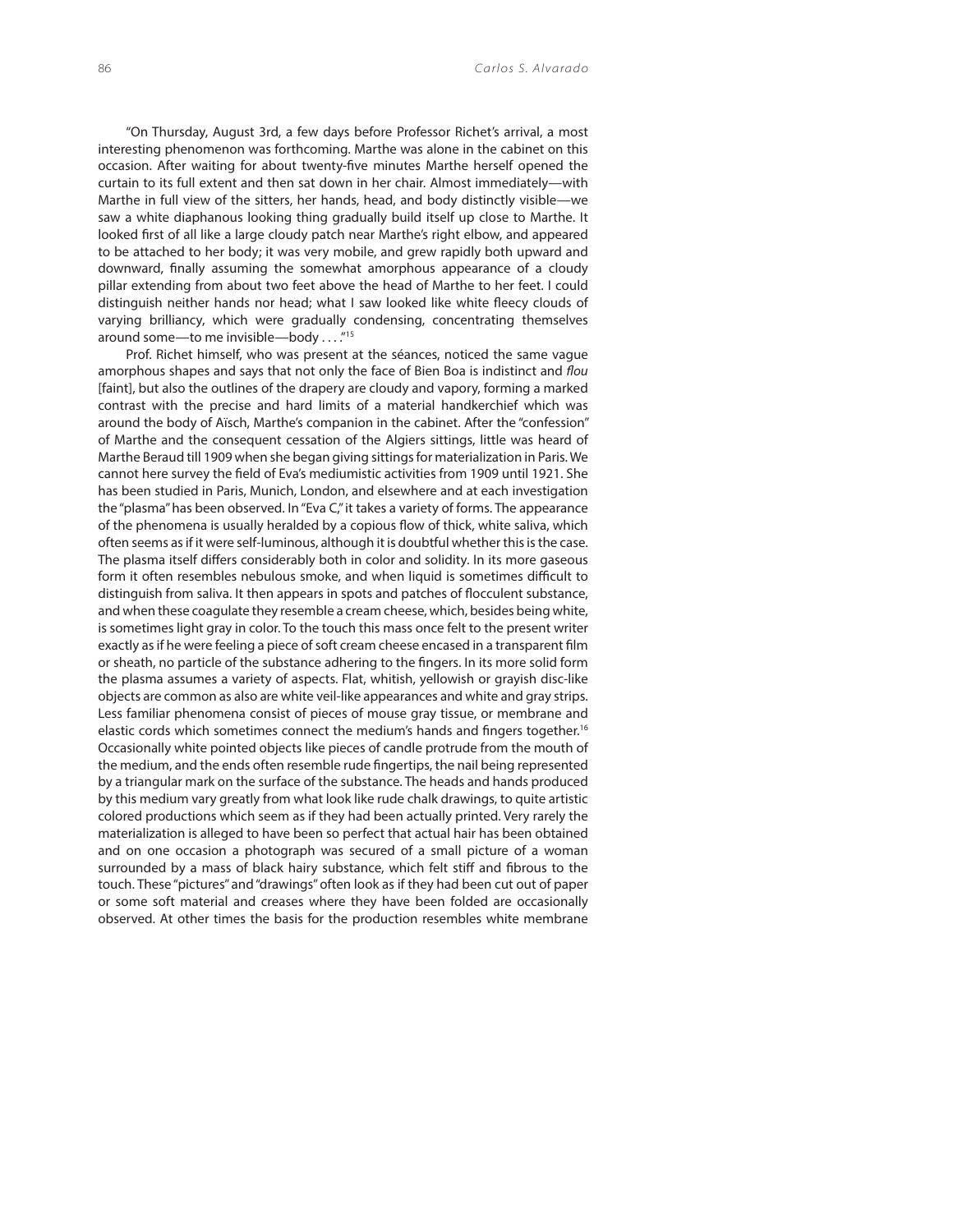"On Thursday, August 3rd, a few days before Professor Richet's arrival, a most interesting phenomenon was forthcoming. Marthe was alone in the cabinet on this occasion. After waiting for about twenty-five minutes Marthe herself opened the curtain to its full extent and then sat down in her chair. Almost immediately—with Marthe in full view of the sitters, her hands, head, and body distinctly visible—we saw a white diaphanous looking thing gradually build itself up close to Marthe. It looked first of all like a large cloudy patch near Marthe's right elbow, and appeared to be attached to her body; it was very mobile, and grew rapidly both upward and downward, finally assuming the somewhat amorphous appearance of a cloudy pillar extending from about two feet above the head of Marthe to her feet. I could distinguish neither hands nor head; what I saw looked like white fleecy clouds of varying brilliancy, which were gradually condensing, concentrating themselves around some—to me invisible—body . . . ."[15]

Prof. Richet himself, who was present at the séances, noticed the same vague amorphous shapes and says that not only the face of Bien Boa is indistinct and *flou* [faint], but also the outlines of the drapery are cloudy and vapory, forming a marked contrast with the precise and hard limits of a material handkerchief which was around the body of Aïsch, Marthe's companion in the cabinet. After the "confession" of Marthe and the consequent cessation of the Algiers sittings, little was heard of Marthe Beraud till 1909 when she began giving sittings for materialization in Paris. We cannot here survey the field of Eva's mediumistic activities from 1909 until 1921. She has been studied in Paris, Munich, London, and elsewhere and at each investigation the "plasma" has been observed. In "Eva C," it takes a variety of forms. The appearance of the phenomena is usually heralded by a copious flow of thick, white saliva, which often seems as if it were self-luminous, although it is doubtful whether this is the case. The plasma itself differs considerably both in color and solidity. In its more gaseous form it often resembles nebulous smoke, and when liquid is sometimes difficult to distinguish from saliva. It then appears in spots and patches of flocculent substance, and when these coagulate they resemble a cream cheese, which, besides being white, is sometimes light gray in color. To the touch this mass once felt to the present writer exactly as if he were feeling a piece of soft cream cheese encased in a transparent film or sheath, no particle of the substance adhering to the fingers. In its more solid form the plasma assumes a variety of aspects. Flat, whitish, yellowish or grayish disc-like objects are common as also are white veil-like appearances and white and gray strips. Less familiar phenomena consist of pieces of mouse gray tissue, or membrane and elastic cords which sometimes connect the medium's hands and fingers together.[16] Occasionally white pointed objects like pieces of candle protrude from the mouth of the medium, and the ends often resemble rude fingertips, the nail being represented by a triangular mark on the surface of the substance. The heads and hands produced by this medium vary greatly from what look like rude chalk drawings, to quite artistic colored productions which seem as if they had been actually printed. Very rarely the materialization is alleged to have been so perfect that actual hair has been obtained and on one occasion a photograph was secured of a small picture of a woman surrounded by a mass of black hairy substance, which felt stiff and fibrous to the touch. These "pictures" and "drawings" often look as if they had been cut out of paper or some soft material and creases where they have been folded are occasionally observed. At other times the basis for the production resembles white membrane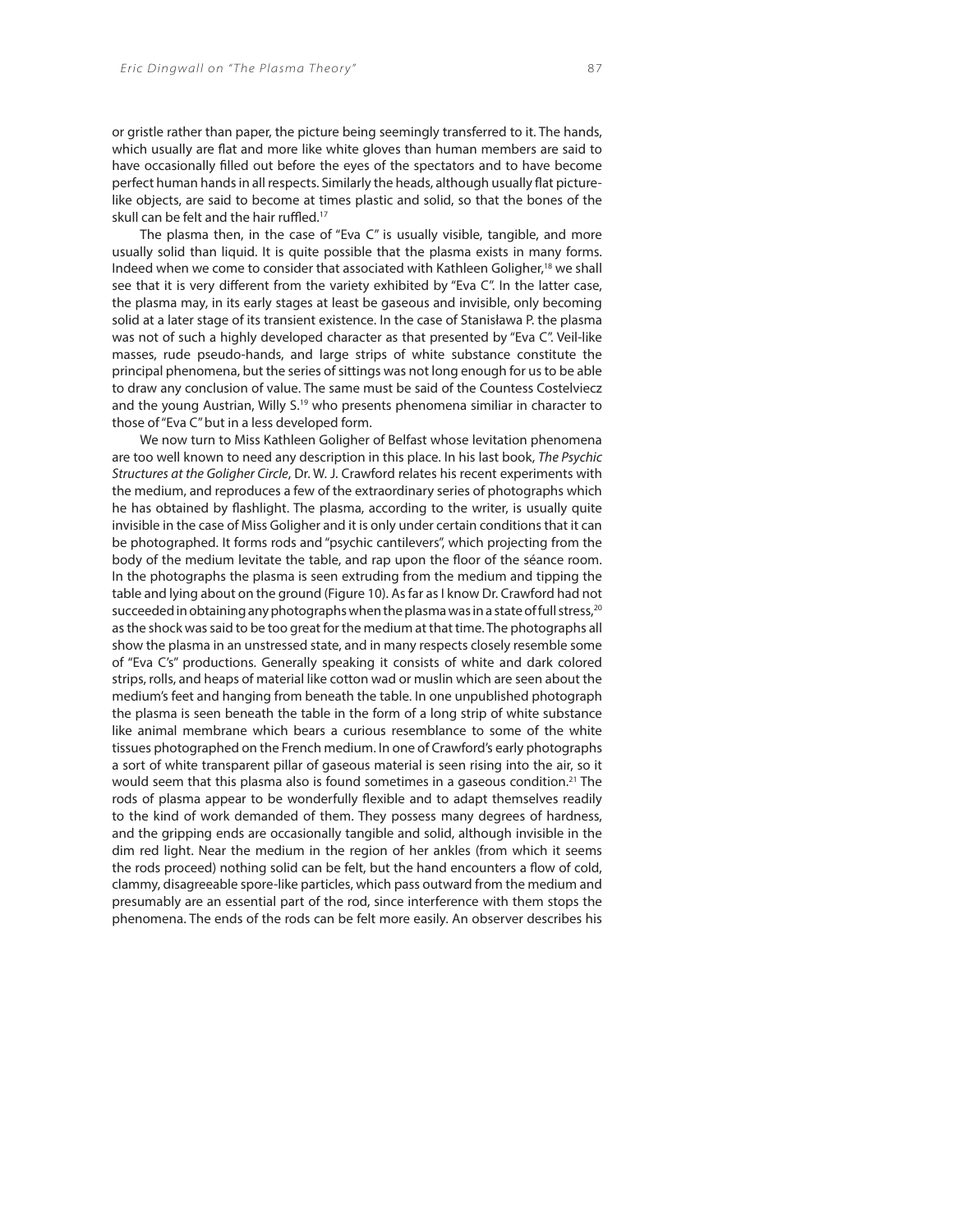or gristle rather than paper, the picture being seemingly transferred to it. The hands, which usually are flat and more like white gloves than human members are said to have occasionally filled out before the eyes of the spectators and to have become perfect human hands in all respects. Similarly the heads, although usually flat picture-like objects, are said to become at times plastic and solid, so that the bones of the skull can be felt and the hair ruffled.[17]

The plasma then, in the case of "Eva C" is usually visible, tangible, and more usually solid than liquid. It is quite possible that the plasma exists in many forms. Indeed when we come to consider that associated with Kathleen Goligher,[18] we shall see that it is very different from the variety exhibited by "Eva C". In the latter case, the plasma may, in its early stages at least be gaseous and invisible, only becoming solid at a later stage of its transient existence. In the case of Stanisława P. the plasma was not of such a highly developed character as that presented by "Eva C". Veil-like masses, rude pseudo-hands, and large strips of white substance constitute the principal phenomena, but the series of sittings was not long enough for us to be able to draw any conclusion of value. The same must be said of the Countess Costelviecz and the young Austrian, Willy S.[19] who presents phenomena similiar in character to those of "Eva C" but in a less developed form.

We now turn to Miss Kathleen Goligher of Belfast whose levitation phenomena are too well known to need any description in this place. In his last book, *The Psychic Structures at the Goligher Circle*, Dr. W. J. Crawford relates his recent experiments with the medium, and reproduces a few of the extraordinary series of photographs which he has obtained by flashlight. The plasma, according to the writer, is usually quite invisible in the case of Miss Goligher and it is only under certain conditions that it can be photographed. It forms rods and "psychic cantilevers", which projecting from the body of the medium levitate the table, and rap upon the floor of the séance room. In the photographs the plasma is seen extruding from the medium and tipping the table and lying about on the ground (Figure 10). As far as I know Dr. Crawford had not succeeded in obtaining any photographs when the plasma was in a state of full stress,[20] as the shock was said to be too great for the medium at that time. The photographs all show the plasma in an unstressed state, and in many respects closely resemble some of "Eva C's" productions. Generally speaking it consists of white and dark colored strips, rolls, and heaps of material like cotton wad or muslin which are seen about the medium's feet and hanging from beneath the table. In one unpublished photograph the plasma is seen beneath the table in the form of a long strip of white substance like animal membrane which bears a curious resemblance to some of the white tissues photographed on the French medium. In one of Crawford's early photographs a sort of white transparent pillar of gaseous material is seen rising into the air, so it would seem that this plasma also is found sometimes in a gaseous condition.[21] The rods of plasma appear to be wonderfully flexible and to adapt themselves readily to the kind of work demanded of them. They possess many degrees of hardness, and the gripping ends are occasionally tangible and solid, although invisible in the dim red light. Near the medium in the region of her ankles (from which it seems the rods proceed) nothing solid can be felt, but the hand encounters a flow of cold, clammy, disagreeable spore-like particles, which pass outward from the medium and presumably are an essential part of the rod, since interference with them stops the phenomena. The ends of the rods can be felt more easily. An observer describes his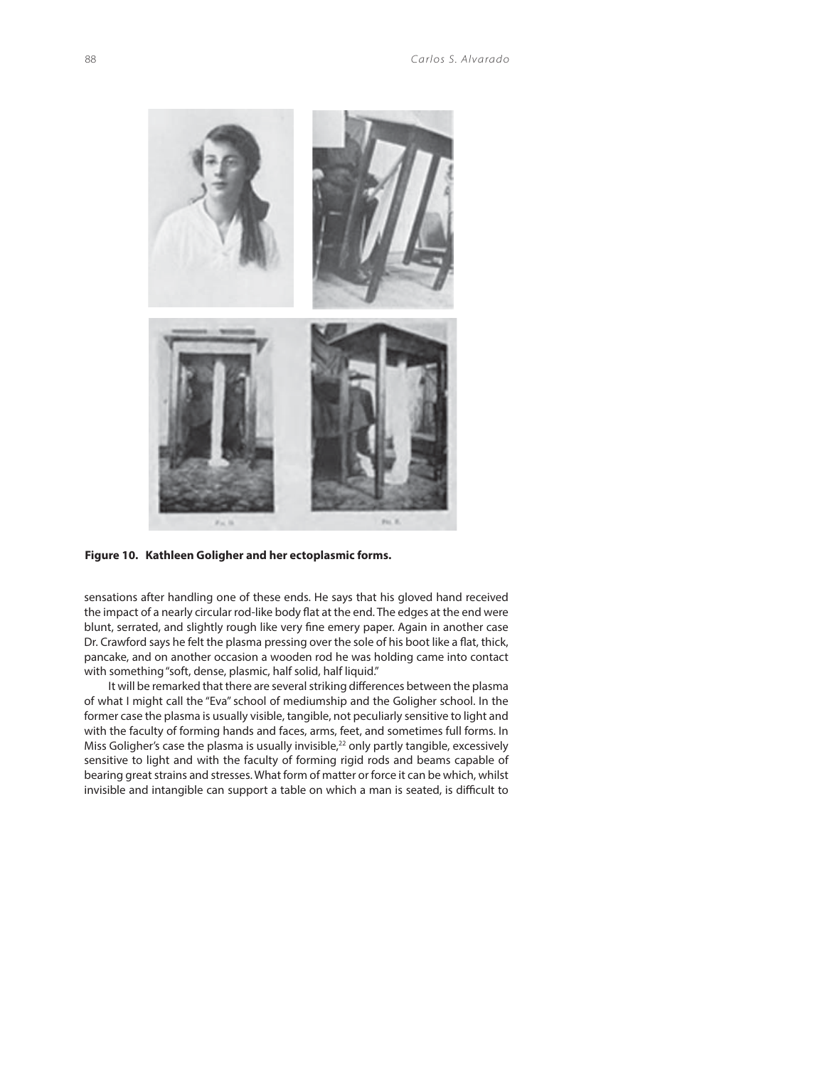**Figure 10. Kathleen Goligher and her ectoplasmic forms.**

sensations after handling one of these ends. He says that his gloved hand received the impact of a nearly circular rod-like body flat at the end. The edges at the end were blunt, serrated, and slightly rough like very fine emery paper. Again in another case Dr. Crawford says he felt the plasma pressing over the sole of his boot like a flat, thick, pancake, and on another occasion a wooden rod he was holding came into contact with something "soft, dense, plasmic, half solid, half liquid."

It will be remarked that there are several striking differences between the plasma of what I might call the "Eva" school of mediumship and the Goligher school. In the former case the plasma is usually visible, tangible, not peculiarly sensitive to light and with the faculty of forming hands and faces, arms, feet, and sometimes full forms. In Miss Goligher's case the plasma is usually invisible,[22] only partly tangible, excessively sensitive to light and with the faculty of forming rigid rods and beams capable of bearing great strains and stresses. What form of matter or force it can be which, whilst invisible and intangible can support a table on which a man is seated, is difficult to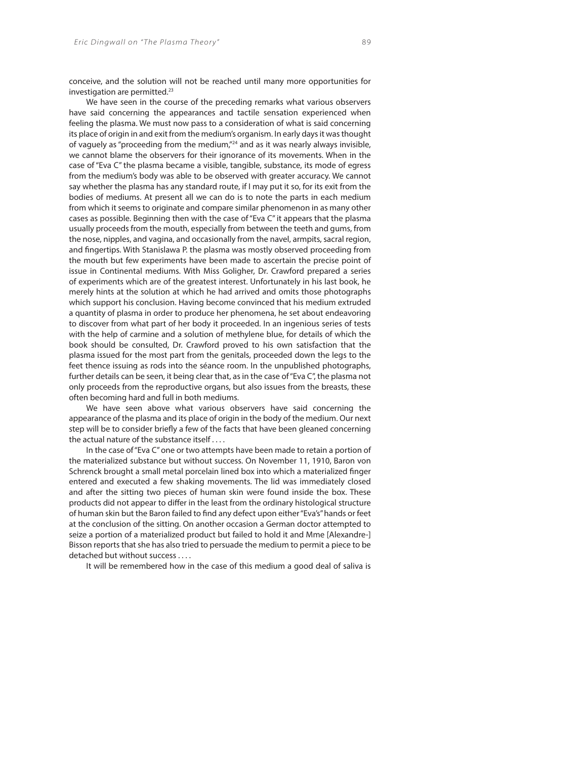conceive, and the solution will not be reached until many more opportunities for investigation are permitted.[23]

We have seen in the course of the preceding remarks what various observers have said concerning the appearances and tactile sensation experienced when feeling the plasma. We must now pass to a consideration of what is said concerning its place of origin in and exit from the medium's organism. In early days it was thought of vaguely as "proceeding from the medium,"[24] and as it was nearly always invisible, we cannot blame the observers for their ignorance of its movements. When in the case of "Eva C" the plasma became a visible, tangible, substance, its mode of egress from the medium's body was able to be observed with greater accuracy. We cannot say whether the plasma has any standard route, if I may put it so, for its exit from the bodies of mediums. At present all we can do is to note the parts in each medium from which it seems to originate and compare similar phenomenon in as many other cases as possible. Beginning then with the case of "Eva C" it appears that the plasma usually proceeds from the mouth, especially from between the teeth and gums, from the nose, nipples, and vagina, and occasionally from the navel, armpits, sacral region, and fingertips. With Stanislawa P. the plasma was mostly observed proceeding from the mouth but few experiments have been made to ascertain the precise point of issue in Continental mediums. With Miss Goligher, Dr. Crawford prepared a series of experiments which are of the greatest interest. Unfortunately in his last book, he merely hints at the solution at which he had arrived and omits those photographs which support his conclusion. Having become convinced that his medium extruded a quantity of plasma in order to produce her phenomena, he set about endeavoring to discover from what part of her body it proceeded. In an ingenious series of tests with the help of carmine and a solution of methylene blue, for details of which the book should be consulted, Dr. Crawford proved to his own satisfaction that the plasma issued for the most part from the genitals, proceeded down the legs to the feet thence issuing as rods into the séance room. In the unpublished photographs, further details can be seen, it being clear that, as in the case of "Eva C", the plasma not only proceeds from the reproductive organs, but also issues from the breasts, these often becoming hard and full in both mediums.

We have seen above what various observers have said concerning the appearance of the plasma and its place of origin in the body of the medium. Our next step will be to consider briefly a few of the facts that have been gleaned concerning the actual nature of the substance itself . . . .

In the case of "Eva C" one or two attempts have been made to retain a portion of the materialized substance but without success. On November 11, 1910, Baron von Schrenck brought a small metal porcelain lined box into which a materialized finger entered and executed a few shaking movements. The lid was immediately closed and after the sitting two pieces of human skin were found inside the box. These products did not appear to differ in the least from the ordinary histological structure of human skin but the Baron failed to find any defect upon either "Eva's" hands or feet at the conclusion of the sitting. On another occasion a German doctor attempted to seize a portion of a materialized product but failed to hold it and Mme [Alexandre-] Bisson reports that she has also tried to persuade the medium to permit a piece to be detached but without success . . . .

It will be remembered how in the case of this medium a good deal of saliva is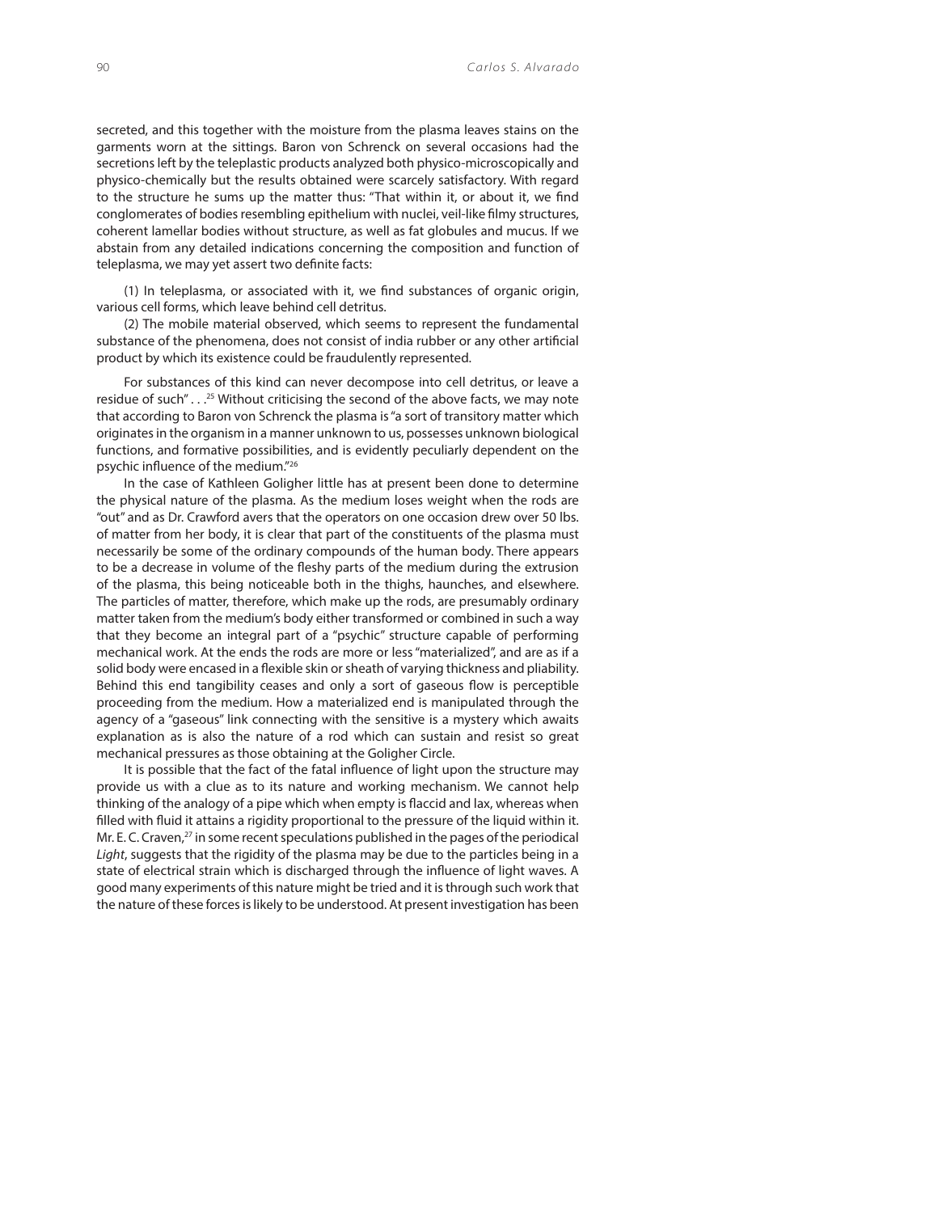secreted, and this together with the moisture from the plasma leaves stains on the garments worn at the sittings. Baron von Schrenck on several occasions had the secretions left by the teleplastic products analyzed both physico-microscopically and physico-chemically but the results obtained were scarcely satisfactory. With regard to the structure he sums up the matter thus: "That within it, or about it, we find conglomerates of bodies resembling epithelium with nuclei, veil-like filmy structures, coherent lamellar bodies without structure, as well as fat globules and mucus. If we abstain from any detailed indications concerning the composition and function of teleplasma, we may yet assert two definite facts:

(1) In teleplasma, or associated with it, we find substances of organic origin, various cell forms, which leave behind cell detritus.

(2) The mobile material observed, which seems to represent the fundamental substance of the phenomena, does not consist of india rubber or any other artificial product by which its existence could be fraudulently represented.

For substances of this kind can never decompose into cell detritus, or leave a residue of such" . . .[25] Without criticising the second of the above facts, we may note that according to Baron von Schrenck the plasma is "a sort of transitory matter which originates in the organism in a manner unknown to us, possesses unknown biological functions, and formative possibilities, and is evidently peculiarly dependent on the psychic influence of the medium."[26]

In the case of Kathleen Goligher little has at present been done to determine the physical nature of the plasma. As the medium loses weight when the rods are "out" and as Dr. Crawford avers that the operators on one occasion drew over 50 lbs. of matter from her body, it is clear that part of the constituents of the plasma must necessarily be some of the ordinary compounds of the human body. There appears to be a decrease in volume of the fleshy parts of the medium during the extrusion of the plasma, this being noticeable both in the thighs, haunches, and elsewhere. The particles of matter, therefore, which make up the rods, are presumably ordinary matter taken from the medium's body either transformed or combined in such a way that they become an integral part of a "psychic" structure capable of performing mechanical work. At the ends the rods are more or less "materialized", and are as if a solid body were encased in a flexible skin or sheath of varying thickness and pliability. Behind this end tangibility ceases and only a sort of gaseous flow is perceptible proceeding from the medium. How a materialized end is manipulated through the agency of a "gaseous" link connecting with the sensitive is a mystery which awaits explanation as is also the nature of a rod which can sustain and resist so great mechanical pressures as those obtaining at the Goligher Circle.

It is possible that the fact of the fatal influence of light upon the structure may provide us with a clue as to its nature and working mechanism. We cannot help thinking of the analogy of a pipe which when empty is flaccid and lax, whereas when filled with fluid it attains a rigidity proportional to the pressure of the liquid within it. Mr. E. C. Craven,[27] in some recent speculations published in the pages of the periodical *Light*, suggests that the rigidity of the plasma may be due to the particles being in a state of electrical strain which is discharged through the influence of light waves. A good many experiments of this nature might be tried and it is through such work that the nature of these forces is likely to be understood. At present investigation has been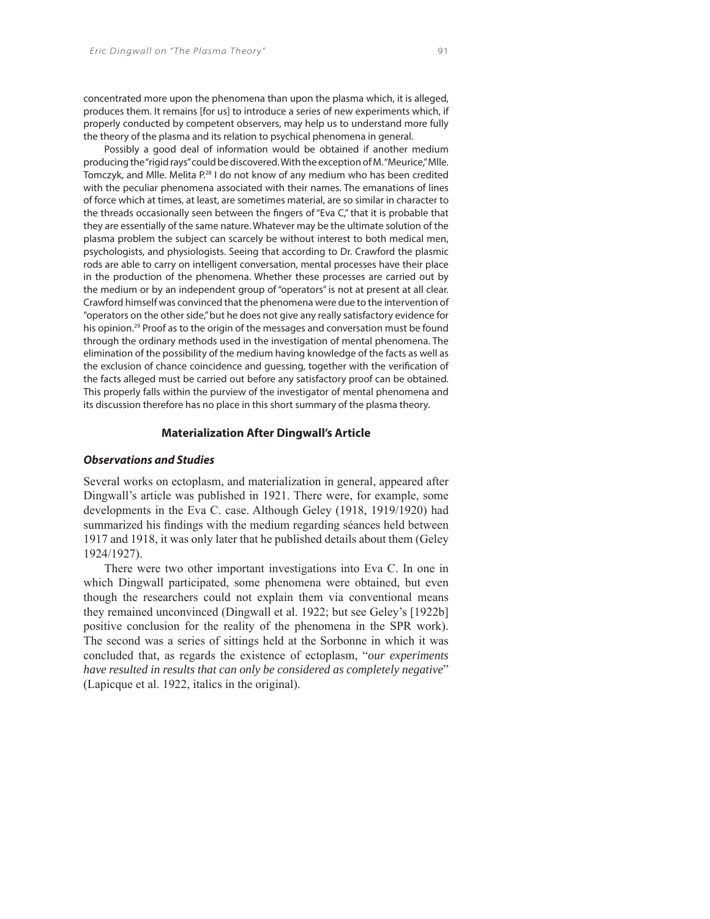concentrated more upon the phenomena than upon the plasma which, it is alleged, produces them. It remains [for us] to introduce a series of new experiments which, if properly conducted by competent observers, may help us to understand more fully the theory of the plasma and its relation to psychical phenomena in general.

Possibly a good deal of information would be obtained if another medium producing the "rigid rays" could be discovered. With the exception of M. "Meurice," Mlle. Tomczyk, and Mlle. Melita P.[28] I do not know of any medium who has been credited with the peculiar phenomena associated with their names. The emanations of lines of force which at times, at least, are sometimes material, are so similar in character to the threads occasionally seen between the fingers of "Eva C," that it is probable that they are essentially of the same nature. Whatever may be the ultimate solution of the plasma problem the subject can scarcely be without interest to both medical men, psychologists, and physiologists. Seeing that according to Dr. Crawford the plasmic rods are able to carry on intelligent conversation, mental processes have their place in the production of the phenomena. Whether these processes are carried out by the medium or by an independent group of "operators" is not at present at all clear. Crawford himself was convinced that the phenomena were due to the intervention of "operators on the other side," but he does not give any really satisfactory evidence for his opinion.[29] Proof as to the origin of the messages and conversation must be found through the ordinary methods used in the investigation of mental phenomena. The elimination of the possibility of the medium having knowledge of the facts as well as the exclusion of chance coincidence and guessing, together with the verification of the facts alleged must be carried out before any satisfactory proof can be obtained. This properly falls within the purview of the investigator of mental phenomena and its discussion therefore has no place in this short summary of the plasma theory.

## Materialization After Dingwall's Article

### *Observations and Studies*

Several works on ectoplasm, and materialization in general, appeared after Dingwall's article was published in 1921. There were, for example, some developments in the Eva C. case. Although Geley (1918, 1919/1920) had summarized his findings with the medium regarding séances held between 1917 and 1918, it was only later that he published details about them (Geley 1924/1927).

There were two other important investigations into Eva C. In one in which Dingwall participated, some phenomena were obtained, but even though the researchers could not explain them via conventional means they remained unconvinced (Dingwall et al. 1922; but see Geley's [1922b] positive conclusion for the reality of the phenomena in the SPR work). The second was a series of sittings held at the Sorbonne in which it was concluded that, as regards the existence of ectoplasm, "*our experiments have resulted in results that can only be considered as completely negative*" (Lapicque et al. 1922, italics in the original).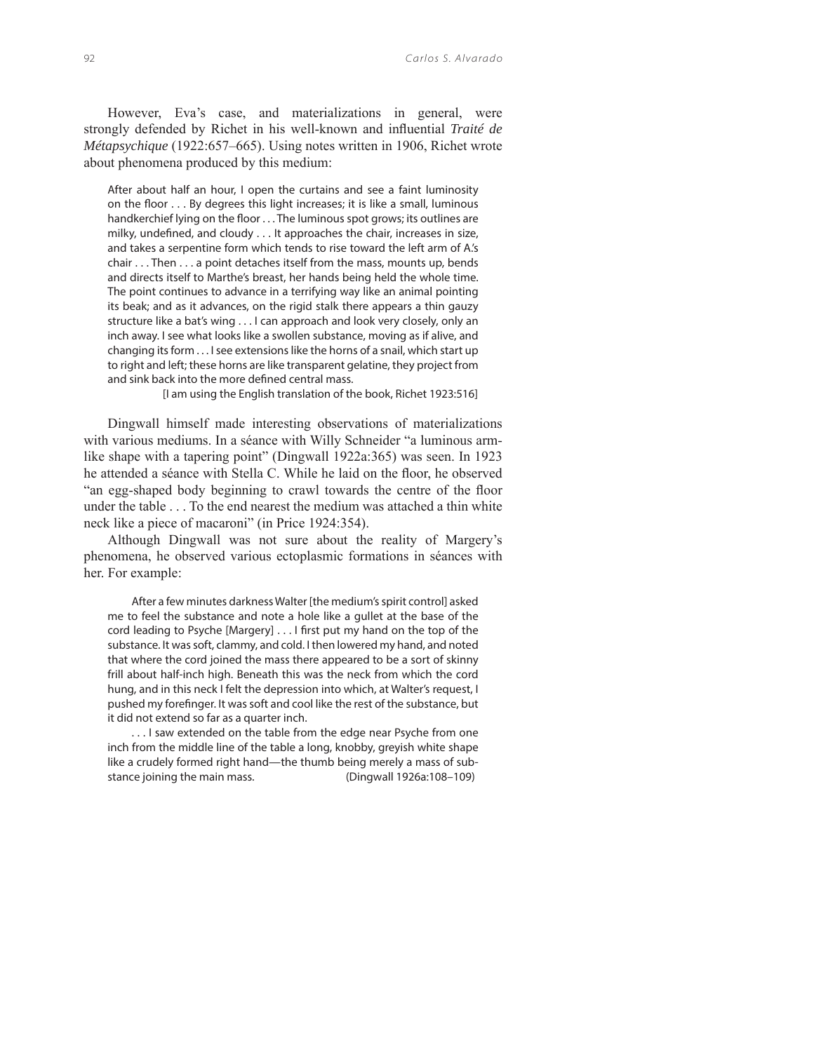However, Eva's case, and materializations in general, were strongly defended by Richet in his well-known and influential *Traité de Métapsychique* (1922:657–665). Using notes written in 1906, Richet wrote about phenomena produced by this medium:

> After about half an hour, I open the curtains and see a faint luminosity on the floor . . . By degrees this light increases; it is like a small, luminous handkerchief lying on the floor . . . The luminous spot grows; its outlines are milky, undefined, and cloudy . . . It approaches the chair, increases in size, and takes a serpentine form which tends to rise toward the left arm of A.'s chair . . . Then . . . a point detaches itself from the mass, mounts up, bends and directs itself to Marthe's breast, her hands being held the whole time. The point continues to advance in a terrifying way like an animal pointing its beak; and as it advances, on the rigid stalk there appears a thin gauzy structure like a bat's wing . . . I can approach and look very closely, only an inch away. I see what looks like a swollen substance, moving as if alive, and changing its form . . . I see extensions like the horns of a snail, which start up to right and left; these horns are like transparent gelatine, they project from and sink back into the more defined central mass.
>
> [I am using the English translation of the book, Richet 1923:516]

Dingwall himself made interesting observations of materializations with various mediums. In a séance with Willy Schneider "a luminous arm-like shape with a tapering point" (Dingwall 1922a:365) was seen. In 1923 he attended a séance with Stella C. While he laid on the floor, he observed "an egg-shaped body beginning to crawl towards the centre of the floor under the table . . . To the end nearest the medium was attached a thin white neck like a piece of macaroni" (in Price 1924:354).

Although Dingwall was not sure about the reality of Margery's phenomena, he observed various ectoplasmic formations in séances with her. For example:

> After a few minutes darkness Walter [the medium's spirit control] asked me to feel the substance and note a hole like a gullet at the base of the cord leading to Psyche [Margery] . . . I first put my hand on the top of the substance. It was soft, clammy, and cold. I then lowered my hand, and noted that where the cord joined the mass there appeared to be a sort of skinny frill about half-inch high. Beneath this was the neck from which the cord hung, and in this neck I felt the depression into which, at Walter's request, I pushed my forefinger. It was soft and cool like the rest of the substance, but it did not extend so far as a quarter inch.
>
> . . . I saw extended on the table from the edge near Psyche from one inch from the middle line of the table a long, knobby, greyish white shape like a crudely formed right hand—the thumb being merely a mass of substance joining the main mass. (Dingwall 1926a:108–109)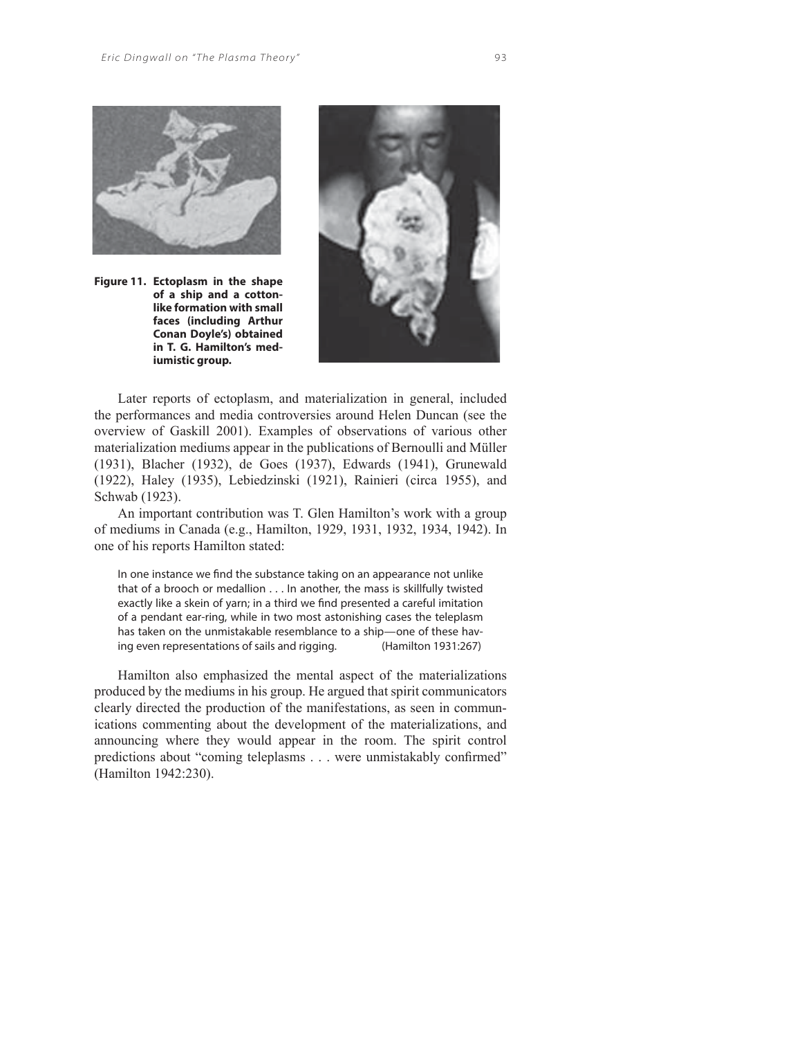**Figure 11. Ectoplasm in the shape of a ship and a cotton-like formation with small faces (including Arthur Conan Doyle's) obtained in T. G. Hamilton's mediumistic group.**

Later reports of ectoplasm, and materialization in general, included the performances and media controversies around Helen Duncan (see the overview of Gaskill 2001). Examples of observations of various other materialization mediums appear in the publications of Bernoulli and Müller (1931), Blacher (1932), de Goes (1937), Edwards (1941), Grunewald (1922), Haley (1935), Lebiedzinski (1921), Rainieri (circa 1955), and Schwab (1923).

An important contribution was T. Glen Hamilton's work with a group of mediums in Canada (e.g., Hamilton, 1929, 1931, 1932, 1934, 1942). In one of his reports Hamilton stated:

> In one instance we find the substance taking on an appearance not unlike that of a brooch or medallion . . . In another, the mass is skillfully twisted exactly like a skein of yarn; in a third we find presented a careful imitation of a pendant ear-ring, while in two most astonishing cases the teleplasm has taken on the unmistakable resemblance to a ship—one of these having even representations of sails and rigging. (Hamilton 1931:267)

Hamilton also emphasized the mental aspect of the materializations produced by the mediums in his group. He argued that spirit communicators clearly directed the production of the manifestations, as seen in communications commenting about the development of the materializations, and announcing where they would appear in the room. The spirit control predictions about "coming teleplasms . . . were unmistakably confirmed" (Hamilton 1942:230).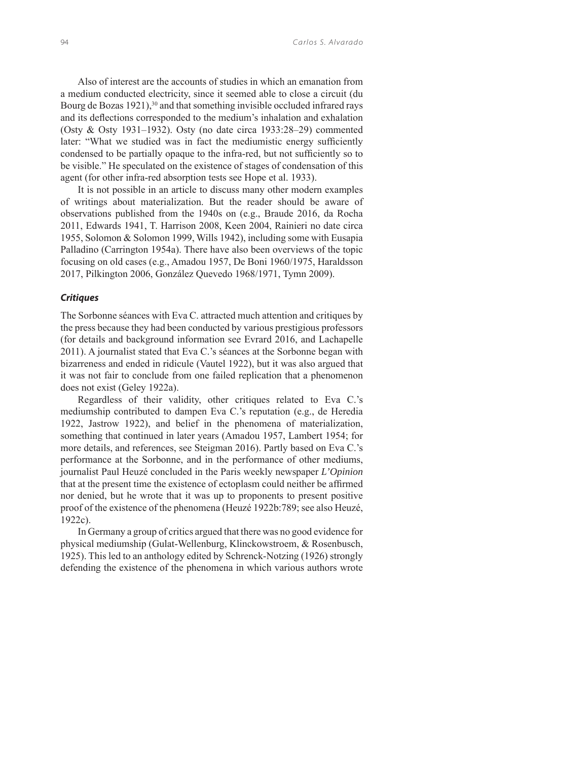Also of interest are the accounts of studies in which an emanation from a medium conducted electricity, since it seemed able to close a circuit (du Bourg de Bozas 1921),[30] and that something invisible occluded infrared rays and its deflections corresponded to the medium's inhalation and exhalation (Osty & Osty 1931–1932). Osty (no date circa 1933:28–29) commented later: "What we studied was in fact the mediumistic energy sufficiently condensed to be partially opaque to the infra-red, but not sufficiently so to be visible." He speculated on the existence of stages of condensation of this agent (for other infra-red absorption tests see Hope et al. 1933).

It is not possible in an article to discuss many other modern examples of writings about materialization. But the reader should be aware of observations published from the 1940s on (e.g., Braude 2016, da Rocha 2011, Edwards 1941, T. Harrison 2008, Keen 2004, Rainieri no date circa 1955, Solomon & Solomon 1999, Wills 1942), including some with Eusapia Palladino (Carrington 1954a). There have also been overviews of the topic focusing on old cases (e.g., Amadou 1957, De Boni 1960/1975, Haraldsson 2017, Pilkington 2006, González Quevedo 1968/1971, Tymn 2009).

### *Critiques*

The Sorbonne séances with Eva C. attracted much attention and critiques by the press because they had been conducted by various prestigious professors (for details and background information see Evrard 2016, and Lachapelle 2011). A journalist stated that Eva C.'s séances at the Sorbonne began with bizarreness and ended in ridicule (Vautel 1922), but it was also argued that it was not fair to conclude from one failed replication that a phenomenon does not exist (Geley 1922a).

Regardless of their validity, other critiques related to Eva C.'s mediumship contributed to dampen Eva C.'s reputation (e.g., de Heredia 1922, Jastrow 1922), and belief in the phenomena of materialization, something that continued in later years (Amadou 1957, Lambert 1954; for more details, and references, see Steigman 2016). Partly based on Eva C.'s performance at the Sorbonne, and in the performance of other mediums, journalist Paul Heuzé concluded in the Paris weekly newspaper *L'Opinion* that at the present time the existence of ectoplasm could neither be affirmed nor denied, but he wrote that it was up to proponents to present positive proof of the existence of the phenomena (Heuzé 1922b:789; see also Heuzé, 1922c).

In Germany a group of critics argued that there was no good evidence for physical mediumship (Gulat-Wellenburg, Klinckowstroem, & Rosenbusch, 1925). This led to an anthology edited by Schrenck-Notzing (1926) strongly defending the existence of the phenomena in which various authors wrote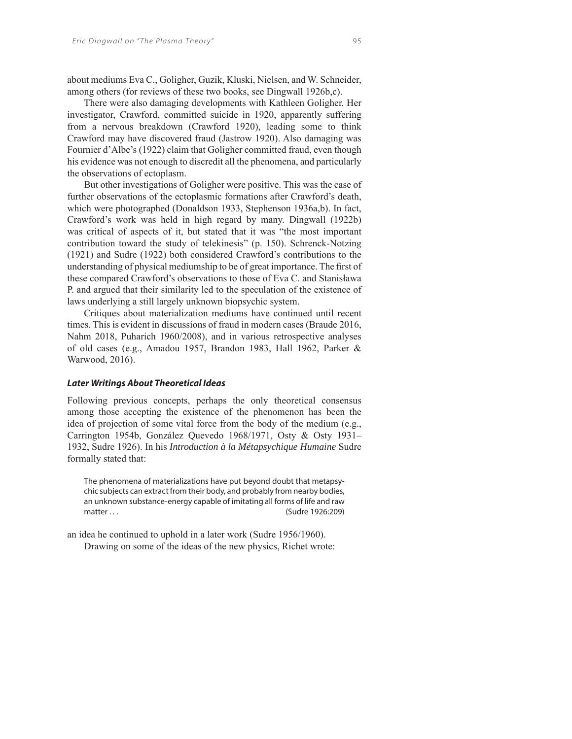about mediums Eva C., Goligher, Guzik, Kluski, Nielsen, and W. Schneider, among others (for reviews of these two books, see Dingwall 1926b,c).

There were also damaging developments with Kathleen Goligher. Her investigator, Crawford, committed suicide in 1920, apparently suffering from a nervous breakdown (Crawford 1920), leading some to think Crawford may have discovered fraud (Jastrow 1920). Also damaging was Fournier d'Albe's (1922) claim that Goligher committed fraud, even though his evidence was not enough to discredit all the phenomena, and particularly the observations of ectoplasm.

But other investigations of Goligher were positive. This was the case of further observations of the ectoplasmic formations after Crawford's death, which were photographed (Donaldson 1933, Stephenson 1936a,b). In fact, Crawford's work was held in high regard by many. Dingwall (1922b) was critical of aspects of it, but stated that it was "the most important contribution toward the study of telekinesis" (p. 150). Schrenck-Notzing (1921) and Sudre (1922) both considered Crawford's contributions to the understanding of physical mediumship to be of great importance. The first of these compared Crawford's observations to those of Eva C. and Stanisława P. and argued that their similarity led to the speculation of the existence of laws underlying a still largely unknown biopsychic system.

Critiques about materialization mediums have continued until recent times. This is evident in discussions of fraud in modern cases (Braude 2016, Nahm 2018, Puharich 1960/2008), and in various retrospective analyses of old cases (e.g., Amadou 1957, Brandon 1983, Hall 1962, Parker & Warwood, 2016).

### *Later Writings About Theoretical Ideas*

Following previous concepts, perhaps the only theoretical consensus among those accepting the existence of the phenomenon has been the idea of projection of some vital force from the body of the medium (e.g., Carrington 1954b, González Quevedo 1968/1971, Osty & Osty 1931–1932, Sudre 1926). In his *Introduction à la Métapsychique Humaine* Sudre formally stated that:

> The phenomena of materializations have put beyond doubt that metapsychic subjects can extract from their body, and probably from nearby bodies, an unknown substance-energy capable of imitating all forms of life and raw matter . . . (Sudre 1926:209)

an idea he continued to uphold in a later work (Sudre 1956/1960).

Drawing on some of the ideas of the new physics, Richet wrote: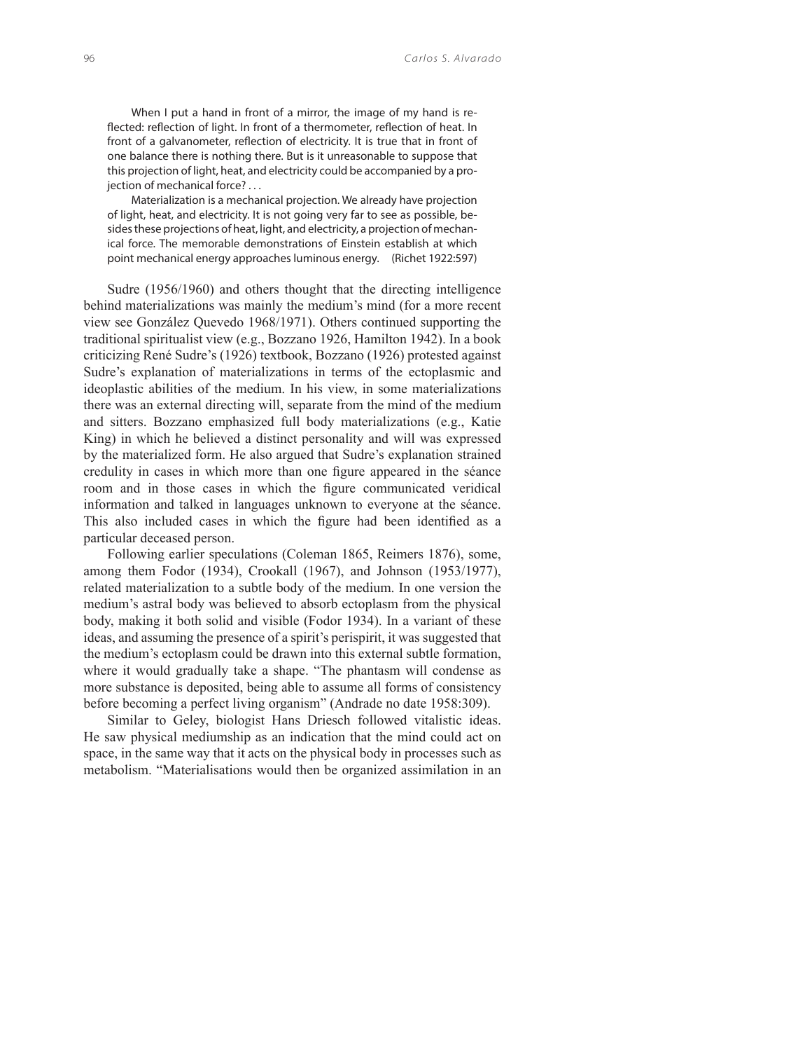> When I put a hand in front of a mirror, the image of my hand is reflected: reflection of light. In front of a thermometer, reflection of heat. In front of a galvanometer, reflection of electricity. It is true that in front of one balance there is nothing there. But is it unreasonable to suppose that this projection of light, heat, and electricity could be accompanied by a projection of mechanical force? . . .
>
> Materialization is a mechanical projection. We already have projection of light, heat, and electricity. It is not going very far to see as possible, besides these projections of heat, light, and electricity, a projection of mechanical force. The memorable demonstrations of Einstein establish at which point mechanical energy approaches luminous energy. (Richet 1922:597)

Sudre (1956/1960) and others thought that the directing intelligence behind materializations was mainly the medium's mind (for a more recent view see González Quevedo 1968/1971). Others continued supporting the traditional spiritualist view (e.g., Bozzano 1926, Hamilton 1942). In a book criticizing René Sudre's (1926) textbook, Bozzano (1926) protested against Sudre's explanation of materializations in terms of the ectoplasmic and ideoplastic abilities of the medium. In his view, in some materializations there was an external directing will, separate from the mind of the medium and sitters. Bozzano emphasized full body materializations (e.g., Katie King) in which he believed a distinct personality and will was expressed by the materialized form. He also argued that Sudre's explanation strained credulity in cases in which more than one figure appeared in the séance room and in those cases in which the figure communicated veridical information and talked in languages unknown to everyone at the séance. This also included cases in which the figure had been identified as a particular deceased person.

Following earlier speculations (Coleman 1865, Reimers 1876), some, among them Fodor (1934), Crookall (1967), and Johnson (1953/1977), related materialization to a subtle body of the medium. In one version the medium's astral body was believed to absorb ectoplasm from the physical body, making it both solid and visible (Fodor 1934). In a variant of these ideas, and assuming the presence of a spirit's perispirit, it was suggested that the medium's ectoplasm could be drawn into this external subtle formation, where it would gradually take a shape. "The phantasm will condense as more substance is deposited, being able to assume all forms of consistency before becoming a perfect living organism" (Andrade no date 1958:309).

Similar to Geley, biologist Hans Driesch followed vitalistic ideas. He saw physical mediumship as an indication that the mind could act on space, in the same way that it acts on the physical body in processes such as metabolism. "Materialisations would then be organized assimilation in an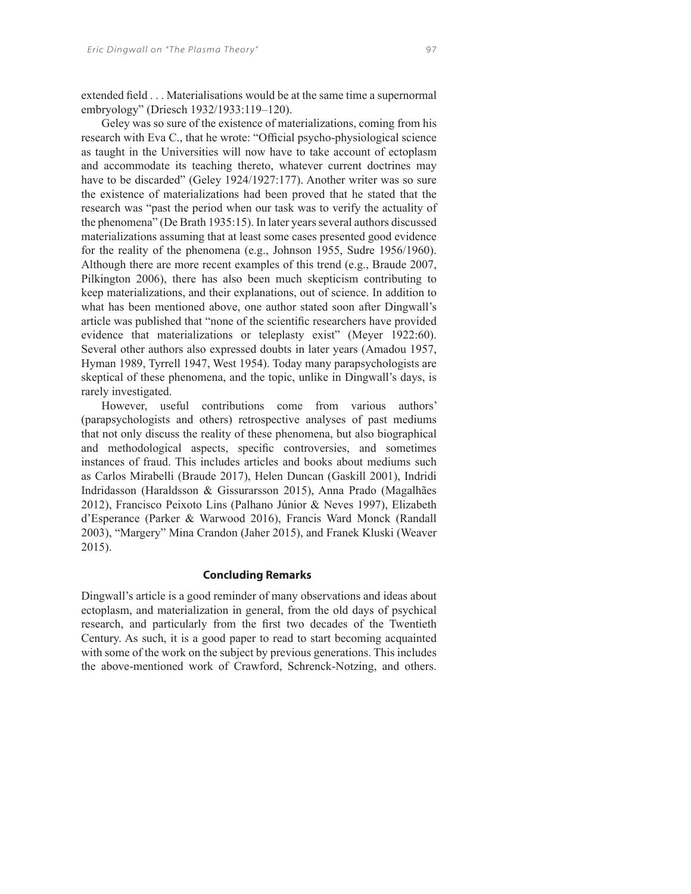extended field . . . Materialisations would be at the same time a supernormal embryology" (Driesch 1932/1933:119–120).

Geley was so sure of the existence of materializations, coming from his research with Eva C., that he wrote: "Official psycho-physiological science as taught in the Universities will now have to take account of ectoplasm and accommodate its teaching thereto, whatever current doctrines may have to be discarded" (Geley 1924/1927:177). Another writer was so sure the existence of materializations had been proved that he stated that the research was "past the period when our task was to verify the actuality of the phenomena" (De Brath 1935:15). In later years several authors discussed materializations assuming that at least some cases presented good evidence for the reality of the phenomena (e.g., Johnson 1955, Sudre 1956/1960). Although there are more recent examples of this trend (e.g., Braude 2007, Pilkington 2006), there has also been much skepticism contributing to keep materializations, and their explanations, out of science. In addition to what has been mentioned above, one author stated soon after Dingwall's article was published that "none of the scientific researchers have provided evidence that materializations or teleplasty exist" (Meyer 1922:60). Several other authors also expressed doubts in later years (Amadou 1957, Hyman 1989, Tyrrell 1947, West 1954). Today many parapsychologists are skeptical of these phenomena, and the topic, unlike in Dingwall's days, is rarely investigated.

However, useful contributions come from various authors' (parapsychologists and others) retrospective analyses of past mediums that not only discuss the reality of these phenomena, but also biographical and methodological aspects, specific controversies, and sometimes instances of fraud. This includes articles and books about mediums such as Carlos Mirabelli (Braude 2017), Helen Duncan (Gaskill 2001), Indridi Indridasson (Haraldsson & Gissurarsson 2015), Anna Prado (Magalhães 2012), Francisco Peixoto Lins (Palhano Júnior & Neves 1997), Elizabeth d'Esperance (Parker & Warwood 2016), Francis Ward Monck (Randall 2003), "Margery" Mina Crandon (Jaher 2015), and Franek Kluski (Weaver 2015).

## Concluding Remarks

Dingwall's article is a good reminder of many observations and ideas about ectoplasm, and materialization in general, from the old days of psychical research, and particularly from the first two decades of the Twentieth Century. As such, it is a good paper to read to start becoming acquainted with some of the work on the subject by previous generations. This includes the above-mentioned work of Crawford, Schrenck-Notzing, and others.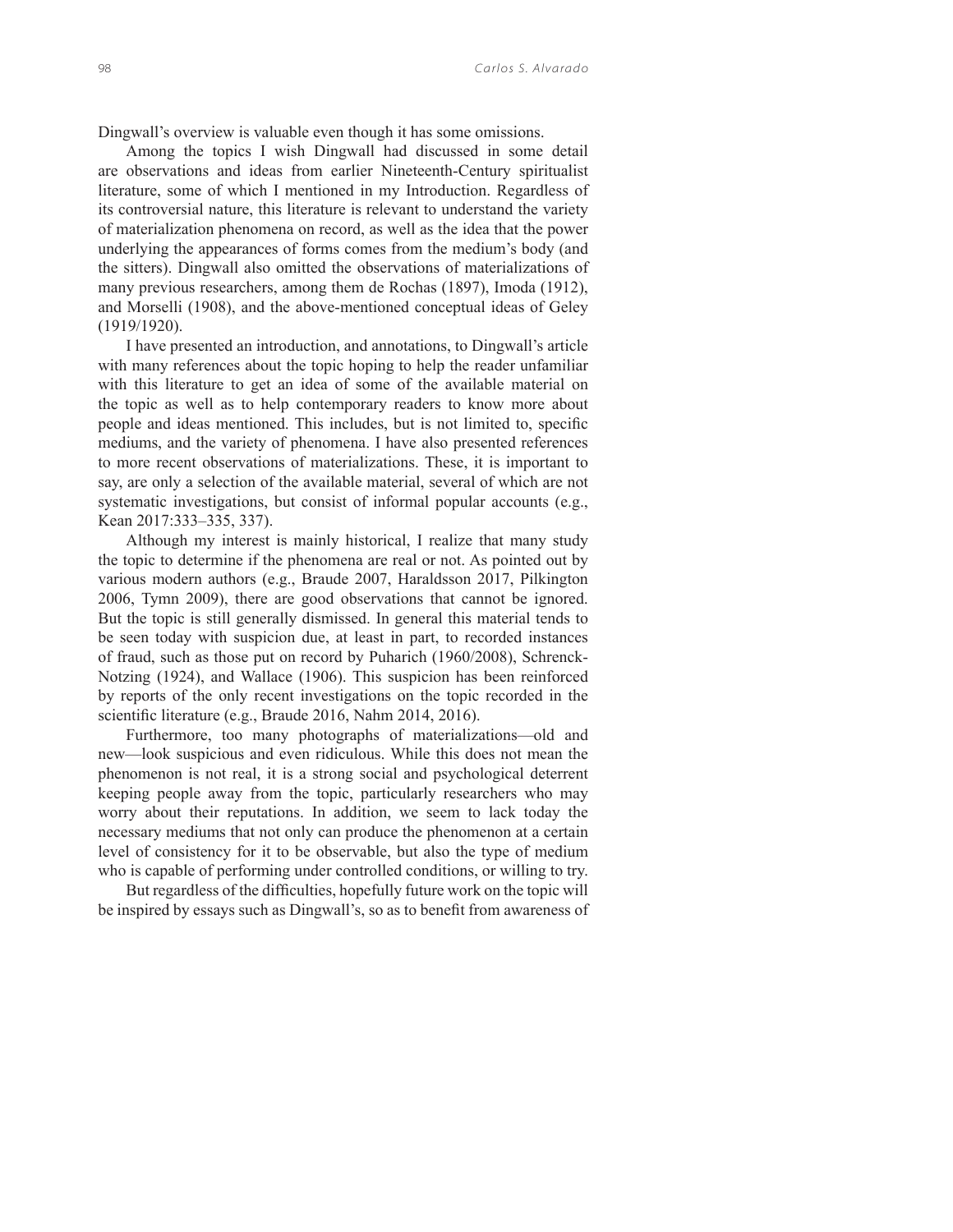Dingwall's overview is valuable even though it has some omissions.

Among the topics I wish Dingwall had discussed in some detail are observations and ideas from earlier Nineteenth-Century spiritualist literature, some of which I mentioned in my Introduction. Regardless of its controversial nature, this literature is relevant to understand the variety of materialization phenomena on record, as well as the idea that the power underlying the appearances of forms comes from the medium's body (and the sitters). Dingwall also omitted the observations of materializations of many previous researchers, among them de Rochas (1897), Imoda (1912), and Morselli (1908), and the above-mentioned conceptual ideas of Geley (1919/1920).

I have presented an introduction, and annotations, to Dingwall's article with many references about the topic hoping to help the reader unfamiliar with this literature to get an idea of some of the available material on the topic as well as to help contemporary readers to know more about people and ideas mentioned. This includes, but is not limited to, specific mediums, and the variety of phenomena. I have also presented references to more recent observations of materializations. These, it is important to say, are only a selection of the available material, several of which are not systematic investigations, but consist of informal popular accounts (e.g., Kean 2017:333–335, 337).

Although my interest is mainly historical, I realize that many study the topic to determine if the phenomena are real or not. As pointed out by various modern authors (e.g., Braude 2007, Haraldsson 2017, Pilkington 2006, Tymn 2009), there are good observations that cannot be ignored. But the topic is still generally dismissed. In general this material tends to be seen today with suspicion due, at least in part, to recorded instances of fraud, such as those put on record by Puharich (1960/2008), Schrenck-Notzing (1924), and Wallace (1906). This suspicion has been reinforced by reports of the only recent investigations on the topic recorded in the scientific literature (e.g., Braude 2016, Nahm 2014, 2016).

Furthermore, too many photographs of materializations—old and new—look suspicious and even ridiculous. While this does not mean the phenomenon is not real, it is a strong social and psychological deterrent keeping people away from the topic, particularly researchers who may worry about their reputations. In addition, we seem to lack today the necessary mediums that not only can produce the phenomenon at a certain level of consistency for it to be observable, but also the type of medium who is capable of performing under controlled conditions, or willing to try.

But regardless of the difficulties, hopefully future work on the topic will be inspired by essays such as Dingwall's, so as to benefit from awareness of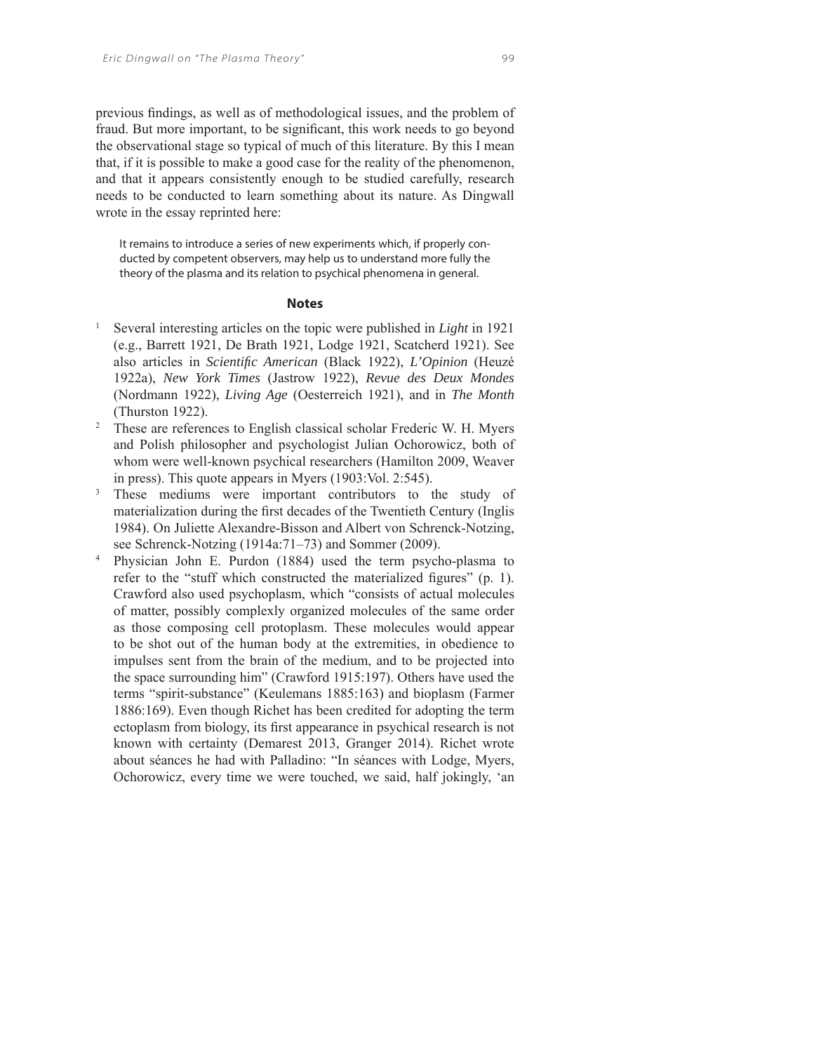previous findings, as well as of methodological issues, and the problem of fraud. But more important, to be significant, this work needs to go beyond the observational stage so typical of much of this literature. By this I mean that, if it is possible to make a good case for the reality of the phenomenon, and that it appears consistently enough to be studied carefully, research needs to be conducted to learn something about its nature. As Dingwall wrote in the essay reprinted here:

> It remains to introduce a series of new experiments which, if properly conducted by competent observers, may help us to understand more fully the theory of the plasma and its relation to psychical phenomena in general.

## Notes

1. Several interesting articles on the topic were published in *Light* in 1921 (e.g., Barrett 1921, De Brath 1921, Lodge 1921, Scatcherd 1921). See also articles in *Scientific American* (Black 1922), *L'Opinion* (Heuzé 1922a), *New York Times* (Jastrow 1922), *Revue des Deux Mondes* (Nordmann 1922), *Living Age* (Oesterreich 1921), and in *The Month* (Thurston 1922).
2. These are references to English classical scholar Frederic W. H. Myers and Polish philosopher and psychologist Julian Ochorowicz, both of whom were well-known psychical researchers (Hamilton 2009, Weaver in press). This quote appears in Myers (1903:Vol. 2:545).
3. These mediums were important contributors to the study of materialization during the first decades of the Twentieth Century (Inglis 1984). On Juliette Alexandre-Bisson and Albert von Schrenck-Notzing, see Schrenck-Notzing (1914a:71–73) and Sommer (2009).
4. Physician John E. Purdon (1884) used the term psycho-plasma to refer to the "stuff which constructed the materialized figures" (p. 1). Crawford also used psychoplasm, which "consists of actual molecules of matter, possibly complexly organized molecules of the same order as those composing cell protoplasm. These molecules would appear to be shot out of the human body at the extremities, in obedience to impulses sent from the brain of the medium, and to be projected into the space surrounding him" (Crawford 1915:197). Others have used the terms "spirit-substance" (Keulemans 1885:163) and bioplasm (Farmer 1886:169). Even though Richet has been credited for adopting the term ectoplasm from biology, its first appearance in psychical research is not known with certainty (Demarest 2013, Granger 2014). Richet wrote about séances he had with Palladino: "In séances with Lodge, Myers, Ochorowicz, every time we were touched, we said, half jokingly, 'an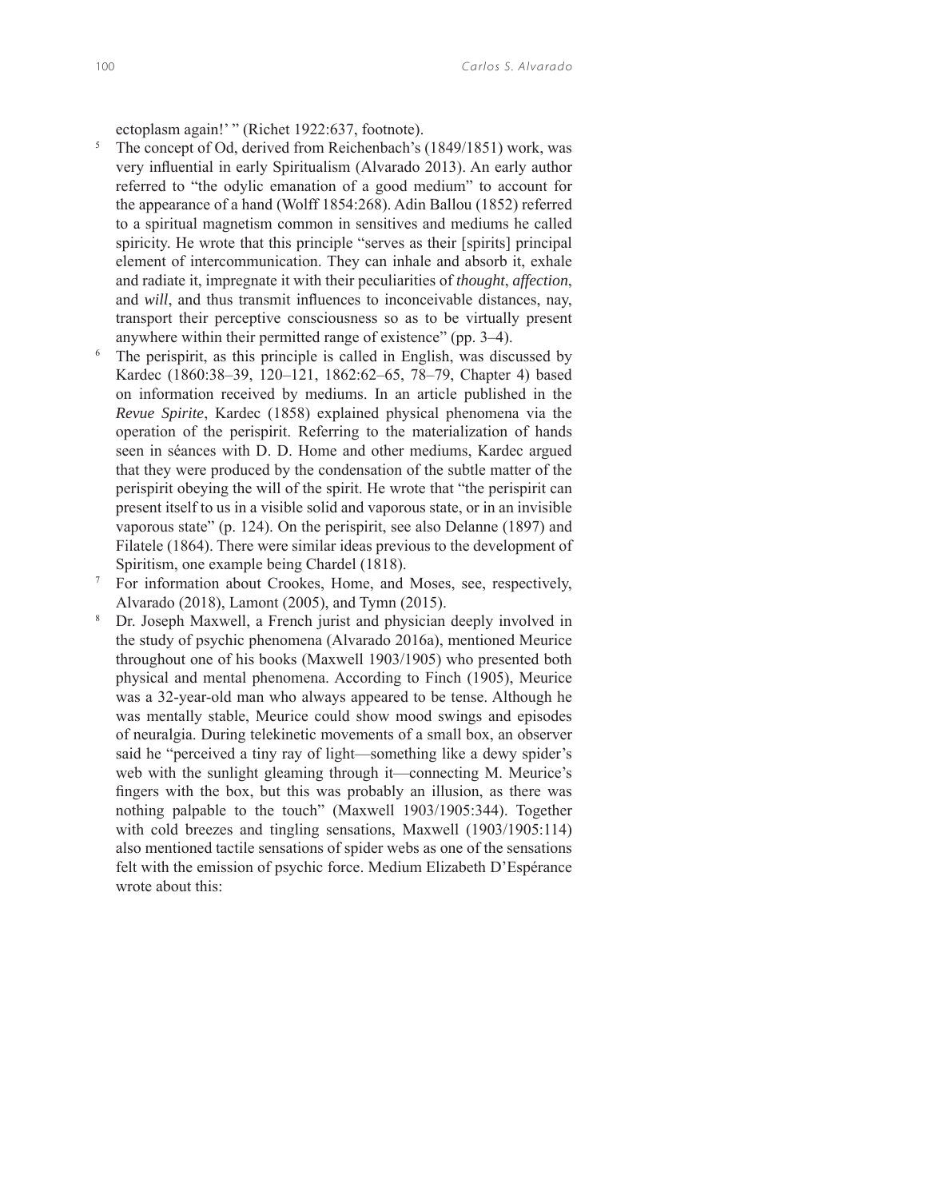ectoplasm again!' " (Richet 1922:637, footnote).

[5] The concept of Od, derived from Reichenbach's (1849/1851) work, was very influential in early Spiritualism (Alvarado 2013). An early author referred to "the odylic emanation of a good medium" to account for the appearance of a hand (Wolff 1854:268). Adin Ballou (1852) referred to a spiritual magnetism common in sensitives and mediums he called spiricity. He wrote that this principle "serves as their [spirits] principal element of intercommunication. They can inhale and absorb it, exhale and radiate it, impregnate it with their peculiarities of *thought*, *affection*, and *will*, and thus transmit influences to inconceivable distances, nay, transport their perceptive consciousness so as to be virtually present anywhere within their permitted range of existence" (pp. 3–4).

[6] The perispirit, as this principle is called in English, was discussed by Kardec (1860:38–39, 120–121, 1862:62–65, 78–79, Chapter 4) based on information received by mediums. In an article published in the *Revue Spirite*, Kardec (1858) explained physical phenomena via the operation of the perispirit. Referring to the materialization of hands seen in séances with D. D. Home and other mediums, Kardec argued that they were produced by the condensation of the subtle matter of the perispirit obeying the will of the spirit. He wrote that "the perispirit can present itself to us in a visible solid and vaporous state, or in an invisible vaporous state" (p. 124). On the perispirit, see also Delanne (1897) and Filatele (1864). There were similar ideas previous to the development of Spiritism, one example being Chardel (1818).

[7] For information about Crookes, Home, and Moses, see, respectively, Alvarado (2018), Lamont (2005), and Tymn (2015).

[8] Dr. Joseph Maxwell, a French jurist and physician deeply involved in the study of psychic phenomena (Alvarado 2016a), mentioned Meurice throughout one of his books (Maxwell 1903/1905) who presented both physical and mental phenomena. According to Finch (1905), Meurice was a 32-year-old man who always appeared to be tense. Although he was mentally stable, Meurice could show mood swings and episodes of neuralgia. During telekinetic movements of a small box, an observer said he "perceived a tiny ray of light—something like a dewy spider's web with the sunlight gleaming through it—connecting M. Meurice's fingers with the box, but this was probably an illusion, as there was nothing palpable to the touch" (Maxwell 1903/1905:344). Together with cold breezes and tingling sensations, Maxwell (1903/1905:114) also mentioned tactile sensations of spider webs as one of the sensations felt with the emission of psychic force. Medium Elizabeth D'Espérance wrote about this: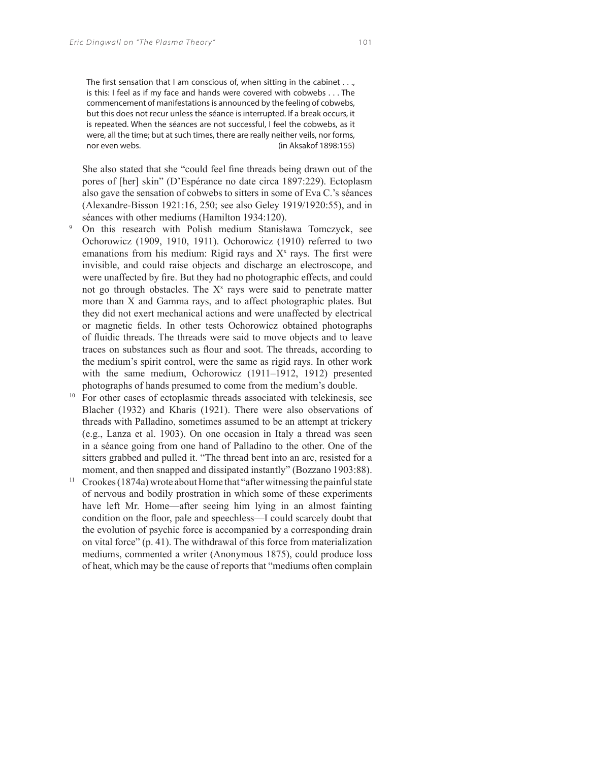> The first sensation that I am conscious of, when sitting in the cabinet . . ., is this: I feel as if my face and hands were covered with cobwebs . . . The commencement of manifestations is announced by the feeling of cobwebs, but this does not recur unless the séance is interrupted. If a break occurs, it is repeated. When the séances are not successful, I feel the cobwebs, as it were, all the time; but at such times, there are really neither veils, nor forms, nor even webs. (in Aksakof 1898:155)

She also stated that she "could feel fine threads being drawn out of the pores of [her] skin" (D'Espérance no date circa 1897:229). Ectoplasm also gave the sensation of cobwebs to sitters in some of Eva C.'s séances (Alexandre-Bisson 1921:16, 250; see also Geley 1919/1920:55), and in séances with other mediums (Hamilton 1934:120).

[9] On this research with Polish medium Stanisława Tomczyck, see Ochorowicz (1909, 1910, 1911). Ochorowicz (1910) referred to two emanations from his medium: Rigid rays and $X^x$ rays. The first were invisible, and could raise objects and discharge an electroscope, and were unaffected by fire. But they had no photographic effects, and could not go through obstacles. The $X^x$ rays were said to penetrate matter more than X and Gamma rays, and to affect photographic plates. But they did not exert mechanical actions and were unaffected by electrical or magnetic fields. In other tests Ochorowicz obtained photographs of fluidic threads. The threads were said to move objects and to leave traces on substances such as flour and soot. The threads, according to the medium's spirit control, were the same as rigid rays. In other work with the same medium, Ochorowicz (1911–1912, 1912) presented photographs of hands presumed to come from the medium's double.

[10] For other cases of ectoplasmic threads associated with telekinesis, see Blacher (1932) and Kharis (1921). There were also observations of threads with Palladino, sometimes assumed to be an attempt at trickery (e.g., Lanza et al. 1903). On one occasion in Italy a thread was seen in a séance going from one hand of Palladino to the other. One of the sitters grabbed and pulled it. "The thread bent into an arc, resisted for a moment, and then snapped and dissipated instantly" (Bozzano 1903:88).

[11] Crookes (1874a) wrote about Home that "after witnessing the painful state of nervous and bodily prostration in which some of these experiments have left Mr. Home—after seeing him lying in an almost fainting condition on the floor, pale and speechless—I could scarcely doubt that the evolution of psychic force is accompanied by a corresponding drain on vital force" (p. 41). The withdrawal of this force from materialization mediums, commented a writer (Anonymous 1875), could produce loss of heat, which may be the cause of reports that "mediums often complain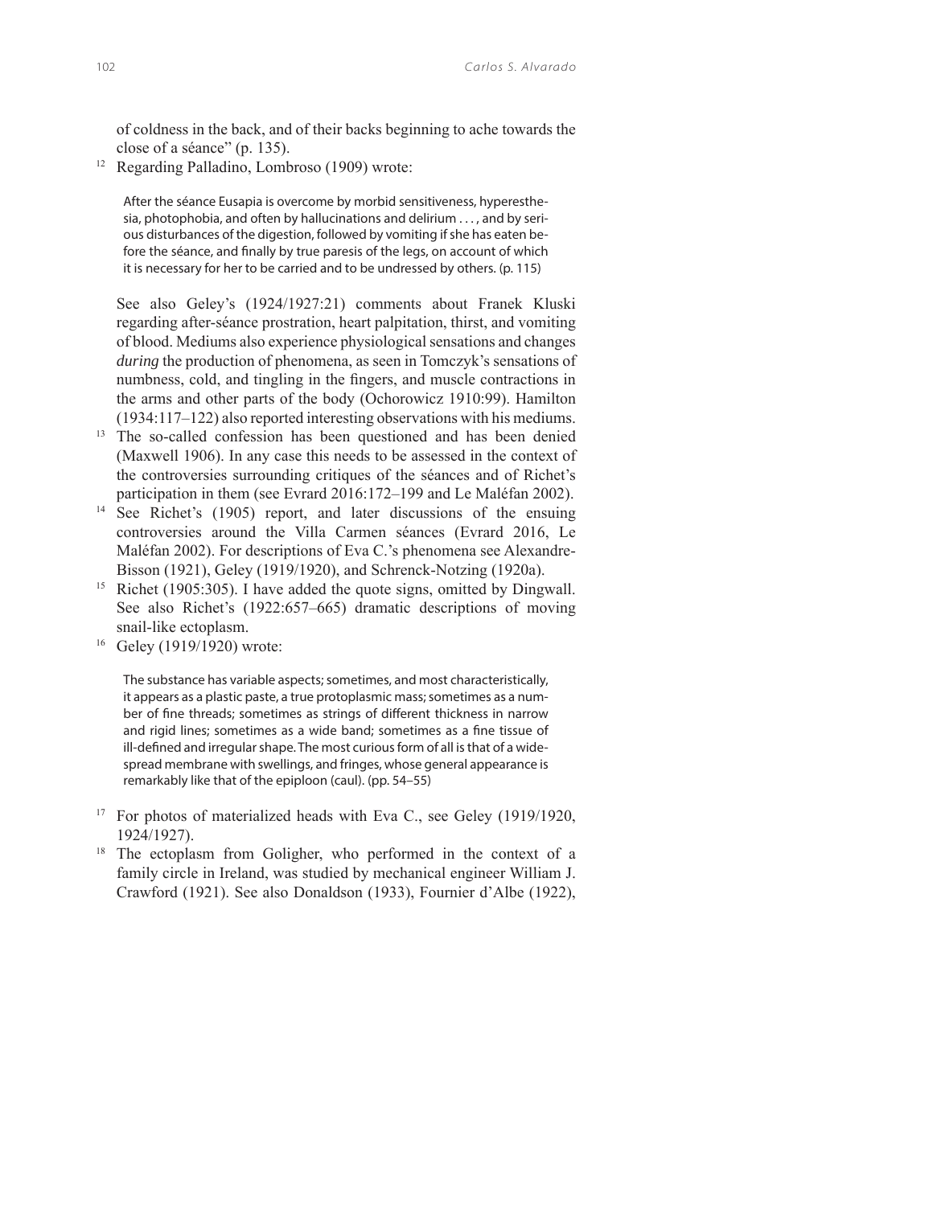of coldness in the back, and of their backs beginning to ache towards the close of a séance" (p. 135).

[12] Regarding Palladino, Lombroso (1909) wrote:

> After the séance Eusapia is overcome by morbid sensitiveness, hyperesthesia, photophobia, and often by hallucinations and delirium . . . , and by serious disturbances of the digestion, followed by vomiting if she has eaten before the séance, and finally by true paresis of the legs, on account of which it is necessary for her to be carried and to be undressed by others. (p. 115)

See also Geley's (1924/1927:21) comments about Franek Kluski regarding after-séance prostration, heart palpitation, thirst, and vomiting of blood. Mediums also experience physiological sensations and changes *during* the production of phenomena, as seen in Tomczyk's sensations of numbness, cold, and tingling in the fingers, and muscle contractions in the arms and other parts of the body (Ochorowicz 1910:99). Hamilton (1934:117–122) also reported interesting observations with his mediums.

[13] The so-called confession has been questioned and has been denied (Maxwell 1906). In any case this needs to be assessed in the context of the controversies surrounding critiques of the séances and of Richet's participation in them (see Evrard 2016:172–199 and Le Maléfan 2002).

[14] See Richet's (1905) report, and later discussions of the ensuing controversies around the Villa Carmen séances (Evrard 2016, Le Maléfan 2002). For descriptions of Eva C.'s phenomena see Alexandre-Bisson (1921), Geley (1919/1920), and Schrenck-Notzing (1920a).

[15] Richet (1905:305). I have added the quote signs, omitted by Dingwall. See also Richet's (1922:657–665) dramatic descriptions of moving snail-like ectoplasm.

[16] Geley (1919/1920) wrote:

> The substance has variable aspects; sometimes, and most characteristically, it appears as a plastic paste, a true protoplasmic mass; sometimes as a number of fine threads; sometimes as strings of different thickness in narrow and rigid lines; sometimes as a wide band; sometimes as a fine tissue of ill-defined and irregular shape. The most curious form of all is that of a widespread membrane with swellings, and fringes, whose general appearance is remarkably like that of the epiploon (caul). (pp. 54–55)

[17] For photos of materialized heads with Eva C., see Geley (1919/1920, 1924/1927).

[18] The ectoplasm from Goligher, who performed in the context of a family circle in Ireland, was studied by mechanical engineer William J. Crawford (1921). See also Donaldson (1933), Fournier d'Albe (1922),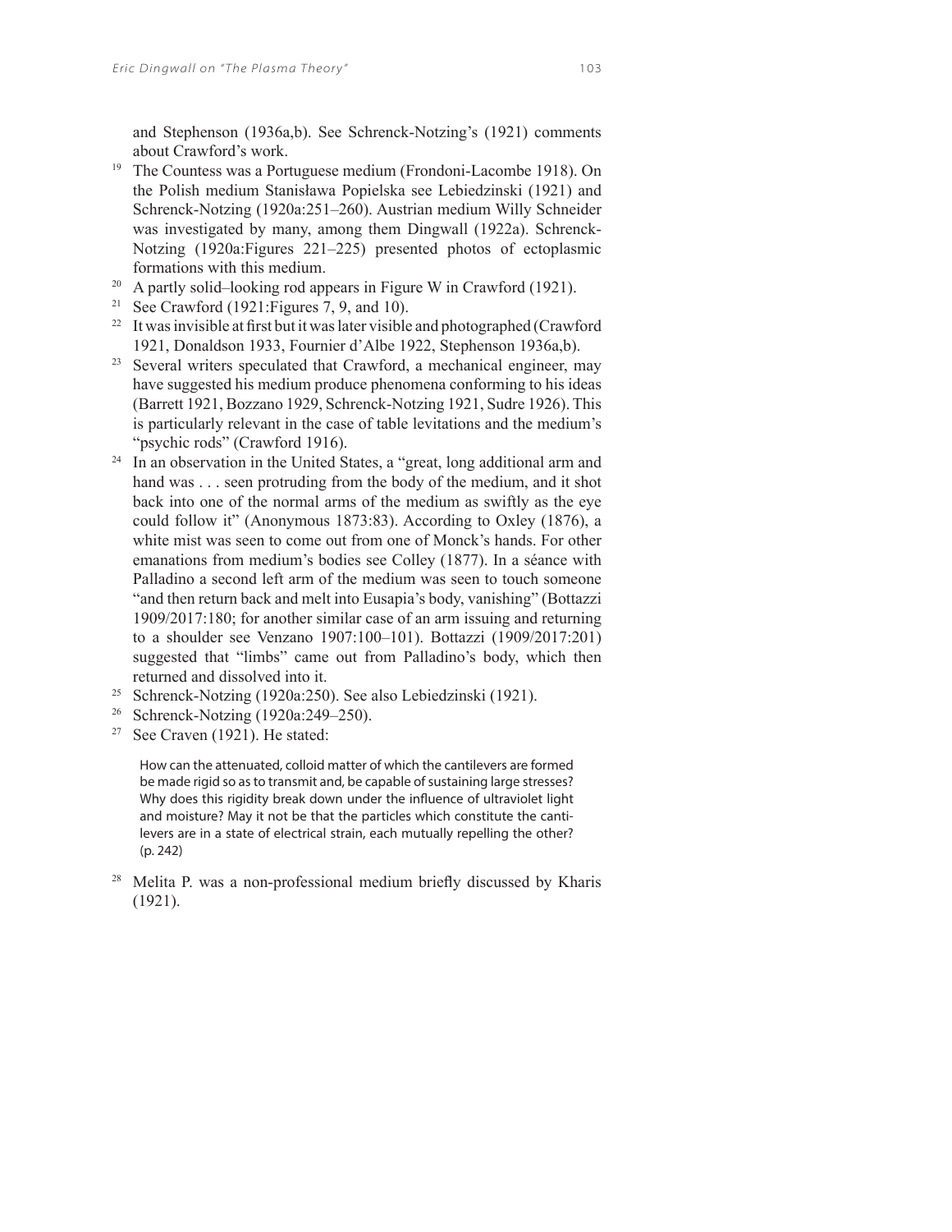and Stephenson (1936a,b). See Schrenck-Notzing's (1921) comments about Crawford's work.

[19] The Countess was a Portuguese medium (Frondoni-Lacombe 1918). On the Polish medium Stanisława Popielska see Lebiedzinski (1921) and Schrenck-Notzing (1920a:251–260). Austrian medium Willy Schneider was investigated by many, among them Dingwall (1922a). Schrenck-Notzing (1920a:Figures 221–225) presented photos of ectoplasmic formations with this medium.

[20] A partly solid–looking rod appears in Figure W in Crawford (1921).

[21] See Crawford (1921:Figures 7, 9, and 10).

[22] It was invisible at first but it was later visible and photographed (Crawford 1921, Donaldson 1933, Fournier d'Albe 1922, Stephenson 1936a,b).

[23] Several writers speculated that Crawford, a mechanical engineer, may have suggested his medium produce phenomena conforming to his ideas (Barrett 1921, Bozzano 1929, Schrenck-Notzing 1921, Sudre 1926). This is particularly relevant in the case of table levitations and the medium's "psychic rods" (Crawford 1916).

[24] In an observation in the United States, a "great, long additional arm and hand was . . . seen protruding from the body of the medium, and it shot back into one of the normal arms of the medium as swiftly as the eye could follow it" (Anonymous 1873:83). According to Oxley (1876), a white mist was seen to come out from one of Monck's hands. For other emanations from medium's bodies see Colley (1877). In a séance with Palladino a second left arm of the medium was seen to touch someone "and then return back and melt into Eusapia's body, vanishing" (Bottazzi 1909/2017:180; for another similar case of an arm issuing and returning to a shoulder see Venzano 1907:100–101). Bottazzi (1909/2017:201) suggested that "limbs" came out from Palladino's body, which then returned and dissolved into it.

[25] Schrenck-Notzing (1920a:250). See also Lebiedzinski (1921).

[26] Schrenck-Notzing (1920a:249–250).

[27] See Craven (1921). He stated:

> How can the attenuated, colloid matter of which the cantilevers are formed be made rigid so as to transmit and, be capable of sustaining large stresses? Why does this rigidity break down under the influence of ultraviolet light and moisture? May it not be that the particles which constitute the cantilevers are in a state of electrical strain, each mutually repelling the other? (p. 242)

[28] Melita P. was a non-professional medium briefly discussed by Kharis (1921).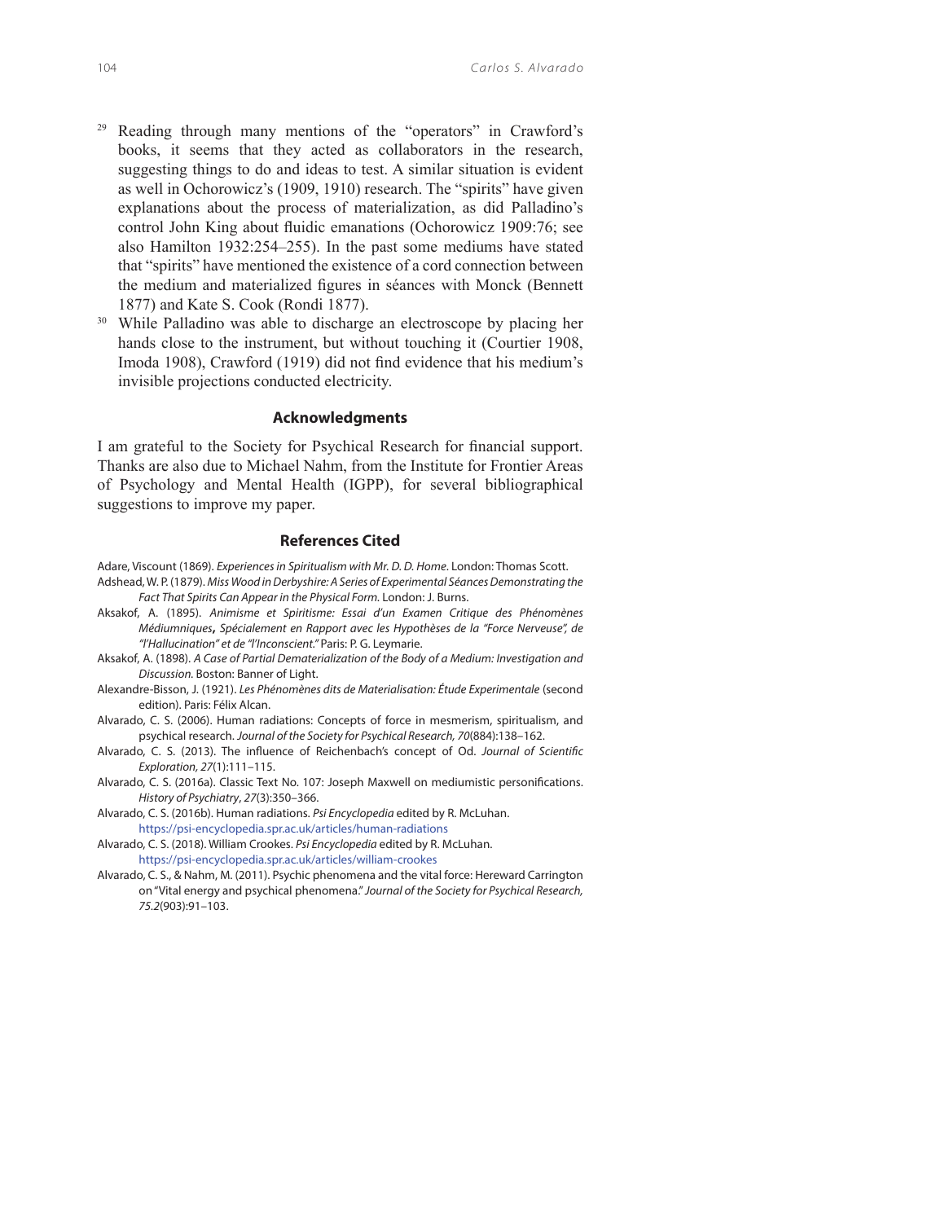[29] Reading through many mentions of the "operators" in Crawford's books, it seems that they acted as collaborators in the research, suggesting things to do and ideas to test. A similar situation is evident as well in Ochorowicz's (1909, 1910) research. The "spirits" have given explanations about the process of materialization, as did Palladino's control John King about fluidic emanations (Ochorowicz 1909:76; see also Hamilton 1932:254–255). In the past some mediums have stated that "spirits" have mentioned the existence of a cord connection between the medium and materialized figures in séances with Monck (Bennett 1877) and Kate S. Cook (Rondi 1877).

[30] While Palladino was able to discharge an electroscope by placing her hands close to the instrument, but without touching it (Courtier 1908, Imoda 1908), Crawford (1919) did not find evidence that his medium's invisible projections conducted electricity.

## Acknowledgments

I am grateful to the Society for Psychical Research for financial support. Thanks are also due to Michael Nahm, from the Institute for Frontier Areas of Psychology and Mental Health (IGPP), for several bibliographical suggestions to improve my paper.

## References Cited

Adare, Viscount (1869). *Experiences in Spiritualism with Mr. D. D. Home*. London: Thomas Scott.

Adshead, W. P. (1879). *Miss Wood in Derbyshire: A Series of Experimental Séances Demonstrating the Fact That Spirits Can Appear in the Physical Form.* London: J. Burns.

Aksakof, A. (1895). *Animisme et Spiritisme: Essai d'un Examen Critique des Phénomènes Médiumniques, Spécialement en Rapport avec les Hypothèses de la "Force Nerveuse", de "l'Hallucination" et de "l'Inconscient."* Paris: P. G. Leymarie.

Aksakof, A. (1898). *A Case of Partial Dematerialization of the Body of a Medium: Investigation and Discussion.* Boston: Banner of Light.

Alexandre-Bisson, J. (1921). *Les Phénomènes dits de Materialisation: Étude Experimentale* (second edition). Paris: Félix Alcan.

Alvarado, C. S. (2006). Human radiations: Concepts of force in mesmerism, spiritualism, and psychical research. *Journal of the Society for Psychical Research, 70*(884):138–162.

Alvarado, C. S. (2013). The influence of Reichenbach's concept of Od. *Journal of Scientific Exploration, 27*(1):111–115.

Alvarado, C. S. (2016a). Classic Text No. 107: Joseph Maxwell on mediumistic personifications. *History of Psychiatry*, *27*(3):350–366.

Alvarado, C. S. (2016b). Human radiations. *Psi Encyclopedia* edited by R. McLuhan. https://psi-encyclopedia.spr.ac.uk/articles/human-radiations

Alvarado, C. S. (2018). William Crookes. *Psi Encyclopedia* edited by R. McLuhan. https://psi-encyclopedia.spr.ac.uk/articles/william-crookes

Alvarado, C. S., & Nahm, M. (2011). Psychic phenomena and the vital force: Hereward Carrington on "Vital energy and psychical phenomena." *Journal of the Society for Psychical Research, 75.2*(903):91–103.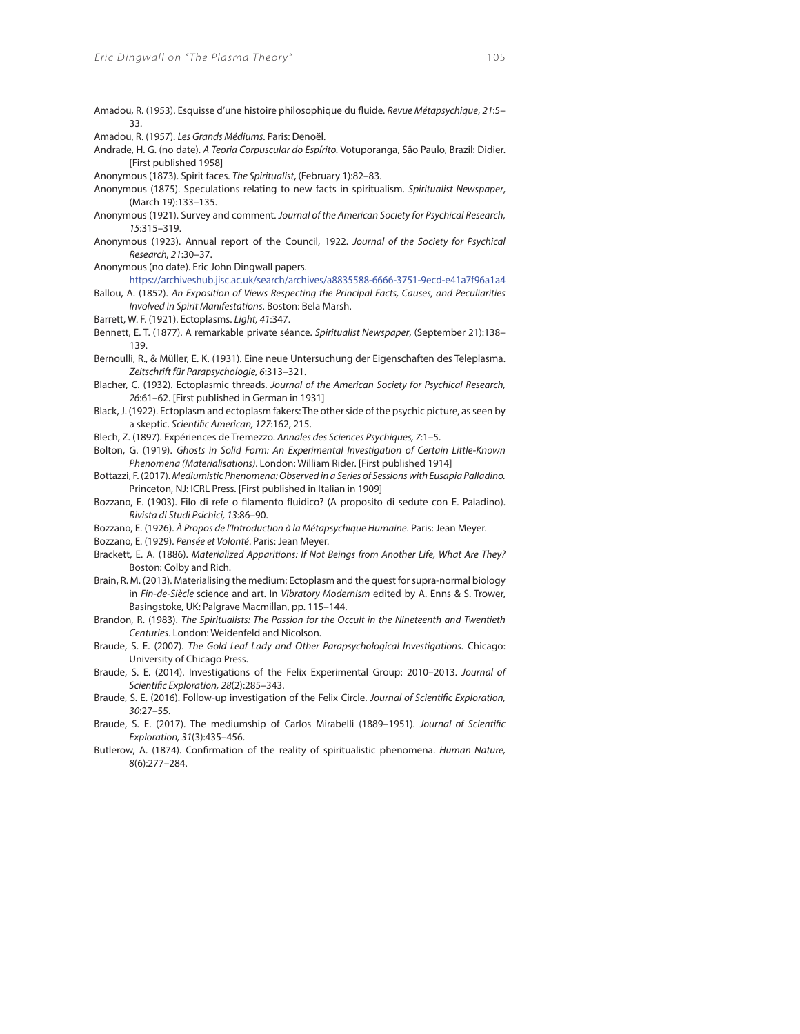Amadou, R. (1953). Esquisse d'une histoire philosophique du fluide. *Revue Métapsychique*, *21*:5–33.

Amadou, R. (1957). *Les Grands Médiums*. Paris: Denoël.

Andrade, H. G. (no date). *A Teoria Corpuscular do Espírito*. Votuporanga, São Paulo, Brazil: Didier. [First published 1958]

Anonymous (1873). Spirit faces. *The Spiritualist*, (February 1):82–83.

Anonymous (1875). Speculations relating to new facts in spiritualism. *Spiritualist Newspaper*, (March 19):133–135.

Anonymous (1921). Survey and comment. *Journal of the American Society for Psychical Research, 15*:315–319.

Anonymous (1923). Annual report of the Council, 1922. *Journal of the Society for Psychical Research, 21*:30–37.

Anonymous (no date). Eric John Dingwall papers. https://archiveshub.jisc.ac.uk/search/archives/a8835588-6666-3751-9ecd-e41a7f96a1a4

Ballou, A. (1852). *An Exposition of Views Respecting the Principal Facts, Causes, and Peculiarities Involved in Spirit Manifestations*. Boston: Bela Marsh.

Barrett, W. F. (1921). Ectoplasms. *Light, 41*:347.

Bennett, E. T. (1877). A remarkable private séance. *Spiritualist Newspaper*, (September 21):138–139.

Bernoulli, R., & Müller, E. K. (1931). Eine neue Untersuchung der Eigenschaften des Teleplasma. *Zeitschrift für Parapsychologie, 6*:313–321.

Blacher, C. (1932). Ectoplasmic threads. *Journal of the American Society for Psychical Research, 26*:61–62. [First published in German in 1931]

Black, J. (1922). Ectoplasm and ectoplasm fakers: The other side of the psychic picture, as seen by a skeptic. *Scientific American, 127*:162, 215.

Blech, Z. (1897). Expériences de Tremezzo. *Annales des Sciences Psychiques, 7*:1–5.

Bolton, G. (1919). *Ghosts in Solid Form: An Experimental Investigation of Certain Little-Known Phenomena (Materialisations)*. London: William Rider. [First published 1914]

Bottazzi, F. (2017). *Mediumistic Phenomena: Observed in a Series of Sessions with Eusapia Palladino.* Princeton, NJ: ICRL Press. [First published in Italian in 1909]

Bozzano, E. (1903). Filo di refe o filamento fluidico? (A proposito di sedute con E. Paladino). *Rivista di Studi Psichici, 13*:86–90.

Bozzano, E. (1926). *À Propos de l'Introduction à la Métapsychique Humaine*. Paris: Jean Meyer.

Bozzano, E. (1929). *Pensée et Volonté*. Paris: Jean Meyer.

Brackett, E. A. (1886). *Materialized Apparitions: If Not Beings from Another Life, What Are They?* Boston: Colby and Rich.

Brain, R. M. (2013). Materialising the medium: Ectoplasm and the quest for supra-normal biology in *Fin-de-Siècle* science and art. In *Vibratory Modernism* edited by A. Enns & S. Trower, Basingstoke, UK: Palgrave Macmillan, pp. 115–144.

Brandon, R. (1983). *The Spiritualists: The Passion for the Occult in the Nineteenth and Twentieth Centuries*. London: Weidenfeld and Nicolson.

Braude, S. E. (2007). *The Gold Leaf Lady and Other Parapsychological Investigations*. Chicago: University of Chicago Press.

Braude, S. E. (2014). Investigations of the Felix Experimental Group: 2010–2013. *Journal of Scientific Exploration, 28*(2):285–343.

Braude, S. E. (2016). Follow-up investigation of the Felix Circle. *Journal of Scientific Exploration, 30*:27–55.

Braude, S. E. (2017). The mediumship of Carlos Mirabelli (1889–1951). *Journal of Scientific Exploration, 31*(3):435–456.

Butlerow, A. (1874). Confirmation of the reality of spiritualistic phenomena. *Human Nature, 8*(6):277–284.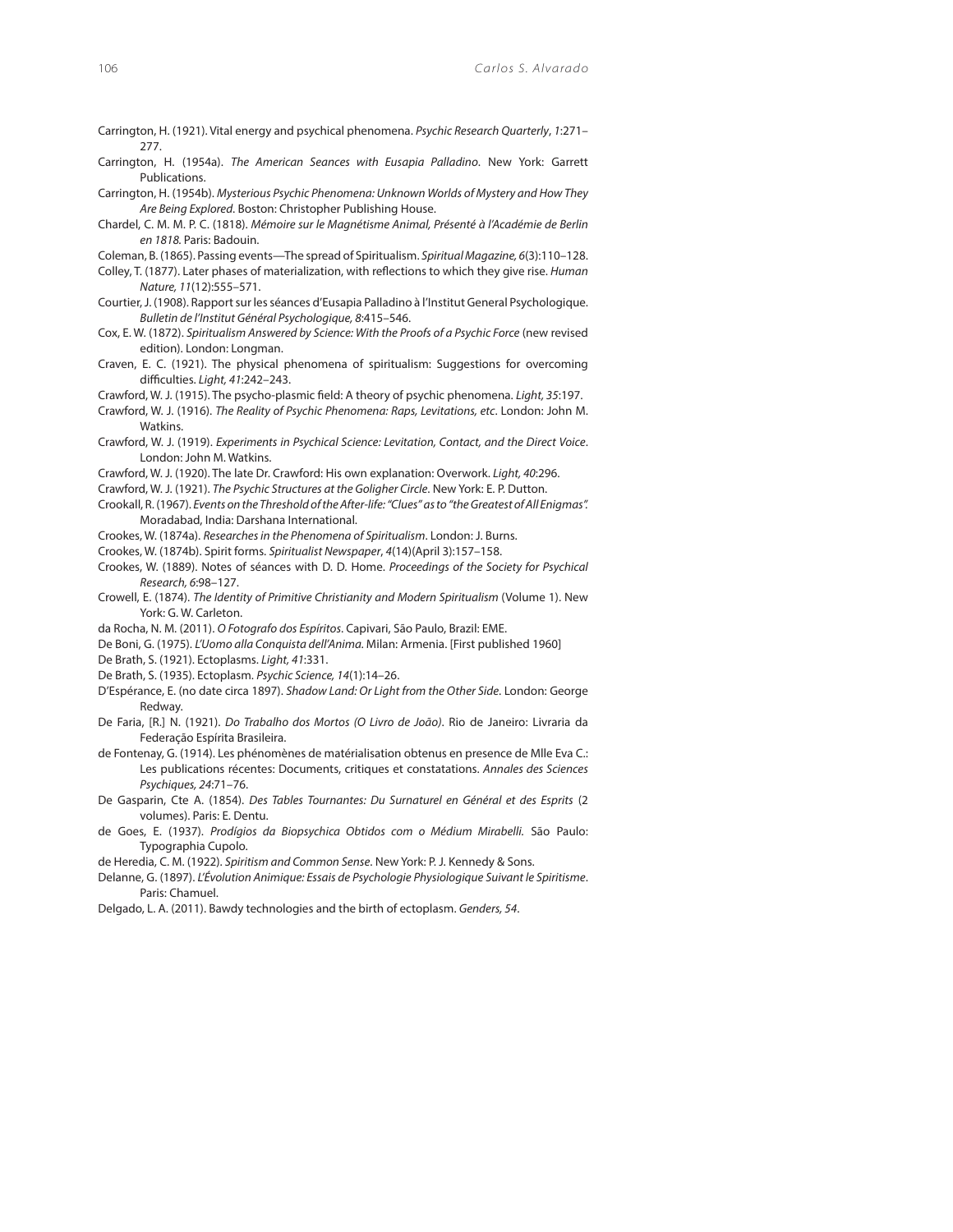Carrington, H. (1921). Vital energy and psychical phenomena. *Psychic Research Quarterly*, *1*:271–277.

Carrington, H. (1954a). *The American Seances with Eusapia Palladino*. New York: Garrett Publications.

Carrington, H. (1954b). *Mysterious Psychic Phenomena: Unknown Worlds of Mystery and How They Are Being Explored*. Boston: Christopher Publishing House.

Chardel, C. M. M. P. C. (1818). *Mémoire sur le Magnétisme Animal, Présenté à l'Académie de Berlin en 1818.* Paris: Badouin.

Coleman, B. (1865). Passing events—The spread of Spiritualism. *Spiritual Magazine, 6*(3):110–128.

Colley, T. (1877). Later phases of materialization, with reflections to which they give rise. *Human Nature, 11*(12):555–571.

Courtier, J. (1908). Rapport sur les séances d'Eusapia Palladino à l'Institut General Psychologique. *Bulletin de l'Institut Général Psychologique, 8*:415–546.

Cox, E. W. (1872). *Spiritualism Answered by Science: With the Proofs of a Psychic Force* (new revised edition). London: Longman.

Craven, E. C. (1921). The physical phenomena of spiritualism: Suggestions for overcoming difficulties. *Light, 41*:242–243.

Crawford, W. J. (1915). The psycho-plasmic field: A theory of psychic phenomena. *Light, 35*:197.

Crawford, W. J. (1916). *The Reality of Psychic Phenomena: Raps, Levitations, etc*. London: John M. Watkins.

Crawford, W. J. (1919). *Experiments in Psychical Science: Levitation, Contact, and the Direct Voice*. London: John M. Watkins.

Crawford, W. J. (1920). The late Dr. Crawford: His own explanation: Overwork. *Light, 40*:296.

Crawford, W. J. (1921). *The Psychic Structures at the Goligher Circle*. New York: E. P. Dutton.

Crookall, R. (1967). *Events on the Threshold of the After-life: "Clues" as to "the Greatest of All Enigmas".* Moradabad, India: Darshana International.

Crookes, W. (1874a). *Researches in the Phenomena of Spiritualism*. London: J. Burns.

Crookes, W. (1874b). Spirit forms. *Spiritualist Newspaper*, *4*(14)(April 3):157–158.

Crookes, W. (1889). Notes of séances with D. D. Home. *Proceedings of the Society for Psychical Research, 6*:98–127.

Crowell, E. (1874). *The Identity of Primitive Christianity and Modern Spiritualism* (Volume 1). New York: G. W. Carleton.

da Rocha, N. M. (2011). *O Fotografo dos Espíritos*. Capivari, São Paulo, Brazil: EME.

De Boni, G. (1975). *L'Uomo alla Conquista dell'Anima.* Milan: Armenia. [First published 1960]

De Brath, S. (1921). Ectoplasms. *Light, 41*:331.

De Brath, S. (1935). Ectoplasm. *Psychic Science, 14*(1):14–26.

D'Espérance, E. (no date circa 1897). *Shadow Land: Or Light from the Other Side*. London: George Redway.

De Faria, [R.] N. (1921). *Do Trabalho dos Mortos (O Livro de João)*. Rio de Janeiro: Livraria da Federação Espírita Brasileira.

de Fontenay, G. (1914). Les phénomènes de matérialisation obtenus en presence de Mlle Eva C.: Les publications récentes: Documents, critiques et constatations. *Annales des Sciences Psychiques, 24*:71–76.

De Gasparin, Cte A. (1854). *Des Tables Tournantes: Du Surnaturel en Général et des Esprits* (2 volumes). Paris: E. Dentu.

de Goes, E. (1937). *Prodígios da Biopsychica Obtidos com o Médium Mirabelli.* São Paulo: Typographia Cupolo.

de Heredia, C. M. (1922). *Spiritism and Common Sense*. New York: P. J. Kennedy & Sons.

Delanne, G. (1897). *L'Évolution Animique: Essais de Psychologie Physiologique Suivant le Spiritisme*. Paris: Chamuel.

Delgado, L. A. (2011). Bawdy technologies and the birth of ectoplasm. *Genders, 54*.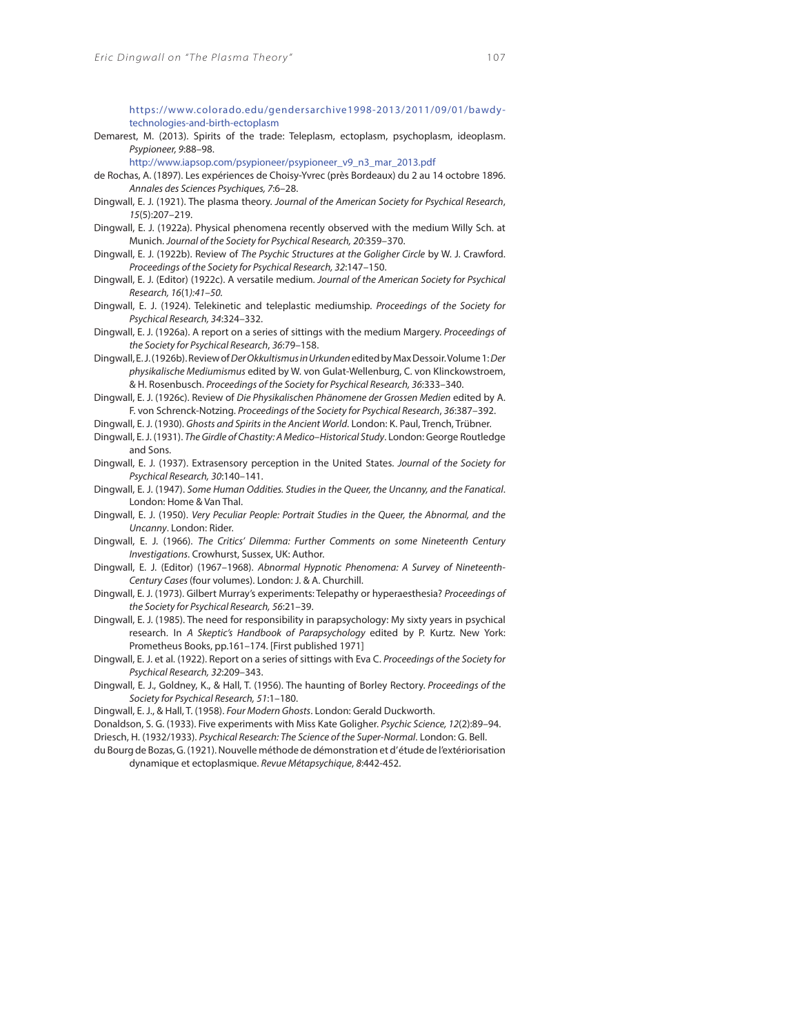https://www.colorado.edu/gendersarchive1998-2013/2011/09/01/bawdy-technologies-and-birth-ectoplasm

Demarest, M. (2013). Spirits of the trade: Teleplasm, ectoplasm, psychoplasm, ideoplasm. *Psypioneer, 9*:88–98.
http://www.iapsop.com/psypioneer/psypioneer_v9_n3_mar_2013.pdf

de Rochas, A. (1897). Les expériences de Choisy-Yvrec (près Bordeaux) du 2 au 14 octobre 1896. *Annales des Sciences Psychiques, 7*:6–28.

Dingwall, E. J. (1921). The plasma theory. *Journal of the American Society for Psychical Research*, *15*(5):207–219.

Dingwall, E. J. (1922a). Physical phenomena recently observed with the medium Willy Sch. at Munich. *Journal of the Society for Psychical Research, 20*:359–370.

Dingwall, E. J. (1922b). Review of *The Psychic Structures at the Goligher Circle* by W. J. Crawford. *Proceedings of the Society for Psychical Research, 32*:147–150.

Dingwall, E. J. (Editor) (1922c). A versatile medium. *Journal of the American Society for Psychical Research, 16*(1*):41–50*.

Dingwall, E. J. (1924). Telekinetic and teleplastic mediumship. *Proceedings of the Society for Psychical Research, 34*:324–332.

Dingwall, E. J. (1926a). A report on a series of sittings with the medium Margery. *Proceedings of the Society for Psychical Research*, *36*:79–158.

Dingwall, E. J. (1926b). Review of *Der Okkultismus in Urkunden* edited by Max Dessoir. Volume 1: *Der physikalische Mediumismus* edited by W. von Gulat-Wellenburg, C. von Klinckowstroem, & H. Rosenbusch. *Proceedings of the Society for Psychical Research, 36*:333–340.

Dingwall, E. J. (1926c). Review of *Die Physikalischen Phänomene der Grossen Medien* edited by A. F. von Schrenck-Notzing. *Proceedings of the Society for Psychical Research*, *36*:387–392.

Dingwall, E. J. (1930). *Ghosts and Spirits in the Ancient World*. London: K. Paul, Trench, Trübner.

Dingwall, E. J. (1931). *The Girdle of Chastity: A Medico–Historical Study*. London: George Routledge and Sons.

Dingwall, E. J. (1937). Extrasensory perception in the United States. *Journal of the Society for Psychical Research, 30*:140–141.

Dingwall, E. J. (1947). *Some Human Oddities. Studies in the Queer, the Uncanny, and the Fanatical*. London: Home & Van Thal.

Dingwall, E. J. (1950). *Very Peculiar People: Portrait Studies in the Queer, the Abnormal, and the Uncanny*. London: Rider.

Dingwall, E. J. (1966). *The Critics' Dilemma: Further Comments on some Nineteenth Century Investigations*. Crowhurst, Sussex, UK: Author.

Dingwall, E. J. (Editor) (1967–1968). *Abnormal Hypnotic Phenomena: A Survey of Nineteenth-Century Cases* (four volumes). London: J. & A. Churchill.

Dingwall, E. J. (1973). Gilbert Murray's experiments: Telepathy or hyperaesthesia? *Proceedings of the Society for Psychical Research, 56*:21–39.

Dingwall, E. J. (1985). The need for responsibility in parapsychology: My sixty years in psychical research. In *A Skeptic's Handbook of Parapsychology* edited by P. Kurtz. New York: Prometheus Books, pp.161–174. [First published 1971]

Dingwall, E. J. et al. (1922). Report on a series of sittings with Eva C. *Proceedings of the Society for Psychical Research, 32*:209–343.

Dingwall, E. J., Goldney, K., & Hall, T. (1956). The haunting of Borley Rectory. *Proceedings of the Society for Psychical Research, 51*:1–180.

Dingwall, E. J., & Hall, T. (1958). *Four Modern Ghosts*. London: Gerald Duckworth.

Donaldson, S. G. (1933). Five experiments with Miss Kate Goligher. *Psychic Science, 12*(2):89–94.

Driesch, H. (1932/1933). *Psychical Research: The Science of the Super-Normal*. London: G. Bell.

du Bourg de Bozas, G. (1921). Nouvelle méthode de démonstration et d'étude de l'extériorisation dynamique et ectoplasmique. *Revue Métapsychique*, *8*:442-452.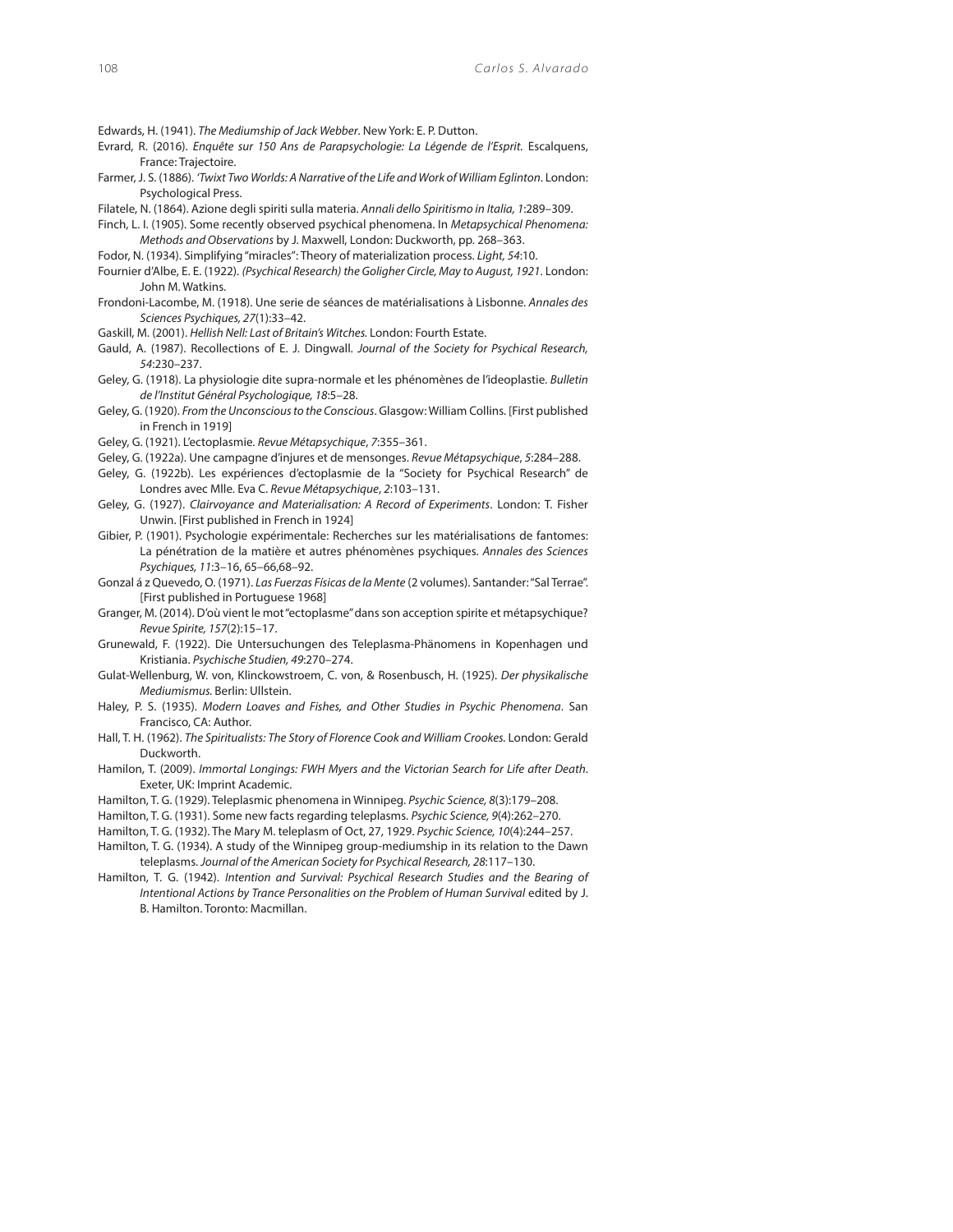Edwards, H. (1941). *The Mediumship of Jack Webber*. New York: E. P. Dutton.

Evrard, R. (2016). *Enquête sur 150 Ans de Parapsychologie: La Légende de l'Esprit.* Escalquens, France: Trajectoire.

Farmer, J. S. (1886). *'Twixt Two Worlds: A Narrative of the Life and Work of William Eglinton*. London: Psychological Press.

Filatele, N. (1864). Azione degli spiriti sulla materia. *Annali dello Spiritismo in Italia, 1*:289–309.

Finch, L. I. (1905). Some recently observed psychical phenomena. In *Metapsychical Phenomena: Methods and Observations* by J. Maxwell, London: Duckworth, pp. 268–363.

Fodor, N. (1934). Simplifying "miracles": Theory of materialization process. *Light, 54*:10.

Fournier d'Albe, E. E. (1922). *(Psychical Research) the Goligher Circle, May to August, 1921*. London: John M. Watkins.

Frondoni-Lacombe, M. (1918). Une serie de séances de matérialisations à Lisbonne. *Annales des Sciences Psychiques, 27*(1):33–42.

Gaskill, M. (2001). *Hellish Nell: Last of Britain's Witches.* London: Fourth Estate.

Gauld, A. (1987). Recollections of E. J. Dingwall. *Journal of the Society for Psychical Research, 54*:230–237.

Geley, G. (1918). La physiologie dite supra-normale et les phénomènes de l'ideoplastie. *Bulletin de l'Institut Général Psychologique, 18*:5–28.

Geley, G. (1920). *From the Unconscious to the Conscious*. Glasgow: William Collins. [First published in French in 1919]

Geley, G. (1921). L'ectoplasmie. *Revue Métapsychique*, *7*:355–361.

Geley, G. (1922a). Une campagne d'injures et de mensonges. *Revue Métapsychique*, *5*:284–288.

Geley, G. (1922b). Les expériences d'ectoplasmie de la "Society for Psychical Research" de Londres avec Mlle. Eva C. *Revue Métapsychique*, *2*:103–131.

Geley, G. (1927). *Clairvoyance and Materialisation: A Record of Experiments*. London: T. Fisher Unwin. [First published in French in 1924]

Gibier, P. (1901). Psychologie expérimentale: Recherches sur les matérialisations de fantomes: La pénétration de la matière et autres phénomènes psychiques. *Annales des Sciences Psychiques, 11*:3–16, 65–66,68–92.

Gonzal á z Quevedo, O. (1971). *Las Fuerzas Físicas de la Mente* (2 volumes). Santander: "Sal Terrae". [First published in Portuguese 1968]

Granger, M. (2014). D'où vient le mot "ectoplasme" dans son acception spirite et métapsychique? *Revue Spirite, 157*(2):15–17.

Grunewald, F. (1922). Die Untersuchungen des Teleplasma-Phänomens in Kopenhagen und Kristiania. *Psychische Studien, 49*:270–274.

Gulat-Wellenburg, W. von, Klinckowstroem, C. von, & Rosenbusch, H. (1925). *Der physikalische Mediumismus.* Berlin: Ullstein.

Haley, P. S. (1935). *Modern Loaves and Fishes, and Other Studies in Psychic Phenomena*. San Francisco, CA: Author.

Hall, T. H. (1962). *The Spiritualists: The Story of Florence Cook and William Crookes.* London: Gerald Duckworth.

Hamilon, T. (2009). *Immortal Longings: FWH Myers and the Victorian Search for Life after Death*. Exeter, UK: Imprint Academic.

Hamilton, T. G. (1929). Teleplasmic phenomena in Winnipeg. *Psychic Science, 8*(3):179–208.

Hamilton, T. G. (1931). Some new facts regarding teleplasms. *Psychic Science, 9*(4):262–270.

Hamilton, T. G. (1932). The Mary M. teleplasm of Oct, 27, 1929. *Psychic Science, 10*(4):244–257.

Hamilton, T. G. (1934). A study of the Winnipeg group-mediumship in its relation to the Dawn teleplasms. *Journal of the American Society for Psychical Research, 28*:117–130.

Hamilton, T. G. (1942). *Intention and Survival: Psychical Research Studies and the Bearing of Intentional Actions by Trance Personalities on the Problem of Human Survival* edited by J. B. Hamilton. Toronto: Macmillan.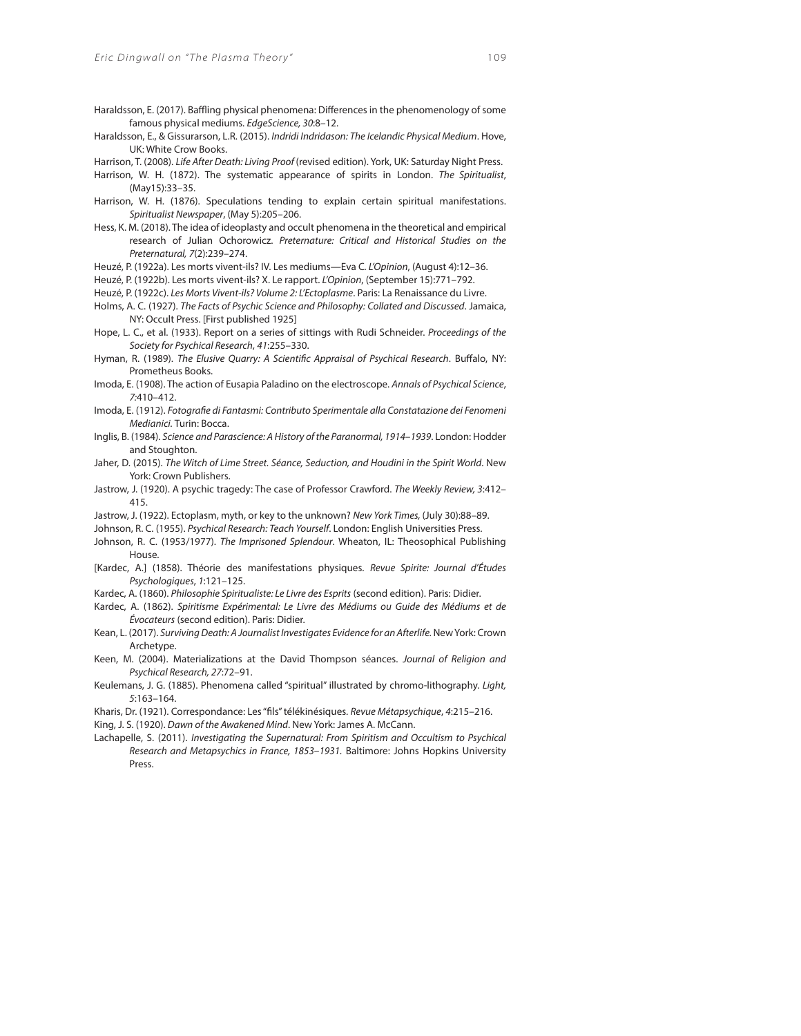Haraldsson, E. (2017). Baffling physical phenomena: Differences in the phenomenology of some famous physical mediums. *EdgeScience, 30*:8–12.

Haraldsson, E., & Gissurarson, L.R. (2015). *Indridi Indridason: The Icelandic Physical Medium*. Hove, UK: White Crow Books.

Harrison, T. (2008). *Life After Death: Living Proof* (revised edition). York, UK: Saturday Night Press.

Harrison, W. H. (1872). The systematic appearance of spirits in London. *The Spiritualist*, (May15):33–35.

Harrison, W. H. (1876). Speculations tending to explain certain spiritual manifestations. *Spiritualist Newspaper*, (May 5):205–206.

Hess, K. M. (2018). The idea of ideoplasty and occult phenomena in the theoretical and empirical research of Julian Ochorowicz. *Preternature: Critical and Historical Studies on the Preternatural, 7*(2):239–274.

Heuzé, P. (1922a). Les morts vivent-ils? IV. Les mediums—Eva C. *L'Opinion*, (August 4):12–36.

Heuzé, P. (1922b). Les morts vivent-ils? X. Le rapport. *L'Opinion*, (September 15):771–792.

Heuzé, P. (1922c). *Les Morts Vivent-ils? Volume 2: L'Ectoplasme*. Paris: La Renaissance du Livre.

Holms, A. C. (1927). *The Facts of Psychic Science and Philosophy: Collated and Discussed*. Jamaica, NY: Occult Press. [First published 1925]

Hope, L. C., et al. (1933). Report on a series of sittings with Rudi Schneider. *Proceedings of the Society for Psychical Research*, *41*:255–330.

Hyman, R. (1989). *The Elusive Quarry: A Scientific Appraisal of Psychical Research*. Buffalo, NY: Prometheus Books.

Imoda, E. (1908). The action of Eusapia Paladino on the electroscope. *Annals of Psychical Science*, *7*:410–412.

Imoda, E. (1912). *Fotografie di Fantasmi: Contributo Sperimentale alla Constatazione dei Fenomeni Medianici*. Turin: Bocca.

Inglis, B. (1984). *Science and Parascience: A History of the Paranormal, 1914–1939*. London: Hodder and Stoughton.

Jaher, D. (2015). *The Witch of Lime Street. Séance, Seduction, and Houdini in the Spirit World*. New York: Crown Publishers.

Jastrow, J. (1920). A psychic tragedy: The case of Professor Crawford. *The Weekly Review, 3*:412–415.

Jastrow, J. (1922). Ectoplasm, myth, or key to the unknown? *New York Times,* (July 30):88–89.

Johnson, R. C. (1955). *Psychical Research: Teach Yourself*. London: English Universities Press.

Johnson, R. C. (1953/1977). *The Imprisoned Splendour*. Wheaton, IL: Theosophical Publishing House.

[Kardec, A.] (1858). Théorie des manifestations physiques. *Revue Spirite: Journal d'Études Psychologiques*, *1*:121–125.

Kardec, A. (1860). *Philosophie Spiritualiste: Le Livre des Esprits* (second edition). Paris: Didier.

Kardec, A. (1862). *Spiritisme Expérimental: Le Livre des Médiums ou Guide des Médiums et de Évocateurs* (second edition). Paris: Didier.

Kean, L. (2017). *Surviving Death: A Journalist Investigates Evidence for an Afterlife*. New York: Crown Archetype.

Keen, M. (2004). Materializations at the David Thompson séances. *Journal of Religion and Psychical Research, 27*:72–91.

Keulemans, J. G. (1885). Phenomena called "spiritual" illustrated by chromo-lithography. *Light, 5*:163–164.

Kharis, Dr. (1921). Correspondance: Les "fils" télékinésiques. *Revue Métapsychique*, *4*:215–216.

King, J. S. (1920). *Dawn of the Awakened Mind*. New York: James A. McCann.

Lachapelle, S. (2011). *Investigating the Supernatural: From Spiritism and Occultism to Psychical Research and Metapsychics in France, 1853–1931*. Baltimore: Johns Hopkins University Press.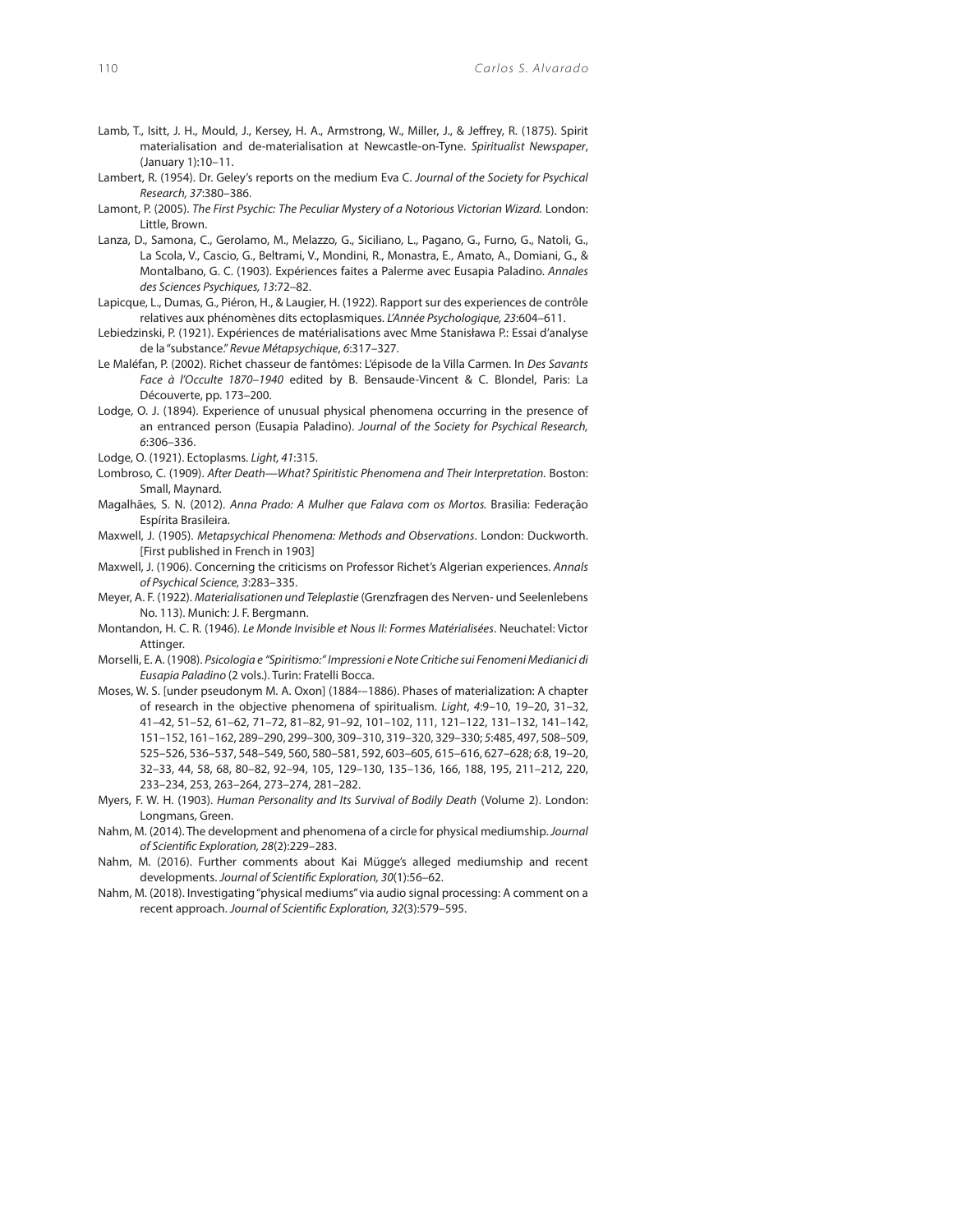Lamb, T., Isitt, J. H., Mould, J., Kersey, H. A., Armstrong, W., Miller, J., & Jeffrey, R. (1875). Spirit materialisation and de-materialisation at Newcastle-on-Tyne. *Spiritualist Newspaper*, (January 1):10–11.

Lambert, R. (1954). Dr. Geley's reports on the medium Eva C. *Journal of the Society for Psychical Research, 37*:380–386.

Lamont, P. (2005). *The First Psychic: The Peculiar Mystery of a Notorious Victorian Wizard.* London: Little, Brown.

Lanza, D., Samona, C., Gerolamo, M., Melazzo, G., Siciliano, L., Pagano, G., Furno, G., Natoli, G., La Scola, V., Cascio, G., Beltrami, V., Mondini, R., Monastra, E., Amato, A., Domiani, G., & Montalbano, G. C. (1903). Expériences faites a Palerme avec Eusapia Paladino. *Annales des Sciences Psychiques, 13*:72–82.

Lapicque, L., Dumas, G., Piéron, H., & Laugier, H. (1922). Rapport sur des experiences de contrôle relatives aux phénomènes dits ectoplasmiques. *L'Année Psychologique, 23*:604–611.

Lebiedzinski, P. (1921). Expériences de matérialisations avec Mme Stanisława P.: Essai d'analyse de la "substance." *Revue Métapsychique*, *6*:317–327.

Le Maléfan, P. (2002). Richet chasseur de fantômes: L'épisode de la Villa Carmen. In *Des Savants Face à l'Occulte 1870–1940* edited by B. Bensaude-Vincent & C. Blondel, Paris: La Découverte, pp. 173–200.

Lodge, O. J. (1894). Experience of unusual physical phenomena occurring in the presence of an entranced person (Eusapia Paladino). *Journal of the Society for Psychical Research, 6*:306–336.

Lodge, O. (1921). Ectoplasms. *Light, 41*:315.

Lombroso, C. (1909). *After Death—What? Spiritistic Phenomena and Their Interpretation.* Boston: Small, Maynard.

Magalhães, S. N. (2012). *Anna Prado: A Mulher que Falava com os Mortos.* Brasilia: Federação Espírita Brasileira.

Maxwell, J. (1905). *Metapsychical Phenomena: Methods and Observations*. London: Duckworth. [First published in French in 1903]

Maxwell, J. (1906). Concerning the criticisms on Professor Richet's Algerian experiences. *Annals of Psychical Science, 3*:283–335.

Meyer, A. F. (1922). *Materialisationen und Teleplastie* (Grenzfragen des Nerven- und Seelenlebens No. 113). Munich: J. F. Bergmann.

Montandon, H. C. R. (1946). *Le Monde Invisible et Nous II: Formes Matérialisées*. Neuchatel: Victor Attinger.

Morselli, E. A. (1908). *Psicologia e "Spiritismo:" Impressioni e Note Critiche sui Fenomeni Medianici di Eusapia Paladino* (2 vols.). Turin: Fratelli Bocca.

Moses, W. S. [under pseudonym M. A. Oxon] (1884-–1886). Phases of materialization: A chapter of research in the objective phenomena of spiritualism. *Light*, *4*:9–10, 19–20, 31–32, 41–42, 51–52, 61–62, 71–72, 81–82, 91–92, 101–102, 111, 121–122, 131–132, 141–142, 151–152, 161–162, 289–290, 299–300, 309–310, 319–320, 329–330; *5*:485, 497, 508–509, 525–526, 536–537, 548–549, 560, 580–581, 592, 603–605, 615–616, 627–628; *6*:8, 19–20, 32–33, 44, 58, 68, 80–82, 92–94, 105, 129–130, 135–136, 166, 188, 195, 211–212, 220, 233–234, 253, 263–264, 273–274, 281–282.

Myers, F. W. H. (1903). *Human Personality and Its Survival of Bodily Death* (Volume 2). London: Longmans, Green.

Nahm, M. (2014). The development and phenomena of a circle for physical mediumship. *Journal of Scientific Exploration, 28*(2):229–283.

Nahm, M. (2016). Further comments about Kai Mügge's alleged mediumship and recent developments. *Journal of Scientific Exploration, 30*(1):56–62.

Nahm, M. (2018). Investigating "physical mediums" via audio signal processing: A comment on a recent approach. *Journal of Scientific Exploration, 32*(3):579–595.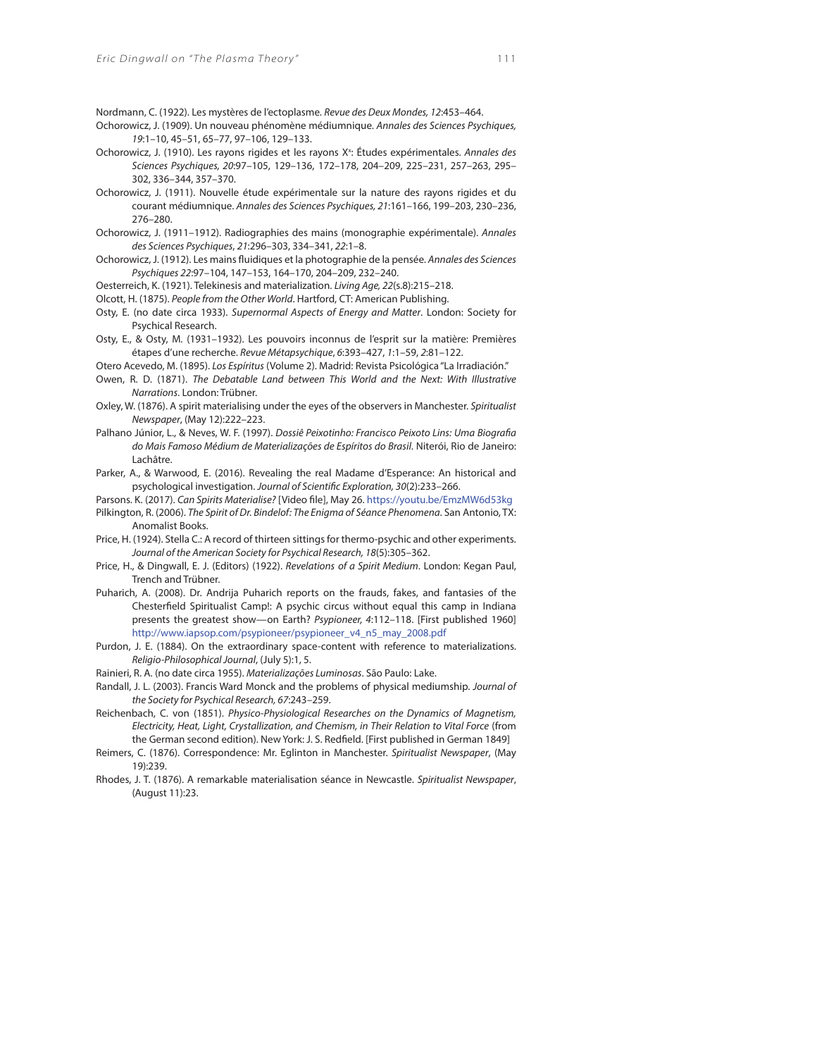Nordmann, C. (1922). Les mystères de l'ectoplasme. *Revue des Deux Mondes, 12*:453–464.

Ochorowicz, J. (1909). Un nouveau phénomène médiumnique. *Annales des Sciences Psychiques, 19*:1–10, 45–51, 65–77, 97–106, 129–133.

Ochorowicz, J. (1910). Les rayons rigides et les rayons $X^x$: Études expérimentales. *Annales des Sciences Psychiques, 20*:97–105, 129–136, 172–178, 204–209, 225–231, 257–263, 295–302, 336–344, 357–370.

Ochorowicz, J. (1911). Nouvelle étude expérimentale sur la nature des rayons rigides et du courant médiumnique. *Annales des Sciences Psychiques, 21*:161–166, 199–203, 230–236, 276–280.

Ochorowicz, J. (1911–1912). Radiographies des mains (monographie expérimentale). *Annales des Sciences Psychiques*, *21*:296–303, 334–341, *22*:1–8.

Ochorowicz, J. (1912). Les mains fluidiques et la photographie de la pensée. *Annales des Sciences Psychiques 22*:97–104, 147–153, 164–170, 204–209, 232–240.

Oesterreich, K. (1921). Telekinesis and materialization. *Living Age, 22*(s.8):215–218.

Olcott, H. (1875). *People from the Other World*. Hartford, CT: American Publishing.

Osty, E. (no date circa 1933). *Supernormal Aspects of Energy and Matter*. London: Society for Psychical Research.

Osty, E., & Osty, M. (1931–1932). Les pouvoirs inconnus de l'esprit sur la matière: Premières étapes d'une recherche. *Revue Métapsychique*, *6*:393–427, *1*:1–59, *2*:81–122.

Otero Acevedo, M. (1895). *Los Espíritus* (Volume 2). Madrid: Revista Psicológica "La Irradiación."

Owen, R. D. (1871). *The Debatable Land between This World and the Next: With Illustrative Narrations*. London: Trübner.

Oxley, W. (1876). A spirit materialising under the eyes of the observers in Manchester. *Spiritualist Newspaper*, (May 12):222–223.

Palhano Júnior, L., & Neves, W. F. (1997). *Dossiê Peixotinho: Francisco Peixoto Lins: Uma Biografia do Mais Famoso Médium de Materializações de Espíritos do Brasil*. Niterói, Rio de Janeiro: Lachâtre.

Parker, A., & Warwood, E. (2016). Revealing the real Madame d'Esperance: An historical and psychological investigation. *Journal of Scientific Exploration, 30*(2):233–266.

Parsons. K. (2017). *Can Spirits Materialise?* [Video file], May 26. https://youtu.be/EmzMW6d53kg

Pilkington, R. (2006). *The Spirit of Dr. Bindelof: The Enigma of Séance Phenomena*. San Antonio, TX: Anomalist Books.

Price, H. (1924). Stella C.: A record of thirteen sittings for thermo-psychic and other experiments. *Journal of the American Society for Psychical Research, 18*(5):305–362.

Price, H., & Dingwall, E. J. (Editors) (1922). *Revelations of a Spirit Medium*. London: Kegan Paul, Trench and Trübner.

Puharich, A. (2008). Dr. Andrija Puharich reports on the frauds, fakes, and fantasies of the Chesterfield Spiritualist Camp!: A psychic circus without equal this camp in Indiana presents the greatest show—on Earth? *Psypioneer, 4*:112–118. [First published 1960] http://www.iapsop.com/psypioneer/psypioneer_v4_n5_may_2008.pdf

Purdon, J. E. (1884). On the extraordinary space-content with reference to materializations. *Religio-Philosophical Journal*, (July 5):1, 5.

Rainieri, R. A. (no date circa 1955). *Materializações Luminosas*. São Paulo: Lake.

Randall, J. L. (2003). Francis Ward Monck and the problems of physical mediumship. *Journal of the Society for Psychical Research, 67*:243–259.

Reichenbach, C. von (1851). *Physico-Physiological Researches on the Dynamics of Magnetism, Electricity, Heat, Light, Crystallization, and Chemism, in Their Relation to Vital Force* (from the German second edition). New York: J. S. Redfield. [First published in German 1849]

Reimers, C. (1876). Correspondence: Mr. Eglinton in Manchester. *Spiritualist Newspaper*, (May 19):239.

Rhodes, J. T. (1876). A remarkable materialisation séance in Newcastle. *Spiritualist Newspaper*, (August 11):23.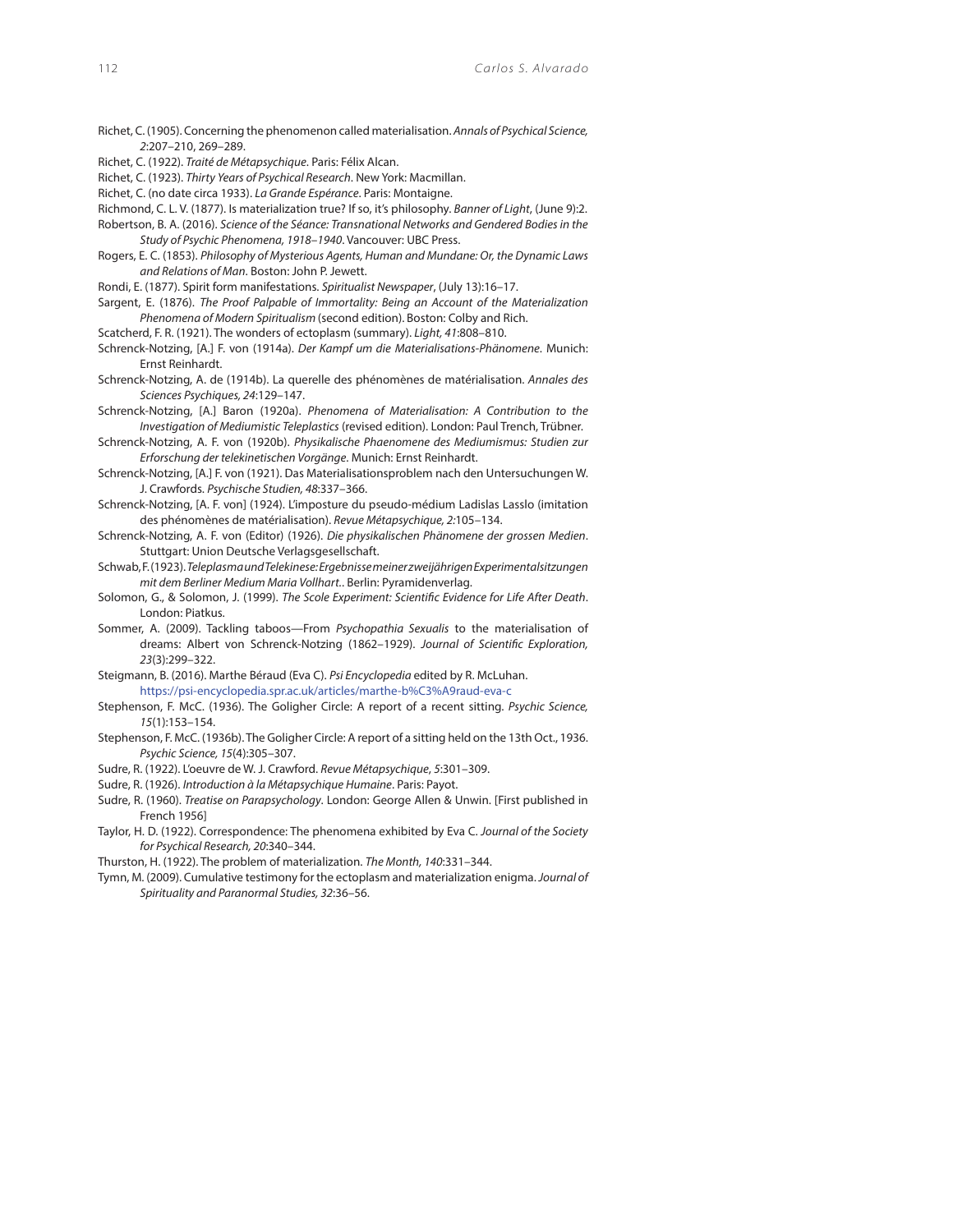Richet, C. (1905). Concerning the phenomenon called materialisation. *Annals of Psychical Science, 2*:207–210, 269–289.

Richet, C. (1922). *Traité de Métapsychique*. Paris: Félix Alcan.

Richet, C. (1923). *Thirty Years of Psychical Research*. New York: Macmillan.

Richet, C. (no date circa 1933). *La Grande Espérance*. Paris: Montaigne.

Richmond, C. L. V. (1877). Is materialization true? If so, it's philosophy. *Banner of Light*, (June 9):2.

Robertson, B. A. (2016). *Science of the Séance: Transnational Networks and Gendered Bodies in the Study of Psychic Phenomena, 1918–1940*. Vancouver: UBC Press.

Rogers, E. C. (1853). *Philosophy of Mysterious Agents, Human and Mundane: Or, the Dynamic Laws and Relations of Man*. Boston: John P. Jewett.

Rondi, E. (1877). Spirit form manifestations. *Spiritualist Newspaper*, (July 13):16–17.

Sargent, E. (1876). *The Proof Palpable of Immortality: Being an Account of the Materialization Phenomena of Modern Spiritualism* (second edition). Boston: Colby and Rich.

Scatcherd, F. R. (1921). The wonders of ectoplasm (summary). *Light, 41*:808–810.

Schrenck-Notzing, [A.] F. von (1914a). *Der Kampf um die Materialisations-Phänomene*. Munich: Ernst Reinhardt.

Schrenck-Notzing, A. de (1914b). La querelle des phénomènes de matérialisation. *Annales des Sciences Psychiques, 24*:129–147.

Schrenck-Notzing, [A.] Baron (1920a). *Phenomena of Materialisation: A Contribution to the Investigation of Mediumistic Teleplastics* (revised edition). London: Paul Trench, Trübner.

Schrenck-Notzing, A. F. von (1920b). *Physikalische Phaenomene des Mediumismus: Studien zur Erforschung der telekinetischen Vorgänge*. Munich: Ernst Reinhardt.

Schrenck-Notzing, [A.] F. von (1921). Das Materialisationsproblem nach den Untersuchungen W. J. Crawfords. *Psychische Studien, 48*:337–366.

Schrenck-Notzing, [A. F. von] (1924). L'imposture du pseudo-médium Ladislas Lasslo (imitation des phénomènes de matérialisation). *Revue Métapsychique, 2*:105–134.

Schrenck-Notzing, A. F. von (Editor) (1926). *Die physikalischen Phänomene der grossen Medien*. Stuttgart: Union Deutsche Verlagsgesellschaft.

Schwab, F. (1923). *Teleplasma und Telekinese: Ergebnisse meiner zweijährigen Experimentalsitzungen mit dem Berliner Medium Maria Vollhart.*. Berlin: Pyramidenverlag.

Solomon, G., & Solomon, J. (1999). *The Scole Experiment: Scientific Evidence for Life After Death*. London: Piatkus.

Sommer, A. (2009). Tackling taboos—From *Psychopathia Sexualis* to the materialisation of dreams: Albert von Schrenck-Notzing (1862–1929). *Journal of Scientific Exploration, 23*(3):299–322.

Steigmann, B. (2016). Marthe Béraud (Eva C). *Psi Encyclopedia* edited by R. McLuhan. https://psi-encyclopedia.spr.ac.uk/articles/marthe-b%C3%A9raud-eva-c

Stephenson, F. McC. (1936). The Goligher Circle: A report of a recent sitting. *Psychic Science, 15*(1):153–154.

Stephenson, F. McC. (1936b). The Goligher Circle: A report of a sitting held on the 13th Oct., 1936. *Psychic Science, 15*(4):305–307.

Sudre, R. (1922). L'oeuvre de W. J. Crawford. *Revue Métapsychique, 5*:301–309.

Sudre, R. (1926). *Introduction à la Métapsychique Humaine*. Paris: Payot.

Sudre, R. (1960). *Treatise on Parapsychology*. London: George Allen & Unwin. [First published in French 1956]

Taylor, H. D. (1922). Correspondence: The phenomena exhibited by Eva C. *Journal of the Society for Psychical Research, 20*:340–344.

Thurston, H. (1922). The problem of materialization. *The Month, 140*:331–344.

Tymn, M. (2009). Cumulative testimony for the ectoplasm and materialization enigma. *Journal of Spirituality and Paranormal Studies, 32*:36–56.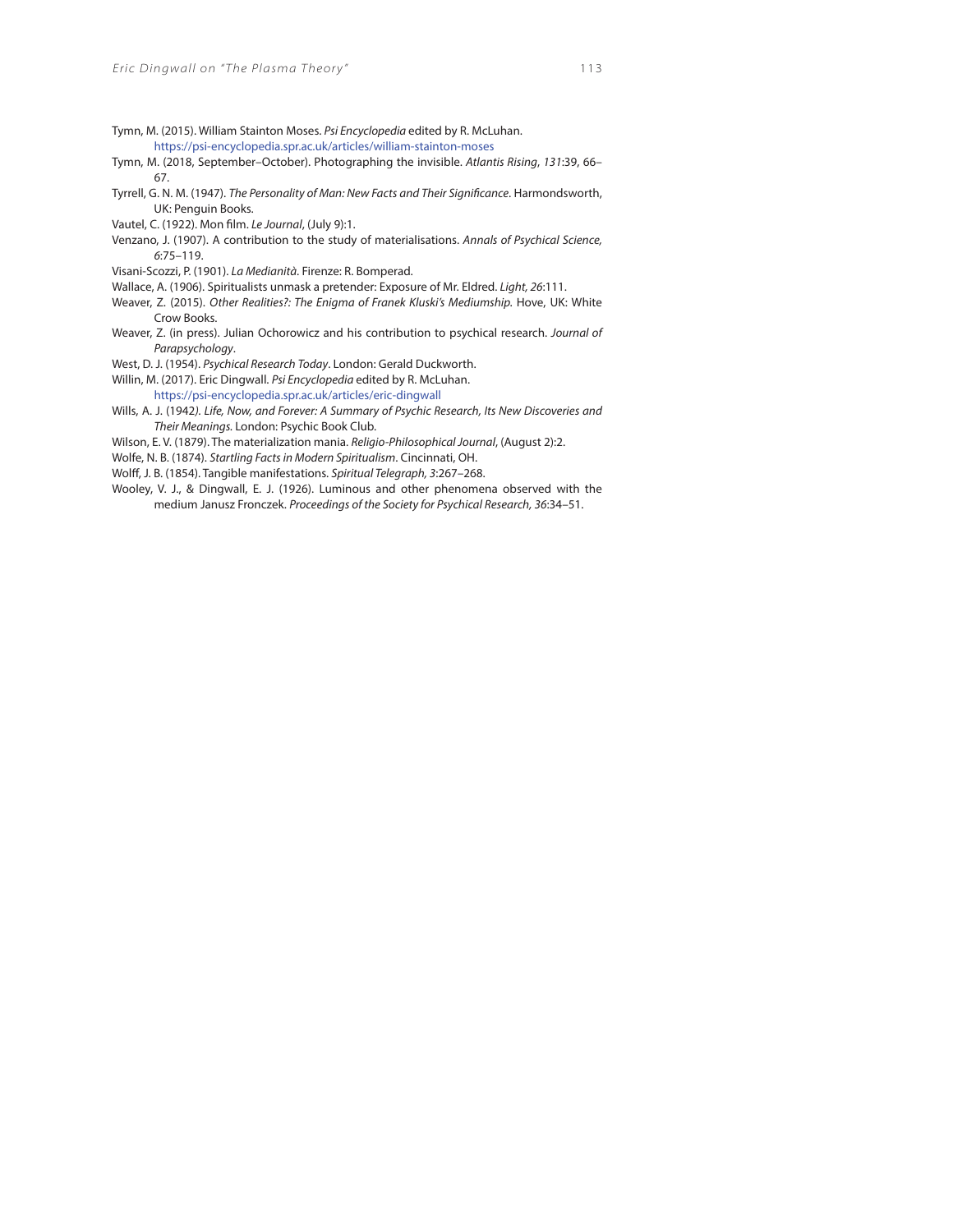Tymn, M. (2015). William Stainton Moses. *Psi Encyclopedia* edited by R. McLuhan. https://psi-encyclopedia.spr.ac.uk/articles/william-stainton-moses

Tymn, M. (2018, September–October). Photographing the invisible. *Atlantis Rising*, *131*:39, 66–67.

Tyrrell, G. N. M. (1947). *The Personality of Man: New Facts and Their Significance*. Harmondsworth, UK: Penguin Books.

Vautel, C. (1922). Mon film. *Le Journal*, (July 9):1.

Venzano, J. (1907). A contribution to the study of materialisations. *Annals of Psychical Science, 6*:75–119.

Visani-Scozzi, P. (1901). *La Medianità*. Firenze: R. Bomperad.

Wallace, A. (1906). Spiritualists unmask a pretender: Exposure of Mr. Eldred. *Light, 26*:111.

Weaver, Z. (2015). *Other Realities?: The Enigma of Franek Kluski's Mediumship.* Hove, UK: White Crow Books.

Weaver, Z. (in press). Julian Ochorowicz and his contribution to psychical research. *Journal of Parapsychology*.

West, D. J. (1954). *Psychical Research Today*. London: Gerald Duckworth.

Willin, M. (2017). Eric Dingwall. *Psi Encyclopedia* edited by R. McLuhan. https://psi-encyclopedia.spr.ac.uk/articles/eric-dingwall

Wills, A. J. (1942*). Life, Now, and Forever: A Summary of Psychic Research, Its New Discoveries and Their Meanings.* London: Psychic Book Club.

Wilson, E. V. (1879). The materialization mania. *Religio-Philosophical Journal*, (August 2):2.

Wolfe, N. B. (1874). *Startling Facts in Modern Spiritualism*. Cincinnati, OH.

Wolff, J. B. (1854). Tangible manifestations. *Spiritual Telegraph, 3*:267–268.

Wooley, V. J., & Dingwall, E. J. (1926). Luminous and other phenomena observed with the medium Janusz Fronczek. *Proceedings of the Society for Psychical Research, 36*:34–51.